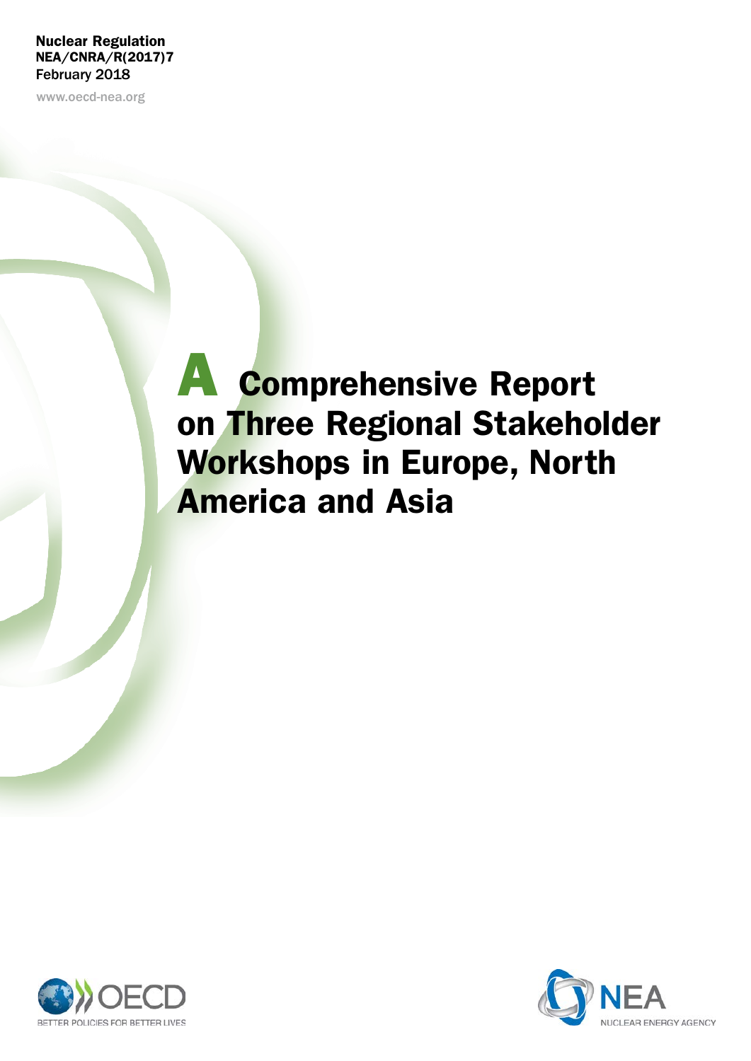Nuclear Regulation
NEA/CNRA/R(2017)7
February 2018

www.oecd-nea.org

# A Comprehensive Report on Three Regional Stakeholder Workshops in Europe, North America and Asia

OECD BETTER POLICIES FOR BETTER LIVES

NEA NUCLEAR ENERGY AGENCY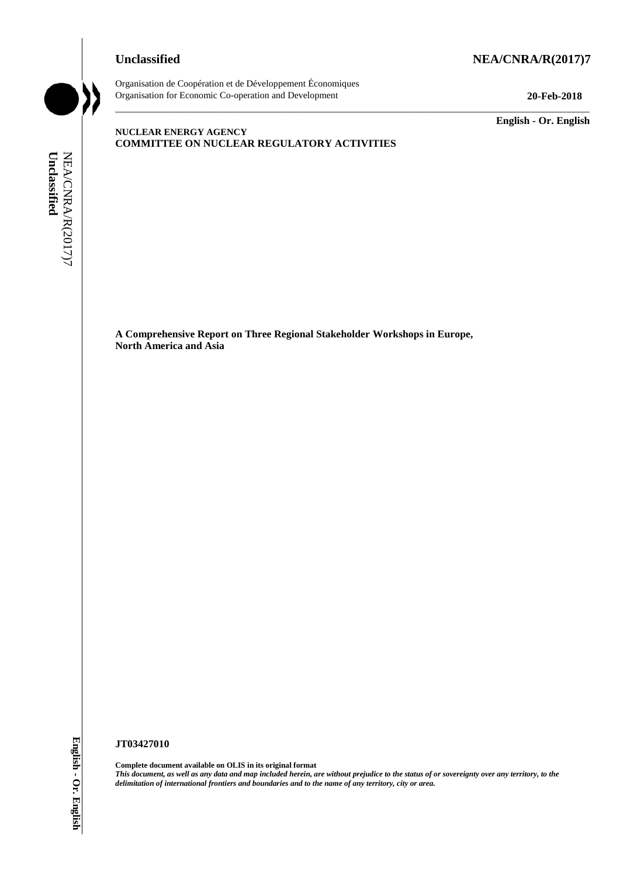**Unclassified** **NEA/CNRA/R(2017)7**

Organisation de Coopération et de Développement Économiques
Organisation for Economic Co-operation and Development **20-Feb-2018**

**English - Or. English**

**NUCLEAR ENERGY AGENCY**
**COMMITTEE ON NUCLEAR REGULATORY ACTIVITIES**

**A Comprehensive Report on Three Regional Stakeholder Workshops in Europe, North America and Asia**

**JT03427010**

**Complete document available on OLIS in its original format**
***This document, as well as any data and map included herein, are without prejudice to the status of or sovereignty over any territory, to the delimitation of international frontiers and boundaries and to the name of any territory, city or area.***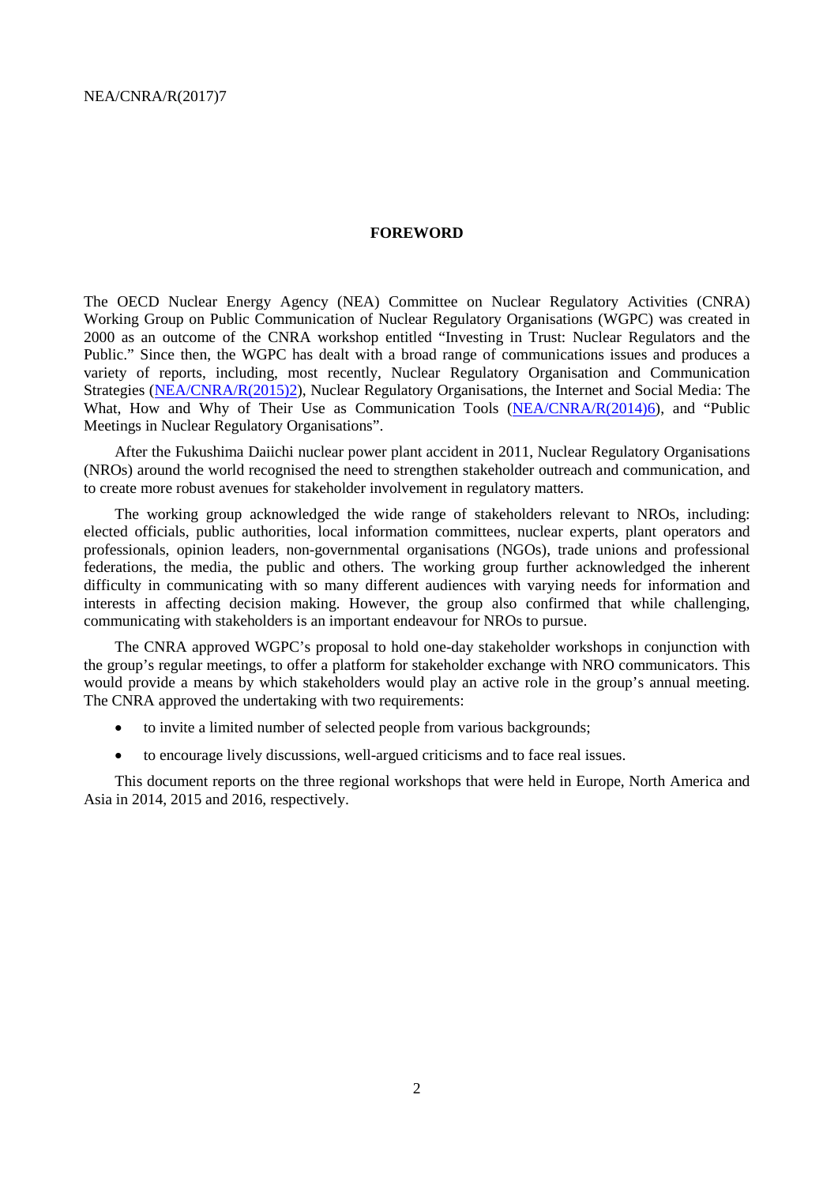# FOREWORD

The OECD Nuclear Energy Agency (NEA) Committee on Nuclear Regulatory Activities (CNRA) Working Group on Public Communication of Nuclear Regulatory Organisations (WGPC) was created in 2000 as an outcome of the CNRA workshop entitled "Investing in Trust: Nuclear Regulators and the Public." Since then, the WGPC has dealt with a broad range of communications issues and produces a variety of reports, including, most recently, Nuclear Regulatory Organisation and Communication Strategies (NEA/CNRA/R(2015)2), Nuclear Regulatory Organisations, the Internet and Social Media: The What, How and Why of Their Use as Communication Tools (NEA/CNRA/R(2014)6), and "Public Meetings in Nuclear Regulatory Organisations".

After the Fukushima Daiichi nuclear power plant accident in 2011, Nuclear Regulatory Organisations (NROs) around the world recognised the need to strengthen stakeholder outreach and communication, and to create more robust avenues for stakeholder involvement in regulatory matters.

The working group acknowledged the wide range of stakeholders relevant to NROs, including: elected officials, public authorities, local information committees, nuclear experts, plant operators and professionals, opinion leaders, non-governmental organisations (NGOs), trade unions and professional federations, the media, the public and others. The working group further acknowledged the inherent difficulty in communicating with so many different audiences with varying needs for information and interests in affecting decision making. However, the group also confirmed that while challenging, communicating with stakeholders is an important endeavour for NROs to pursue.

The CNRA approved WGPC's proposal to hold one-day stakeholder workshops in conjunction with the group's regular meetings, to offer a platform for stakeholder exchange with NRO communicators. This would provide a means by which stakeholders would play an active role in the group's annual meeting. The CNRA approved the undertaking with two requirements:

- to invite a limited number of selected people from various backgrounds;
- to encourage lively discussions, well-argued criticisms and to face real issues.

This document reports on the three regional workshops that were held in Europe, North America and Asia in 2014, 2015 and 2016, respectively.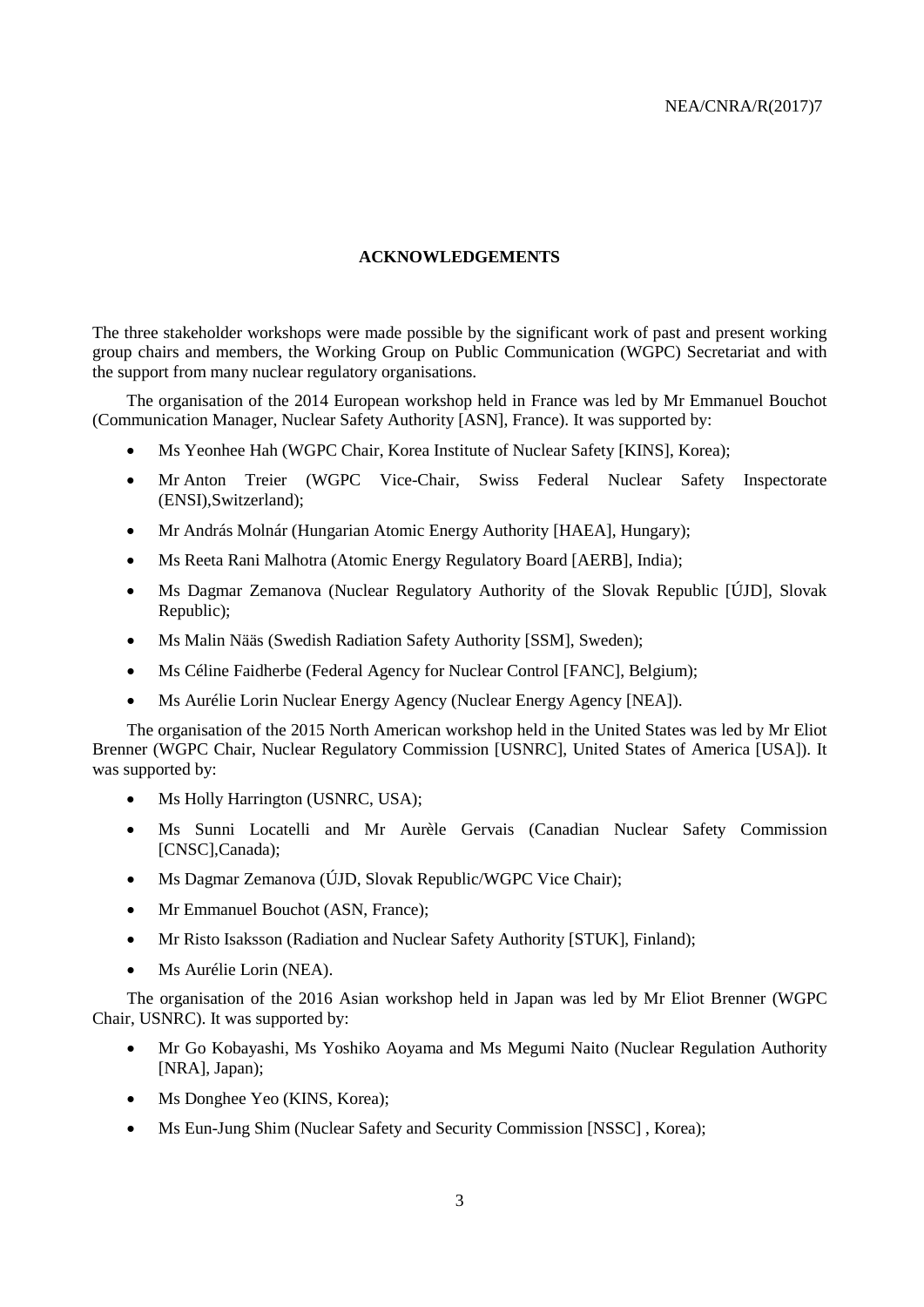## ACKNOWLEDGEMENTS

The three stakeholder workshops were made possible by the significant work of past and present working group chairs and members, the Working Group on Public Communication (WGPC) Secretariat and with the support from many nuclear regulatory organisations.

The organisation of the 2014 European workshop held in France was led by Mr Emmanuel Bouchot (Communication Manager, Nuclear Safety Authority [ASN], France). It was supported by:

- Ms Yeonhee Hah (WGPC Chair, Korea Institute of Nuclear Safety [KINS], Korea);
- Mr Anton Treier (WGPC Vice-Chair, Swiss Federal Nuclear Safety Inspectorate (ENSI),Switzerland);
- Mr András Molnár (Hungarian Atomic Energy Authority [HAEA], Hungary);
- Ms Reeta Rani Malhotra (Atomic Energy Regulatory Board [AERB], India);
- Ms Dagmar Zemanova (Nuclear Regulatory Authority of the Slovak Republic [ÚJD], Slovak Republic);
- Ms Malin Nääs (Swedish Radiation Safety Authority [SSM], Sweden);
- Ms Céline Faidherbe (Federal Agency for Nuclear Control [FANC], Belgium);
- Ms Aurélie Lorin Nuclear Energy Agency (Nuclear Energy Agency [NEA]).

The organisation of the 2015 North American workshop held in the United States was led by Mr Eliot Brenner (WGPC Chair, Nuclear Regulatory Commission [USNRC], United States of America [USA]). It was supported by:

- Ms Holly Harrington (USNRC, USA);
- Ms Sunni Locatelli and Mr Aurèle Gervais (Canadian Nuclear Safety Commission [CNSC],Canada);
- Ms Dagmar Zemanova (ÚJD, Slovak Republic/WGPC Vice Chair);
- Mr Emmanuel Bouchot (ASN, France);
- Mr Risto Isaksson (Radiation and Nuclear Safety Authority [STUK], Finland);
- Ms Aurélie Lorin (NEA).

The organisation of the 2016 Asian workshop held in Japan was led by Mr Eliot Brenner (WGPC Chair, USNRC). It was supported by:

- Mr Go Kobayashi, Ms Yoshiko Aoyama and Ms Megumi Naito (Nuclear Regulation Authority [NRA], Japan);
- Ms Donghee Yeo (KINS, Korea);
- Ms Eun-Jung Shim (Nuclear Safety and Security Commission [NSSC] , Korea);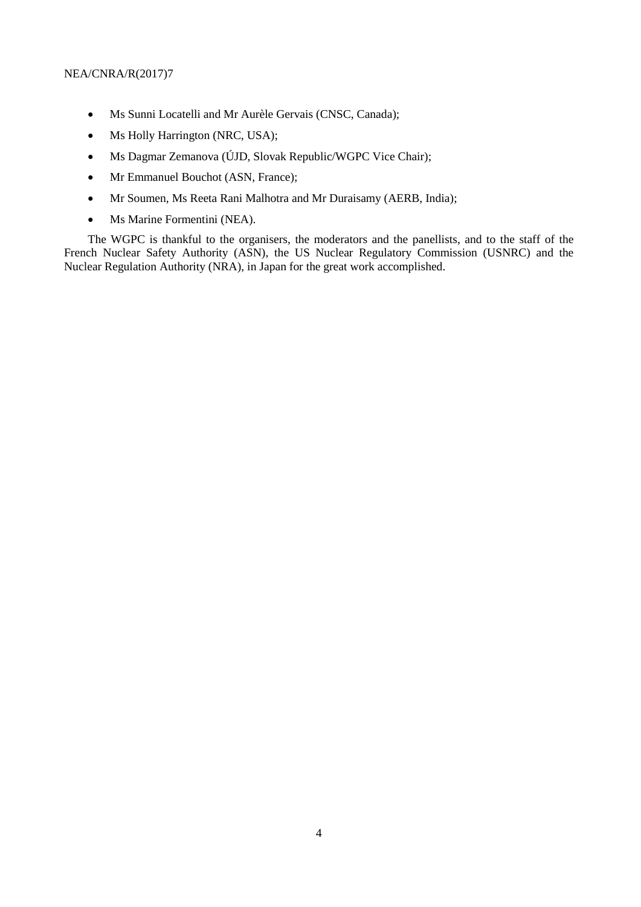- Ms Sunni Locatelli and Mr Aurèle Gervais (CNSC, Canada);
- Ms Holly Harrington (NRC, USA);
- Ms Dagmar Zemanova (ÚJD, Slovak Republic/WGPC Vice Chair);
- Mr Emmanuel Bouchot (ASN, France);
- Mr Soumen, Ms Reeta Rani Malhotra and Mr Duraisamy (AERB, India);
- Ms Marine Formentini (NEA).

The WGPC is thankful to the organisers, the moderators and the panellists, and to the staff of the French Nuclear Safety Authority (ASN), the US Nuclear Regulatory Commission (USNRC) and the Nuclear Regulation Authority (NRA), in Japan for the great work accomplished.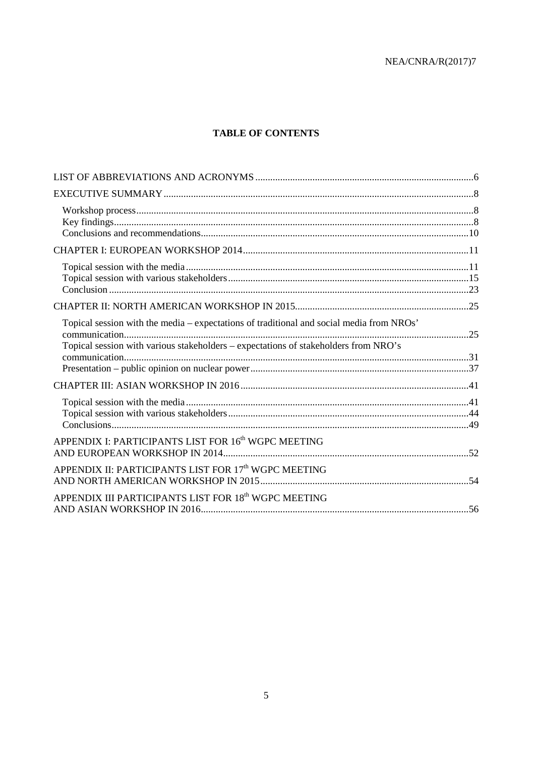# TABLE OF CONTENTS

LIST OF ABBREVIATIONS AND ACRONYMS ....................................................................................6

EXECUTIVE SUMMARY .........................................................................................................................8

- Workshop process ....................................................................................................................................8
- Key findings .............................................................................................................................................8
- Conclusions and recommendations ........................................................................................................10

CHAPTER I: EUROPEAN WORKSHOP 2014 ........................................................................................11

- Topical session with the media ..............................................................................................................11
- Topical session with various stakeholders ..............................................................................................15
- Conclusion .............................................................................................................................................23

CHAPTER II: NORTH AMERICAN WORKSHOP IN 2015 ...................................................................25

- Topical session with the media – expectations of traditional and social media from NROs' communication ........................................................................................................................................25
- Topical session with various stakeholders – expectations of stakeholders from NRO's communication ........................................................................................................................................31
- Presentation – public opinion on nuclear power .....................................................................................37

CHAPTER III: ASIAN WORKSHOP IN 2016 .........................................................................................41

- Topical session with the media ..............................................................................................................41
- Topical session with various stakeholders ..............................................................................................44
- Conclusions .............................................................................................................................................49

APPENDIX I: PARTICIPANTS LIST FOR 16th WGPC MEETING AND EUROPEAN WORKSHOP IN 2014 ................................................................................................52

APPENDIX II: PARTICIPANTS LIST FOR 17th WGPC MEETING AND NORTH AMERICAN WORKSHOP IN 2015 ..................................................................................54

APPENDIX III PARTICIPANTS LIST FOR 18th WGPC MEETING AND ASIAN WORKSHOP IN 2016 .........................................................................................................56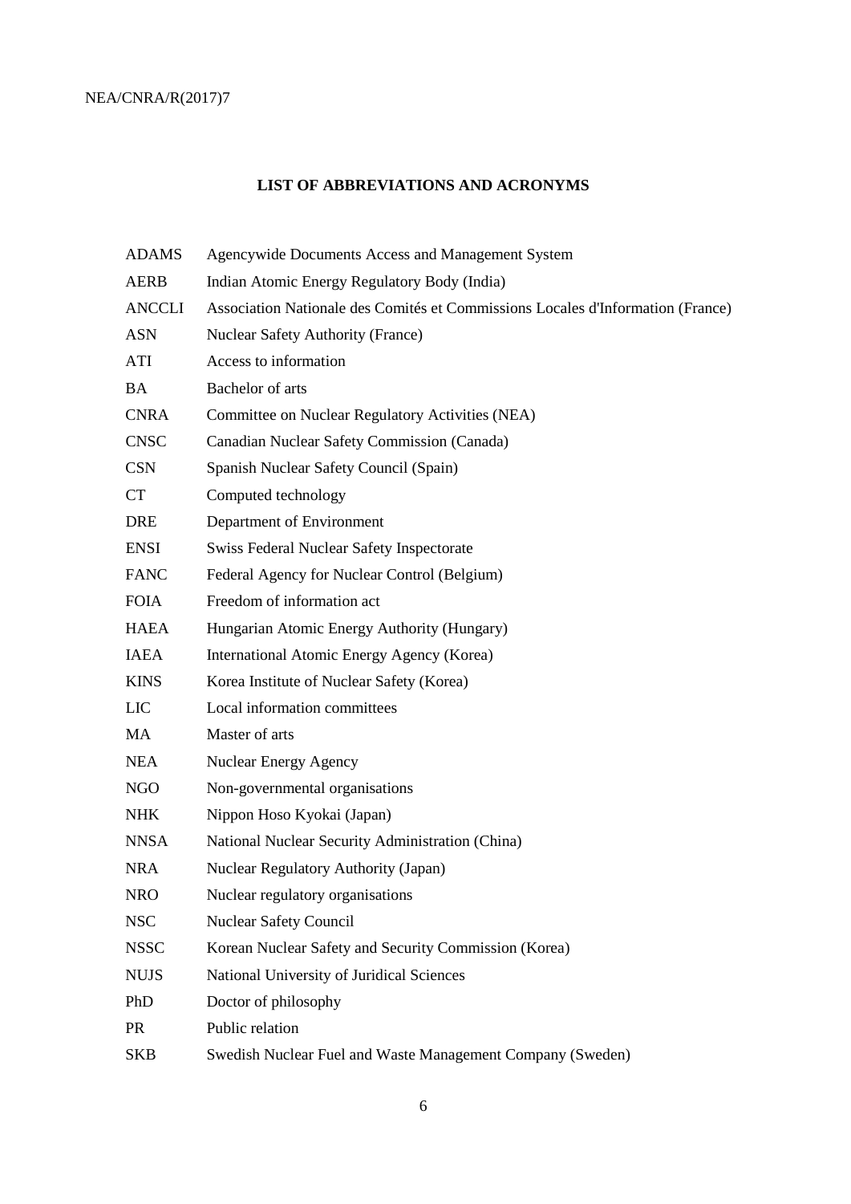## LIST OF ABBREVIATIONS AND ACRONYMS

| | |
|---|---|
| ADAMS | Agencywide Documents Access and Management System |
| AERB | Indian Atomic Energy Regulatory Body (India) |
| ANCCLI | Association Nationale des Comités et Commissions Locales d'Information (France) |
| ASN | Nuclear Safety Authority (France) |
| ATI | Access to information |
| BA | Bachelor of arts |
| CNRA | Committee on Nuclear Regulatory Activities (NEA) |
| CNSC | Canadian Nuclear Safety Commission (Canada) |
| CSN | Spanish Nuclear Safety Council (Spain) |
| CT | Computed technology |
| DRE | Department of Environment |
| ENSI | Swiss Federal Nuclear Safety Inspectorate |
| FANC | Federal Agency for Nuclear Control (Belgium) |
| FOIA | Freedom of information act |
| HAEA | Hungarian Atomic Energy Authority (Hungary) |
| IAEA | International Atomic Energy Agency (Korea) |
| KINS | Korea Institute of Nuclear Safety (Korea) |
| LIC | Local information committees |
| MA | Master of arts |
| NEA | Nuclear Energy Agency |
| NGO | Non-governmental organisations |
| NHK | Nippon Hoso Kyokai (Japan) |
| NNSA | National Nuclear Security Administration (China) |
| NRA | Nuclear Regulatory Authority (Japan) |
| NRO | Nuclear regulatory organisations |
| NSC | Nuclear Safety Council |
| NSSC | Korean Nuclear Safety and Security Commission (Korea) |
| NUJS | National University of Juridical Sciences |
| PhD | Doctor of philosophy |
| PR | Public relation |
| SKB | Swedish Nuclear Fuel and Waste Management Company (Sweden) |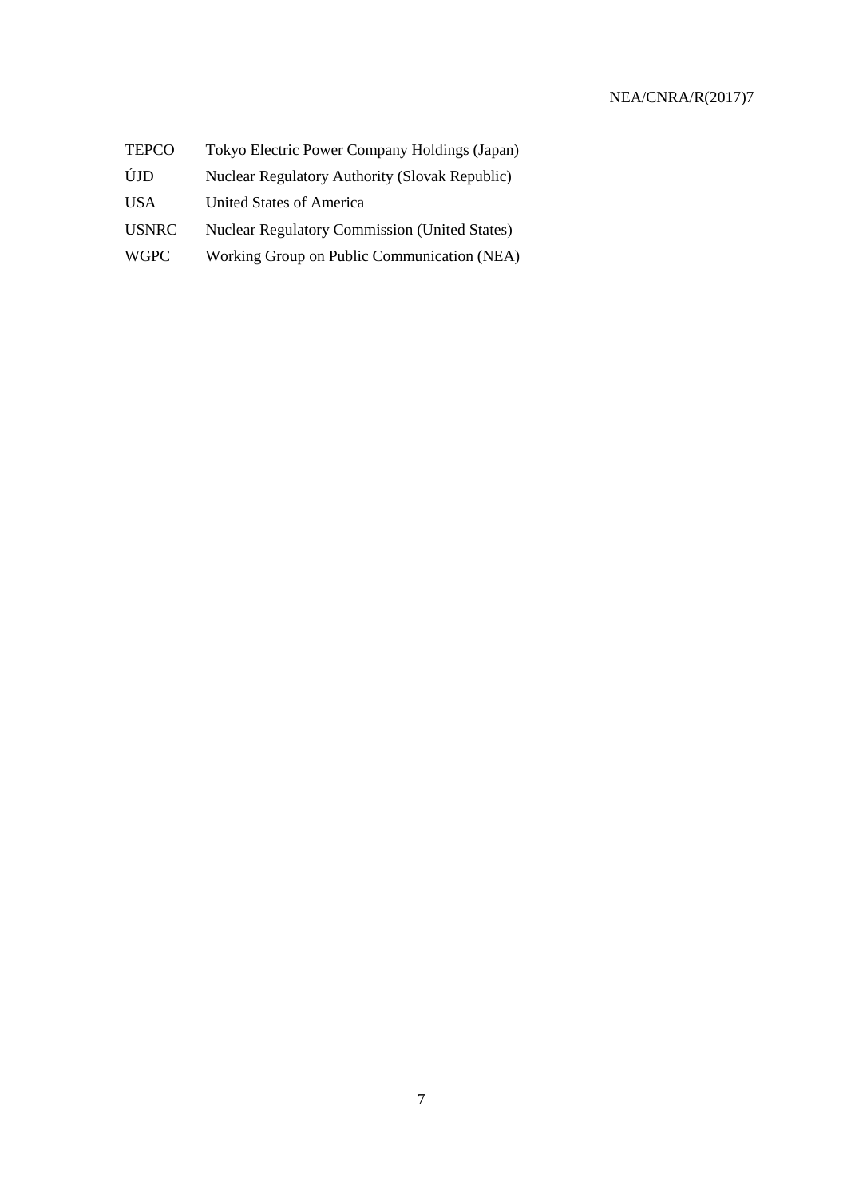| | |
|---|---|
| TEPCO | Tokyo Electric Power Company Holdings (Japan) |
| ÚJD | Nuclear Regulatory Authority (Slovak Republic) |
| USA | United States of America |
| USNRC | Nuclear Regulatory Commission (United States) |
| WGPC | Working Group on Public Communication (NEA) |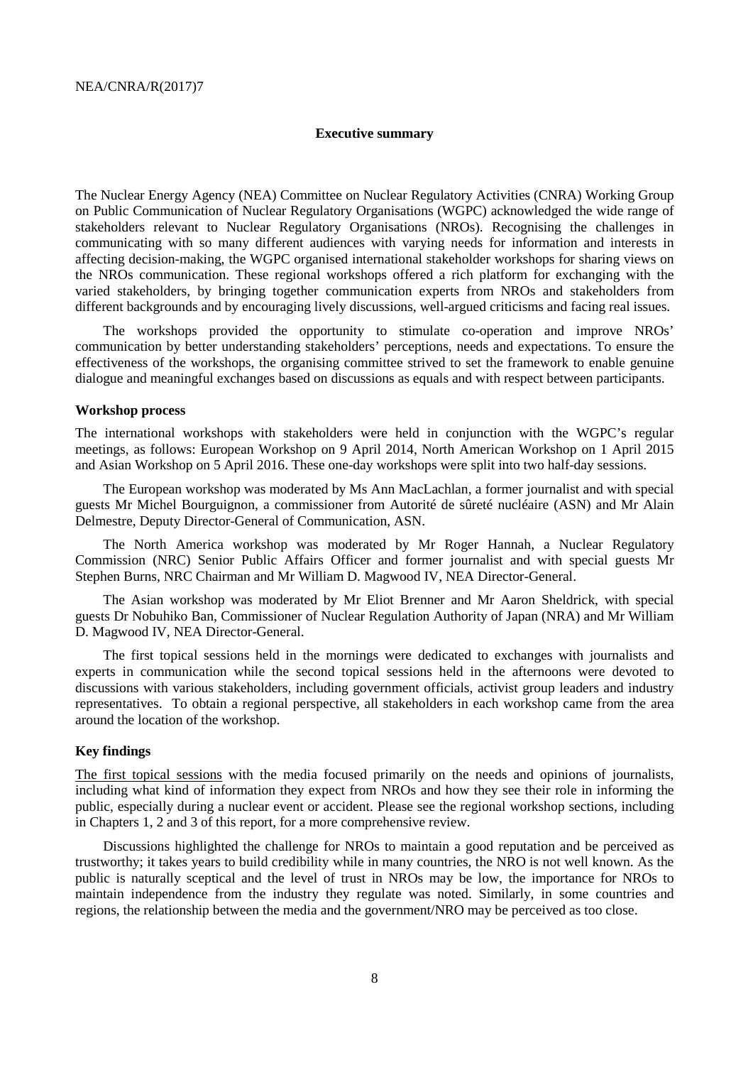## Executive summary

The Nuclear Energy Agency (NEA) Committee on Nuclear Regulatory Activities (CNRA) Working Group on Public Communication of Nuclear Regulatory Organisations (WGPC) acknowledged the wide range of stakeholders relevant to Nuclear Regulatory Organisations (NROs). Recognising the challenges in communicating with so many different audiences with varying needs for information and interests in affecting decision-making, the WGPC organised international stakeholder workshops for sharing views on the NROs communication. These regional workshops offered a rich platform for exchanging with the varied stakeholders, by bringing together communication experts from NROs and stakeholders from different backgrounds and by encouraging lively discussions, well-argued criticisms and facing real issues.

The workshops provided the opportunity to stimulate co-operation and improve NROs' communication by better understanding stakeholders' perceptions, needs and expectations. To ensure the effectiveness of the workshops, the organising committee strived to set the framework to enable genuine dialogue and meaningful exchanges based on discussions as equals and with respect between participants.

### Workshop process

The international workshops with stakeholders were held in conjunction with the WGPC's regular meetings, as follows: European Workshop on 9 April 2014, North American Workshop on 1 April 2015 and Asian Workshop on 5 April 2016. These one-day workshops were split into two half-day sessions.

The European workshop was moderated by Ms Ann MacLachlan, a former journalist and with special guests Mr Michel Bourguignon, a commissioner from Autorité de sûreté nucléaire (ASN) and Mr Alain Delmestre, Deputy Director-General of Communication, ASN.

The North America workshop was moderated by Mr Roger Hannah, a Nuclear Regulatory Commission (NRC) Senior Public Affairs Officer and former journalist and with special guests Mr Stephen Burns, NRC Chairman and Mr William D. Magwood IV, NEA Director-General.

The Asian workshop was moderated by Mr Eliot Brenner and Mr Aaron Sheldrick, with special guests Dr Nobuhiko Ban, Commissioner of Nuclear Regulation Authority of Japan (NRA) and Mr William D. Magwood IV, NEA Director-General.

The first topical sessions held in the mornings were dedicated to exchanges with journalists and experts in communication while the second topical sessions held in the afternoons were devoted to discussions with various stakeholders, including government officials, activist group leaders and industry representatives. To obtain a regional perspective, all stakeholders in each workshop came from the area around the location of the workshop.

### Key findings

The first topical sessions with the media focused primarily on the needs and opinions of journalists, including what kind of information they expect from NROs and how they see their role in informing the public, especially during a nuclear event or accident. Please see the regional workshop sections, including in Chapters 1, 2 and 3 of this report, for a more comprehensive review.

Discussions highlighted the challenge for NROs to maintain a good reputation and be perceived as trustworthy; it takes years to build credibility while in many countries, the NRO is not well known. As the public is naturally sceptical and the level of trust in NROs may be low, the importance for NROs to maintain independence from the industry they regulate was noted. Similarly, in some countries and regions, the relationship between the media and the government/NRO may be perceived as too close.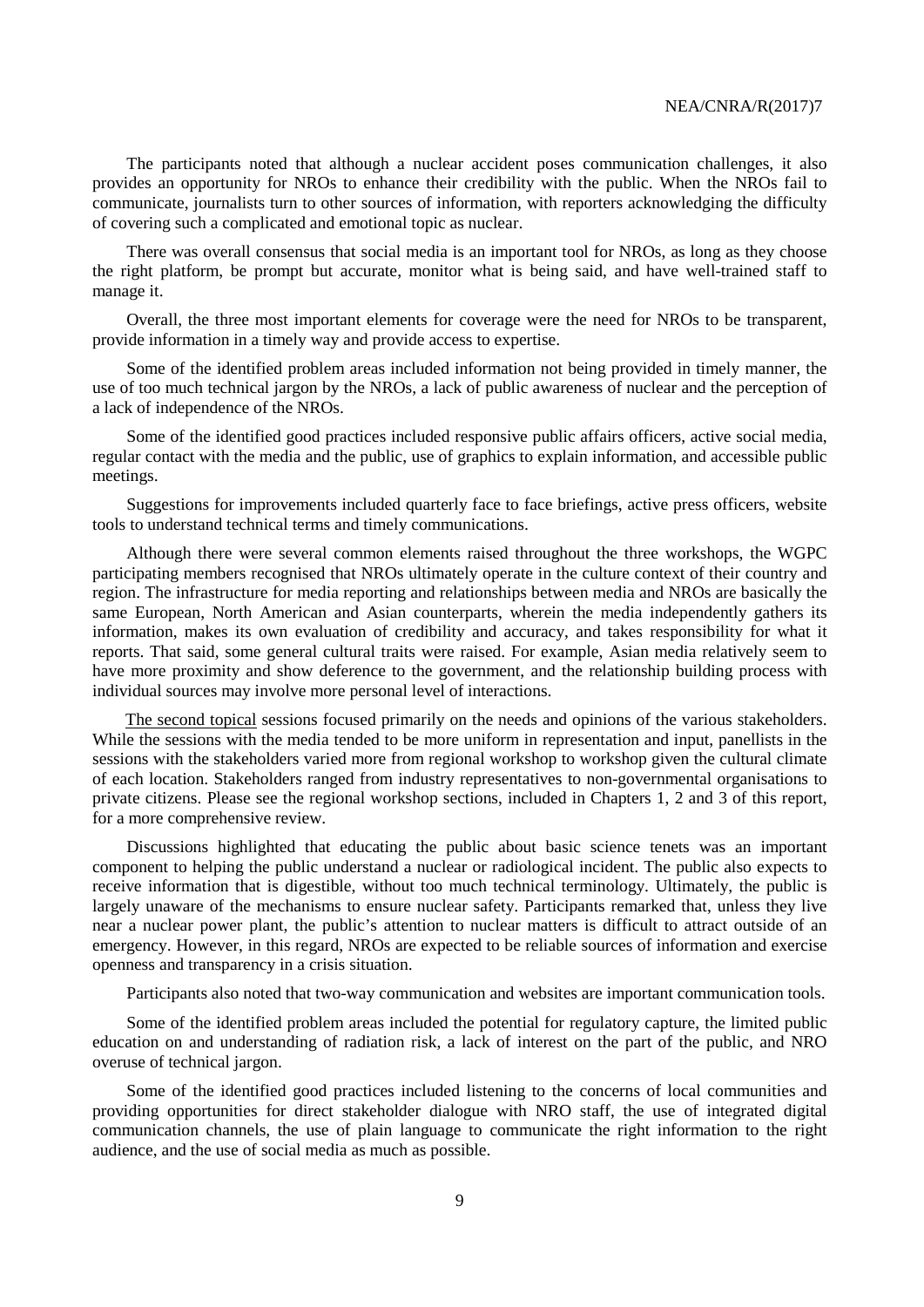The participants noted that although a nuclear accident poses communication challenges, it also provides an opportunity for NROs to enhance their credibility with the public. When the NROs fail to communicate, journalists turn to other sources of information, with reporters acknowledging the difficulty of covering such a complicated and emotional topic as nuclear.

There was overall consensus that social media is an important tool for NROs, as long as they choose the right platform, be prompt but accurate, monitor what is being said, and have well-trained staff to manage it.

Overall, the three most important elements for coverage were the need for NROs to be transparent, provide information in a timely way and provide access to expertise.

Some of the identified problem areas included information not being provided in timely manner, the use of too much technical jargon by the NROs, a lack of public awareness of nuclear and the perception of a lack of independence of the NROs.

Some of the identified good practices included responsive public affairs officers, active social media, regular contact with the media and the public, use of graphics to explain information, and accessible public meetings.

Suggestions for improvements included quarterly face to face briefings, active press officers, website tools to understand technical terms and timely communications.

Although there were several common elements raised throughout the three workshops, the WGPC participating members recognised that NROs ultimately operate in the culture context of their country and region. The infrastructure for media reporting and relationships between media and NROs are basically the same European, North American and Asian counterparts, wherein the media independently gathers its information, makes its own evaluation of credibility and accuracy, and takes responsibility for what it reports. That said, some general cultural traits were raised. For example, Asian media relatively seem to have more proximity and show deference to the government, and the relationship building process with individual sources may involve more personal level of interactions.

The second topical sessions focused primarily on the needs and opinions of the various stakeholders. While the sessions with the media tended to be more uniform in representation and input, panellists in the sessions with the stakeholders varied more from regional workshop to workshop given the cultural climate of each location. Stakeholders ranged from industry representatives to non-governmental organisations to private citizens. Please see the regional workshop sections, included in Chapters 1, 2 and 3 of this report, for a more comprehensive review.

Discussions highlighted that educating the public about basic science tenets was an important component to helping the public understand a nuclear or radiological incident. The public also expects to receive information that is digestible, without too much technical terminology. Ultimately, the public is largely unaware of the mechanisms to ensure nuclear safety. Participants remarked that, unless they live near a nuclear power plant, the public's attention to nuclear matters is difficult to attract outside of an emergency. However, in this regard, NROs are expected to be reliable sources of information and exercise openness and transparency in a crisis situation.

Participants also noted that two-way communication and websites are important communication tools.

Some of the identified problem areas included the potential for regulatory capture, the limited public education on and understanding of radiation risk, a lack of interest on the part of the public, and NRO overuse of technical jargon.

Some of the identified good practices included listening to the concerns of local communities and providing opportunities for direct stakeholder dialogue with NRO staff, the use of integrated digital communication channels, the use of plain language to communicate the right information to the right audience, and the use of social media as much as possible.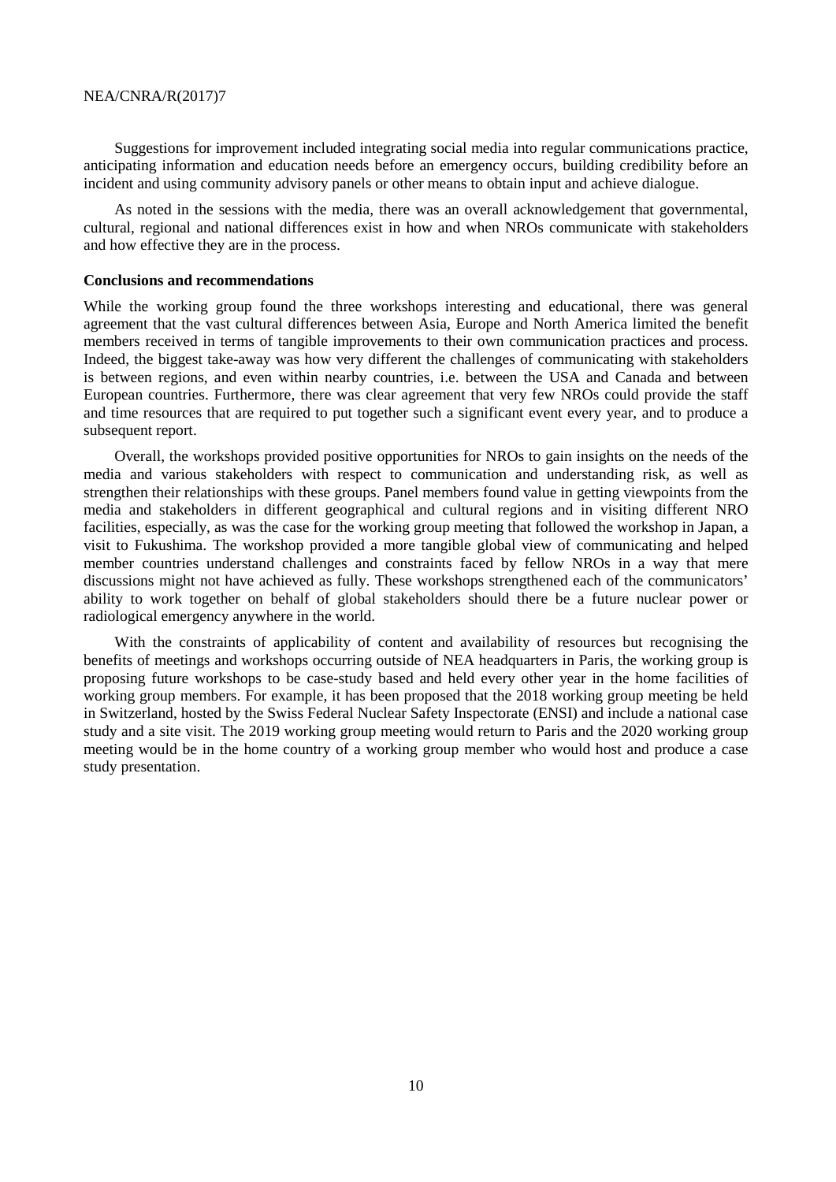Suggestions for improvement included integrating social media into regular communications practice, anticipating information and education needs before an emergency occurs, building credibility before an incident and using community advisory panels or other means to obtain input and achieve dialogue.

As noted in the sessions with the media, there was an overall acknowledgement that governmental, cultural, regional and national differences exist in how and when NROs communicate with stakeholders and how effective they are in the process.

**Conclusions and recommendations**

While the working group found the three workshops interesting and educational, there was general agreement that the vast cultural differences between Asia, Europe and North America limited the benefit members received in terms of tangible improvements to their own communication practices and process. Indeed, the biggest take-away was how very different the challenges of communicating with stakeholders is between regions, and even within nearby countries, i.e. between the USA and Canada and between European countries. Furthermore, there was clear agreement that very few NROs could provide the staff and time resources that are required to put together such a significant event every year, and to produce a subsequent report.

Overall, the workshops provided positive opportunities for NROs to gain insights on the needs of the media and various stakeholders with respect to communication and understanding risk, as well as strengthen their relationships with these groups. Panel members found value in getting viewpoints from the media and stakeholders in different geographical and cultural regions and in visiting different NRO facilities, especially, as was the case for the working group meeting that followed the workshop in Japan, a visit to Fukushima. The workshop provided a more tangible global view of communicating and helped member countries understand challenges and constraints faced by fellow NROs in a way that mere discussions might not have achieved as fully. These workshops strengthened each of the communicators' ability to work together on behalf of global stakeholders should there be a future nuclear power or radiological emergency anywhere in the world.

With the constraints of applicability of content and availability of resources but recognising the benefits of meetings and workshops occurring outside of NEA headquarters in Paris, the working group is proposing future workshops to be case-study based and held every other year in the home facilities of working group members. For example, it has been proposed that the 2018 working group meeting be held in Switzerland, hosted by the Swiss Federal Nuclear Safety Inspectorate (ENSI) and include a national case study and a site visit. The 2019 working group meeting would return to Paris and the 2020 working group meeting would be in the home country of a working group member who would host and produce a case study presentation.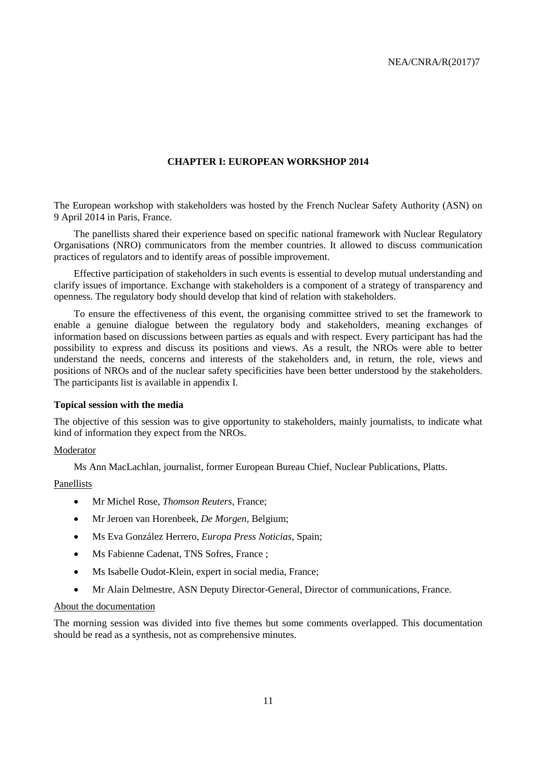# CHAPTER I: EUROPEAN WORKSHOP 2014

The European workshop with stakeholders was hosted by the French Nuclear Safety Authority (ASN) on 9 April 2014 in Paris, France.

The panellists shared their experience based on specific national framework with Nuclear Regulatory Organisations (NRO) communicators from the member countries. It allowed to discuss communication practices of regulators and to identify areas of possible improvement.

Effective participation of stakeholders in such events is essential to develop mutual understanding and clarify issues of importance. Exchange with stakeholders is a component of a strategy of transparency and openness. The regulatory body should develop that kind of relation with stakeholders.

To ensure the effectiveness of this event, the organising committee strived to set the framework to enable a genuine dialogue between the regulatory body and stakeholders, meaning exchanges of information based on discussions between parties as equals and with respect. Every participant has had the possibility to express and discuss its positions and views. As a result, the NROs were able to better understand the needs, concerns and interests of the stakeholders and, in return, the role, views and positions of NROs and of the nuclear safety specificities have been better understood by the stakeholders. The participants list is available in appendix I.

**Topical session with the media**

The objective of this session was to give opportunity to stakeholders, mainly journalists, to indicate what kind of information they expect from the NROs.

Moderator

Ms Ann MacLachlan, journalist, former European Bureau Chief, Nuclear Publications, Platts.

Panellists

- Mr Michel Rose, *Thomson Reuters*, France;
- Mr Jeroen van Horenbeek, *De Morgen*, Belgium;
- Ms Eva González Herrero, *Europa Press Noticias*, Spain;
- Ms Fabienne Cadenat, TNS Sofres, France ;
- Ms Isabelle Oudot-Klein, expert in social media, France;
- Mr Alain Delmestre, ASN Deputy Director-General, Director of communications, France.

About the documentation

The morning session was divided into five themes but some comments overlapped. This documentation should be read as a synthesis, not as comprehensive minutes.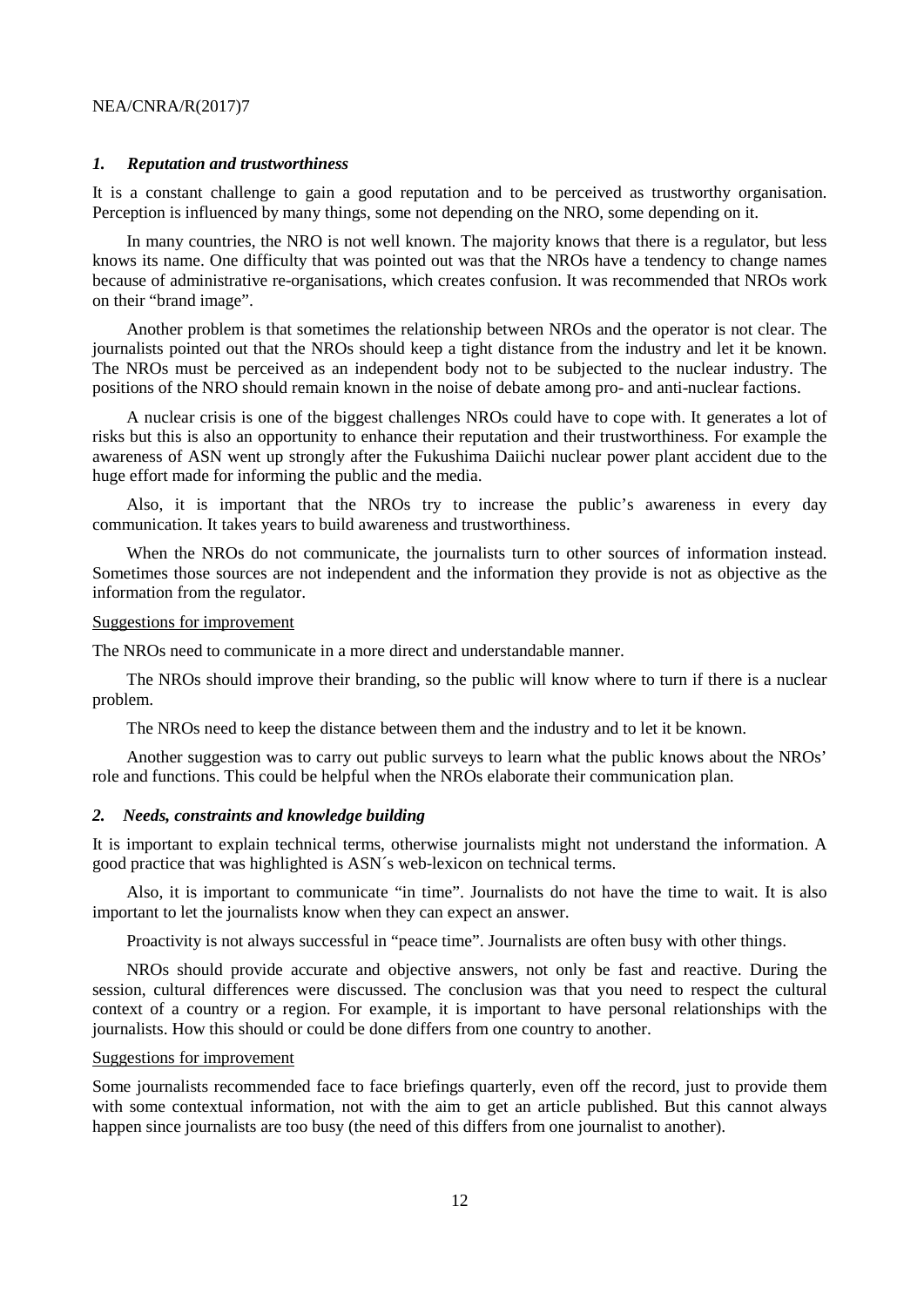### *1. Reputation and trustworthiness*

It is a constant challenge to gain a good reputation and to be perceived as trustworthy organisation. Perception is influenced by many things, some not depending on the NRO, some depending on it.

In many countries, the NRO is not well known. The majority knows that there is a regulator, but less knows its name. One difficulty that was pointed out was that the NROs have a tendency to change names because of administrative re-organisations, which creates confusion. It was recommended that NROs work on their "brand image".

Another problem is that sometimes the relationship between NROs and the operator is not clear. The journalists pointed out that the NROs should keep a tight distance from the industry and let it be known. The NROs must be perceived as an independent body not to be subjected to the nuclear industry. The positions of the NRO should remain known in the noise of debate among pro- and anti-nuclear factions.

A nuclear crisis is one of the biggest challenges NROs could have to cope with. It generates a lot of risks but this is also an opportunity to enhance their reputation and their trustworthiness. For example the awareness of ASN went up strongly after the Fukushima Daiichi nuclear power plant accident due to the huge effort made for informing the public and the media.

Also, it is important that the NROs try to increase the public's awareness in every day communication. It takes years to build awareness and trustworthiness.

When the NROs do not communicate, the journalists turn to other sources of information instead. Sometimes those sources are not independent and the information they provide is not as objective as the information from the regulator.

Suggestions for improvement

The NROs need to communicate in a more direct and understandable manner.

The NROs should improve their branding, so the public will know where to turn if there is a nuclear problem.

The NROs need to keep the distance between them and the industry and to let it be known.

Another suggestion was to carry out public surveys to learn what the public knows about the NROs' role and functions. This could be helpful when the NROs elaborate their communication plan.

### *2. Needs, constraints and knowledge building*

It is important to explain technical terms, otherwise journalists might not understand the information. A good practice that was highlighted is ASN´s web-lexicon on technical terms.

Also, it is important to communicate "in time". Journalists do not have the time to wait. It is also important to let the journalists know when they can expect an answer.

Proactivity is not always successful in "peace time". Journalists are often busy with other things.

NROs should provide accurate and objective answers, not only be fast and reactive. During the session, cultural differences were discussed. The conclusion was that you need to respect the cultural context of a country or a region. For example, it is important to have personal relationships with the journalists. How this should or could be done differs from one country to another.

Suggestions for improvement

Some journalists recommended face to face briefings quarterly, even off the record, just to provide them with some contextual information, not with the aim to get an article published. But this cannot always happen since journalists are too busy (the need of this differs from one journalist to another).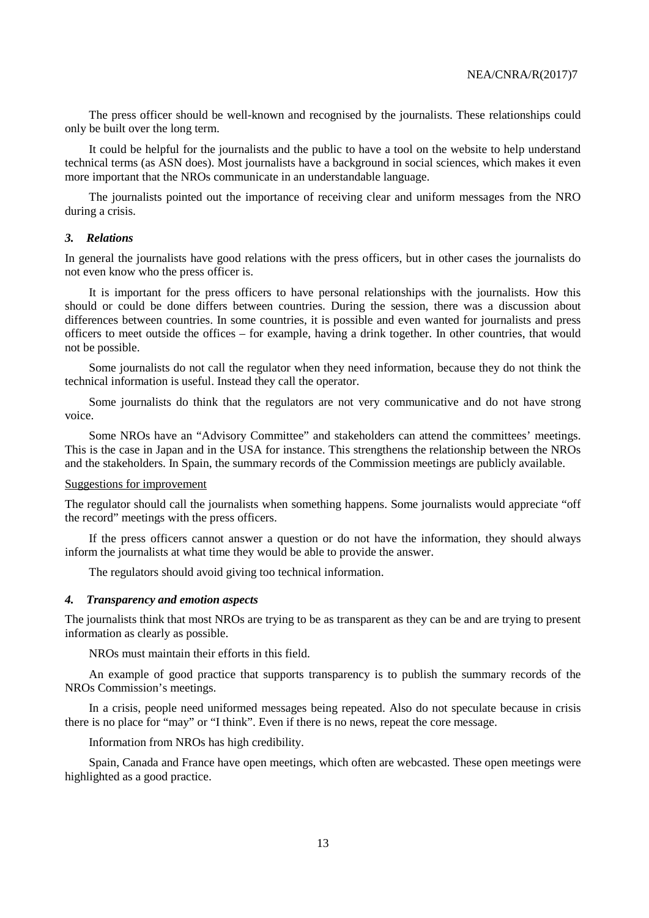The press officer should be well-known and recognised by the journalists. These relationships could only be built over the long term.

It could be helpful for the journalists and the public to have a tool on the website to help understand technical terms (as ASN does). Most journalists have a background in social sciences, which makes it even more important that the NROs communicate in an understandable language.

The journalists pointed out the importance of receiving clear and uniform messages from the NRO during a crisis.

### *3. Relations*

In general the journalists have good relations with the press officers, but in other cases the journalists do not even know who the press officer is.

It is important for the press officers to have personal relationships with the journalists. How this should or could be done differs between countries. During the session, there was a discussion about differences between countries. In some countries, it is possible and even wanted for journalists and press officers to meet outside the offices – for example, having a drink together. In other countries, that would not be possible.

Some journalists do not call the regulator when they need information, because they do not think the technical information is useful. Instead they call the operator.

Some journalists do think that the regulators are not very communicative and do not have strong voice.

Some NROs have an "Advisory Committee" and stakeholders can attend the committees' meetings. This is the case in Japan and in the USA for instance. This strengthens the relationship between the NROs and the stakeholders. In Spain, the summary records of the Commission meetings are publicly available.

Suggestions for improvement

The regulator should call the journalists when something happens. Some journalists would appreciate "off the record" meetings with the press officers.

If the press officers cannot answer a question or do not have the information, they should always inform the journalists at what time they would be able to provide the answer.

The regulators should avoid giving too technical information.

### *4. Transparency and emotion aspects*

The journalists think that most NROs are trying to be as transparent as they can be and are trying to present information as clearly as possible.

NROs must maintain their efforts in this field.

An example of good practice that supports transparency is to publish the summary records of the NROs Commission's meetings.

In a crisis, people need uniformed messages being repeated. Also do not speculate because in crisis there is no place for "may" or "I think". Even if there is no news, repeat the core message.

Information from NROs has high credibility.

Spain, Canada and France have open meetings, which often are webcasted. These open meetings were highlighted as a good practice.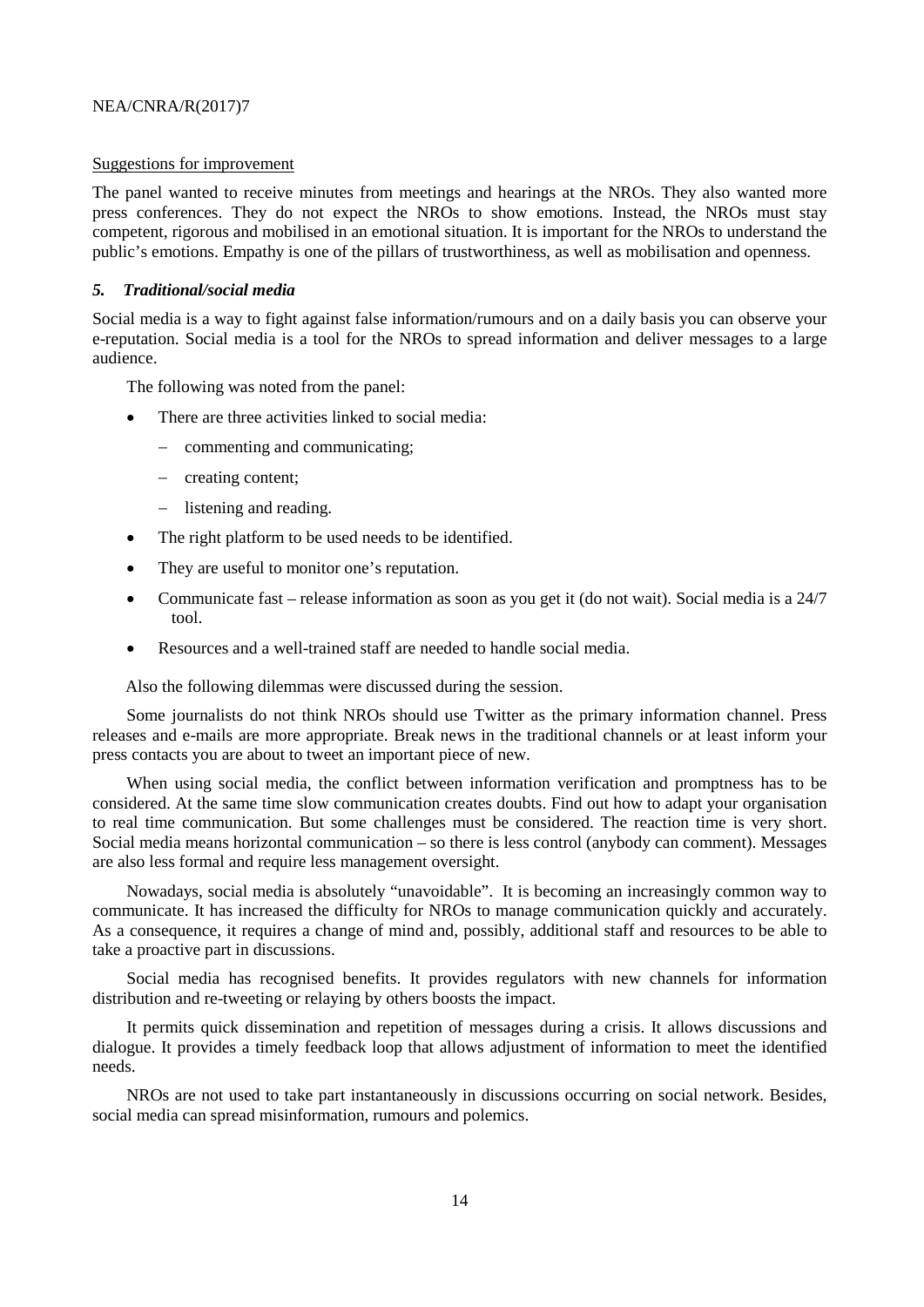Suggestions for improvement

The panel wanted to receive minutes from meetings and hearings at the NROs. They also wanted more press conferences. They do not expect the NROs to show emotions. Instead, the NROs must stay competent, rigorous and mobilised in an emotional situation. It is important for the NROs to understand the public's emotions. Empathy is one of the pillars of trustworthiness, as well as mobilisation and openness.

### *5. Traditional/social media*

Social media is a way to fight against false information/rumours and on a daily basis you can observe your e-reputation. Social media is a tool for the NROs to spread information and deliver messages to a large audience.

The following was noted from the panel:

- There are three activities linked to social media:
  - commenting and communicating;
  - creating content;
  - listening and reading.
- The right platform to be used needs to be identified.
- They are useful to monitor one's reputation.
- Communicate fast – release information as soon as you get it (do not wait). Social media is a 24/7 tool.
- Resources and a well-trained staff are needed to handle social media.

Also the following dilemmas were discussed during the session.

Some journalists do not think NROs should use Twitter as the primary information channel. Press releases and e-mails are more appropriate. Break news in the traditional channels or at least inform your press contacts you are about to tweet an important piece of new.

When using social media, the conflict between information verification and promptness has to be considered. At the same time slow communication creates doubts. Find out how to adapt your organisation to real time communication. But some challenges must be considered. The reaction time is very short. Social media means horizontal communication – so there is less control (anybody can comment). Messages are also less formal and require less management oversight.

Nowadays, social media is absolutely "unavoidable". It is becoming an increasingly common way to communicate. It has increased the difficulty for NROs to manage communication quickly and accurately. As a consequence, it requires a change of mind and, possibly, additional staff and resources to be able to take a proactive part in discussions.

Social media has recognised benefits. It provides regulators with new channels for information distribution and re-tweeting or relaying by others boosts the impact.

It permits quick dissemination and repetition of messages during a crisis. It allows discussions and dialogue. It provides a timely feedback loop that allows adjustment of information to meet the identified needs.

NROs are not used to take part instantaneously in discussions occurring on social network. Besides, social media can spread misinformation, rumours and polemics.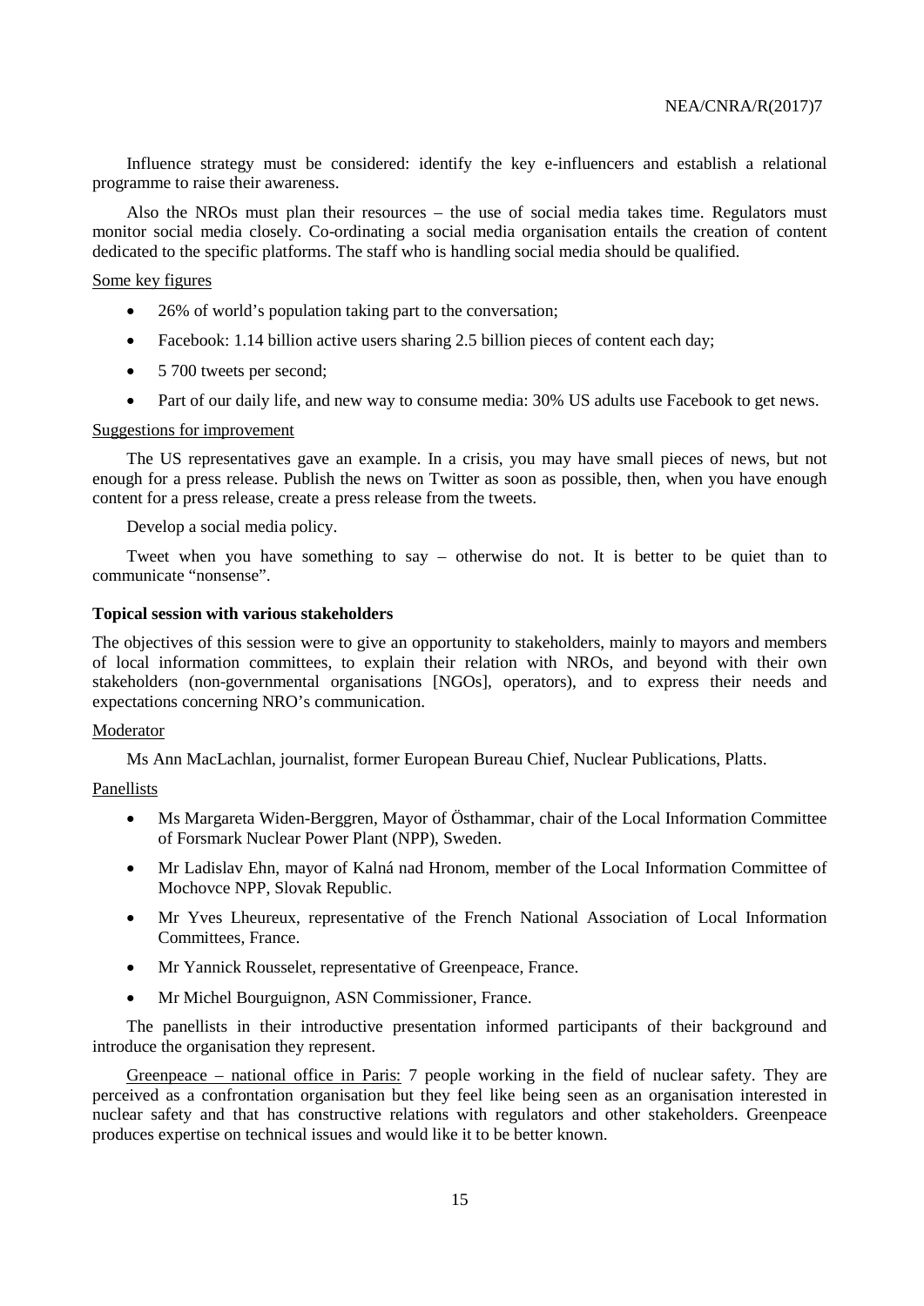Influence strategy must be considered: identify the key e-influencers and establish a relational programme to raise their awareness.

Also the NROs must plan their resources – the use of social media takes time. Regulators must monitor social media closely. Co-ordinating a social media organisation entails the creation of content dedicated to the specific platforms. The staff who is handling social media should be qualified.

Some key figures

- 26% of world's population taking part to the conversation;
- Facebook: 1.14 billion active users sharing 2.5 billion pieces of content each day;
- 5 700 tweets per second;
- Part of our daily life, and new way to consume media: 30% US adults use Facebook to get news.

Suggestions for improvement

The US representatives gave an example. In a crisis, you may have small pieces of news, but not enough for a press release. Publish the news on Twitter as soon as possible, then, when you have enough content for a press release, create a press release from the tweets.

Develop a social media policy.

Tweet when you have something to say – otherwise do not. It is better to be quiet than to communicate "nonsense".

**Topical session with various stakeholders**

The objectives of this session were to give an opportunity to stakeholders, mainly to mayors and members of local information committees, to explain their relation with NROs, and beyond with their own stakeholders (non-governmental organisations [NGOs], operators), and to express their needs and expectations concerning NRO's communication.

Moderator

Ms Ann MacLachlan, journalist, former European Bureau Chief, Nuclear Publications, Platts.

Panellists

- Ms Margareta Widen-Berggren, Mayor of Östhammar, chair of the Local Information Committee of Forsmark Nuclear Power Plant (NPP), Sweden.
- Mr Ladislav Ehn, mayor of Kalná nad Hronom, member of the Local Information Committee of Mochovce NPP, Slovak Republic.
- Mr Yves Lheureux, representative of the French National Association of Local Information Committees, France.
- Mr Yannick Rousselet, representative of Greenpeace, France.
- Mr Michel Bourguignon, ASN Commissioner, France.

The panellists in their introductive presentation informed participants of their background and introduce the organisation they represent.

Greenpeace – national office in Paris: 7 people working in the field of nuclear safety. They are perceived as a confrontation organisation but they feel like being seen as an organisation interested in nuclear safety and that has constructive relations with regulators and other stakeholders. Greenpeace produces expertise on technical issues and would like it to be better known.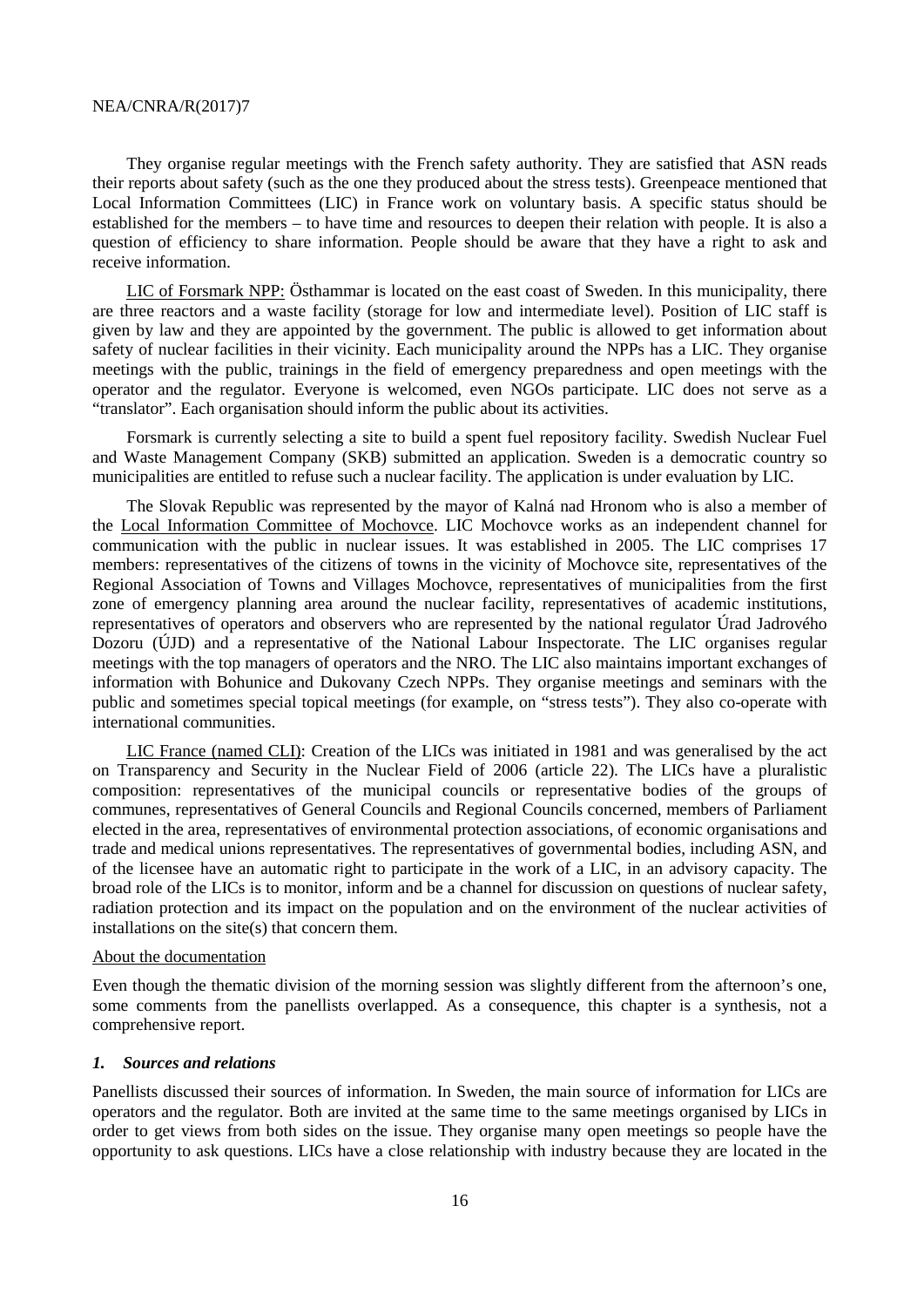They organise regular meetings with the French safety authority. They are satisfied that ASN reads their reports about safety (such as the one they produced about the stress tests). Greenpeace mentioned that Local Information Committees (LIC) in France work on voluntary basis. A specific status should be established for the members – to have time and resources to deepen their relation with people. It is also a question of efficiency to share information. People should be aware that they have a right to ask and receive information.

LIC of Forsmark NPP: Östhammar is located on the east coast of Sweden. In this municipality, there are three reactors and a waste facility (storage for low and intermediate level). Position of LIC staff is given by law and they are appointed by the government. The public is allowed to get information about safety of nuclear facilities in their vicinity. Each municipality around the NPPs has a LIC. They organise meetings with the public, trainings in the field of emergency preparedness and open meetings with the operator and the regulator. Everyone is welcomed, even NGOs participate. LIC does not serve as a "translator". Each organisation should inform the public about its activities.

Forsmark is currently selecting a site to build a spent fuel repository facility. Swedish Nuclear Fuel and Waste Management Company (SKB) submitted an application. Sweden is a democratic country so municipalities are entitled to refuse such a nuclear facility. The application is under evaluation by LIC.

The Slovak Republic was represented by the mayor of Kalná nad Hronom who is also a member of the Local Information Committee of Mochovce. LIC Mochovce works as an independent channel for communication with the public in nuclear issues. It was established in 2005. The LIC comprises 17 members: representatives of the citizens of towns in the vicinity of Mochovce site, representatives of the Regional Association of Towns and Villages Mochovce, representatives of municipalities from the first zone of emergency planning area around the nuclear facility, representatives of academic institutions, representatives of operators and observers who are represented by the national regulator Úrad Jadrového Dozoru (ÚJD) and a representative of the National Labour Inspectorate. The LIC organises regular meetings with the top managers of operators and the NRO. The LIC also maintains important exchanges of information with Bohunice and Dukovany Czech NPPs. They organise meetings and seminars with the public and sometimes special topical meetings (for example, on "stress tests"). They also co-operate with international communities.

LIC France (named CLI): Creation of the LICs was initiated in 1981 and was generalised by the act on Transparency and Security in the Nuclear Field of 2006 (article 22). The LICs have a pluralistic composition: representatives of the municipal councils or representative bodies of the groups of communes, representatives of General Councils and Regional Councils concerned, members of Parliament elected in the area, representatives of environmental protection associations, of economic organisations and trade and medical unions representatives. The representatives of governmental bodies, including ASN, and of the licensee have an automatic right to participate in the work of a LIC, in an advisory capacity. The broad role of the LICs is to monitor, inform and be a channel for discussion on questions of nuclear safety, radiation protection and its impact on the population and on the environment of the nuclear activities of installations on the site(s) that concern them.

About the documentation

Even though the thematic division of the morning session was slightly different from the afternoon's one, some comments from the panellists overlapped. As a consequence, this chapter is a synthesis, not a comprehensive report.

### *1. Sources and relations*

Panellists discussed their sources of information. In Sweden, the main source of information for LICs are operators and the regulator. Both are invited at the same time to the same meetings organised by LICs in order to get views from both sides on the issue. They organise many open meetings so people have the opportunity to ask questions. LICs have a close relationship with industry because they are located in the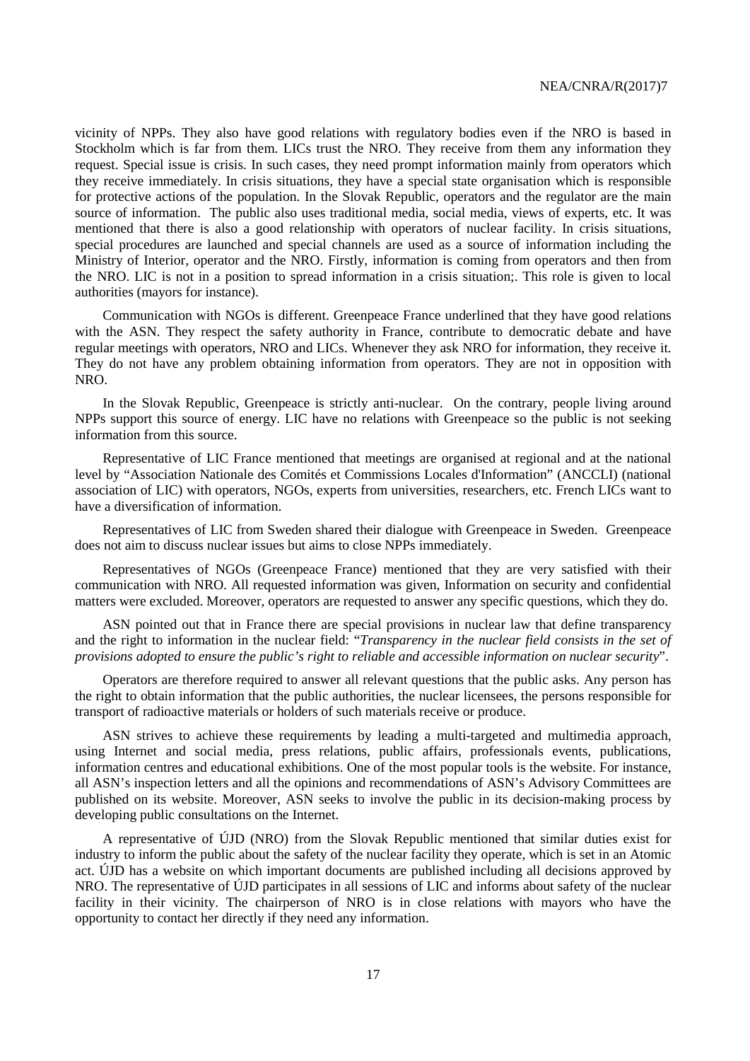vicinity of NPPs. They also have good relations with regulatory bodies even if the NRO is based in Stockholm which is far from them. LICs trust the NRO. They receive from them any information they request. Special issue is crisis. In such cases, they need prompt information mainly from operators which they receive immediately. In crisis situations, they have a special state organisation which is responsible for protective actions of the population. In the Slovak Republic, operators and the regulator are the main source of information. The public also uses traditional media, social media, views of experts, etc. It was mentioned that there is also a good relationship with operators of nuclear facility. In crisis situations, special procedures are launched and special channels are used as a source of information including the Ministry of Interior, operator and the NRO. Firstly, information is coming from operators and then from the NRO. LIC is not in a position to spread information in a crisis situation;. This role is given to local authorities (mayors for instance).

Communication with NGOs is different. Greenpeace France underlined that they have good relations with the ASN. They respect the safety authority in France, contribute to democratic debate and have regular meetings with operators, NRO and LICs. Whenever they ask NRO for information, they receive it. They do not have any problem obtaining information from operators. They are not in opposition with NRO.

In the Slovak Republic, Greenpeace is strictly anti-nuclear. On the contrary, people living around NPPs support this source of energy. LIC have no relations with Greenpeace so the public is not seeking information from this source.

Representative of LIC France mentioned that meetings are organised at regional and at the national level by "Association Nationale des Comités et Commissions Locales d'Information" (ANCCLI) (national association of LIC) with operators, NGOs, experts from universities, researchers, etc. French LICs want to have a diversification of information.

Representatives of LIC from Sweden shared their dialogue with Greenpeace in Sweden. Greenpeace does not aim to discuss nuclear issues but aims to close NPPs immediately.

Representatives of NGOs (Greenpeace France) mentioned that they are very satisfied with their communication with NRO. All requested information was given, Information on security and confidential matters were excluded. Moreover, operators are requested to answer any specific questions, which they do.

ASN pointed out that in France there are special provisions in nuclear law that define transparency and the right to information in the nuclear field: "*Transparency in the nuclear field consists in the set of provisions adopted to ensure the public's right to reliable and accessible information on nuclear security*".

Operators are therefore required to answer all relevant questions that the public asks. Any person has the right to obtain information that the public authorities, the nuclear licensees, the persons responsible for transport of radioactive materials or holders of such materials receive or produce.

ASN strives to achieve these requirements by leading a multi-targeted and multimedia approach, using Internet and social media, press relations, public affairs, professionals events, publications, information centres and educational exhibitions. One of the most popular tools is the website. For instance, all ASN's inspection letters and all the opinions and recommendations of ASN's Advisory Committees are published on its website. Moreover, ASN seeks to involve the public in its decision-making process by developing public consultations on the Internet.

A representative of ÚJD (NRO) from the Slovak Republic mentioned that similar duties exist for industry to inform the public about the safety of the nuclear facility they operate, which is set in an Atomic act. ÚJD has a website on which important documents are published including all decisions approved by NRO. The representative of ÚJD participates in all sessions of LIC and informs about safety of the nuclear facility in their vicinity. The chairperson of NRO is in close relations with mayors who have the opportunity to contact her directly if they need any information.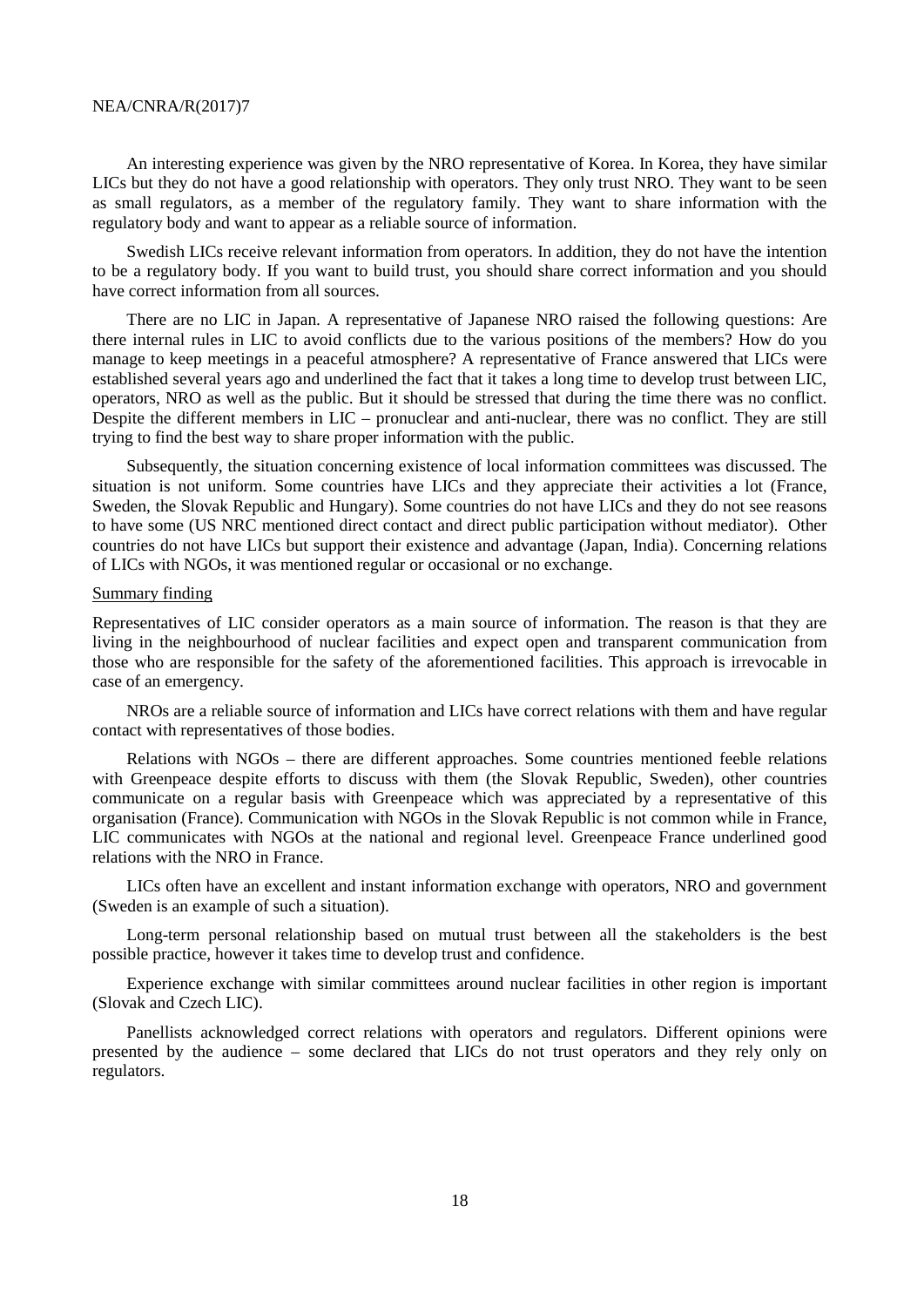An interesting experience was given by the NRO representative of Korea. In Korea, they have similar LICs but they do not have a good relationship with operators. They only trust NRO. They want to be seen as small regulators, as a member of the regulatory family. They want to share information with the regulatory body and want to appear as a reliable source of information.

Swedish LICs receive relevant information from operators. In addition, they do not have the intention to be a regulatory body. If you want to build trust, you should share correct information and you should have correct information from all sources.

There are no LIC in Japan. A representative of Japanese NRO raised the following questions: Are there internal rules in LIC to avoid conflicts due to the various positions of the members? How do you manage to keep meetings in a peaceful atmosphere? A representative of France answered that LICs were established several years ago and underlined the fact that it takes a long time to develop trust between LIC, operators, NRO as well as the public. But it should be stressed that during the time there was no conflict. Despite the different members in LIC – pronuclear and anti-nuclear, there was no conflict. They are still trying to find the best way to share proper information with the public.

Subsequently, the situation concerning existence of local information committees was discussed. The situation is not uniform. Some countries have LICs and they appreciate their activities a lot (France, Sweden, the Slovak Republic and Hungary). Some countries do not have LICs and they do not see reasons to have some (US NRC mentioned direct contact and direct public participation without mediator). Other countries do not have LICs but support their existence and advantage (Japan, India). Concerning relations of LICs with NGOs, it was mentioned regular or occasional or no exchange.

Summary finding

Representatives of LIC consider operators as a main source of information. The reason is that they are living in the neighbourhood of nuclear facilities and expect open and transparent communication from those who are responsible for the safety of the aforementioned facilities. This approach is irrevocable in case of an emergency.

NROs are a reliable source of information and LICs have correct relations with them and have regular contact with representatives of those bodies.

Relations with NGOs – there are different approaches. Some countries mentioned feeble relations with Greenpeace despite efforts to discuss with them (the Slovak Republic, Sweden), other countries communicate on a regular basis with Greenpeace which was appreciated by a representative of this organisation (France). Communication with NGOs in the Slovak Republic is not common while in France, LIC communicates with NGOs at the national and regional level. Greenpeace France underlined good relations with the NRO in France.

LICs often have an excellent and instant information exchange with operators, NRO and government (Sweden is an example of such a situation).

Long-term personal relationship based on mutual trust between all the stakeholders is the best possible practice, however it takes time to develop trust and confidence.

Experience exchange with similar committees around nuclear facilities in other region is important (Slovak and Czech LIC).

Panellists acknowledged correct relations with operators and regulators. Different opinions were presented by the audience – some declared that LICs do not trust operators and they rely only on regulators.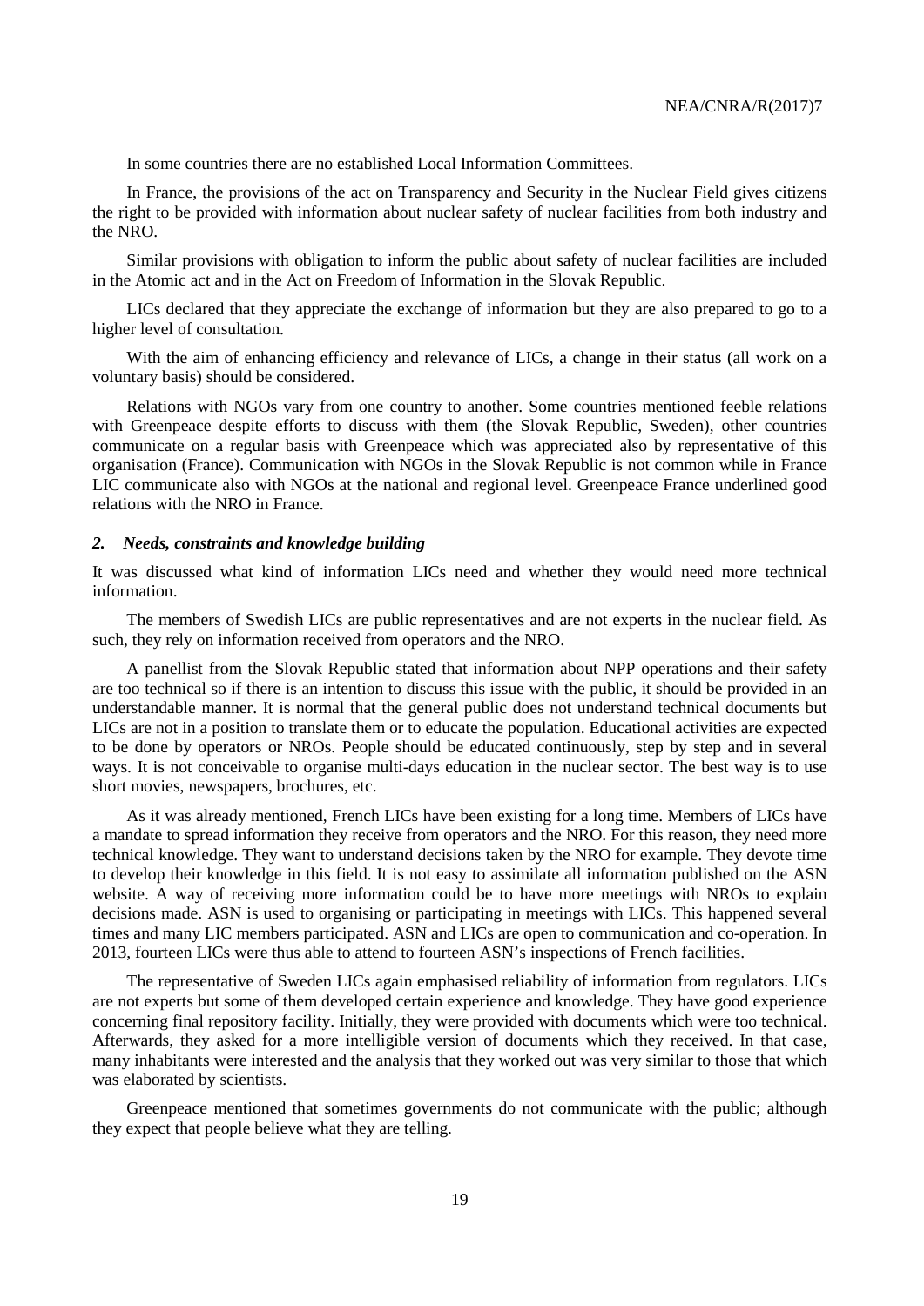In some countries there are no established Local Information Committees.

In France, the provisions of the act on Transparency and Security in the Nuclear Field gives citizens the right to be provided with information about nuclear safety of nuclear facilities from both industry and the NRO.

Similar provisions with obligation to inform the public about safety of nuclear facilities are included in the Atomic act and in the Act on Freedom of Information in the Slovak Republic.

LICs declared that they appreciate the exchange of information but they are also prepared to go to a higher level of consultation.

With the aim of enhancing efficiency and relevance of LICs, a change in their status (all work on a voluntary basis) should be considered.

Relations with NGOs vary from one country to another. Some countries mentioned feeble relations with Greenpeace despite efforts to discuss with them (the Slovak Republic, Sweden), other countries communicate on a regular basis with Greenpeace which was appreciated also by representative of this organisation (France). Communication with NGOs in the Slovak Republic is not common while in France LIC communicate also with NGOs at the national and regional level. Greenpeace France underlined good relations with the NRO in France.

### *2. Needs, constraints and knowledge building*

It was discussed what kind of information LICs need and whether they would need more technical information.

The members of Swedish LICs are public representatives and are not experts in the nuclear field. As such, they rely on information received from operators and the NRO.

A panellist from the Slovak Republic stated that information about NPP operations and their safety are too technical so if there is an intention to discuss this issue with the public, it should be provided in an understandable manner. It is normal that the general public does not understand technical documents but LICs are not in a position to translate them or to educate the population. Educational activities are expected to be done by operators or NROs. People should be educated continuously, step by step and in several ways. It is not conceivable to organise multi-days education in the nuclear sector. The best way is to use short movies, newspapers, brochures, etc.

As it was already mentioned, French LICs have been existing for a long time. Members of LICs have a mandate to spread information they receive from operators and the NRO. For this reason, they need more technical knowledge. They want to understand decisions taken by the NRO for example. They devote time to develop their knowledge in this field. It is not easy to assimilate all information published on the ASN website. A way of receiving more information could be to have more meetings with NROs to explain decisions made. ASN is used to organising or participating in meetings with LICs. This happened several times and many LIC members participated. ASN and LICs are open to communication and co-operation. In 2013, fourteen LICs were thus able to attend to fourteen ASN's inspections of French facilities.

The representative of Sweden LICs again emphasised reliability of information from regulators. LICs are not experts but some of them developed certain experience and knowledge. They have good experience concerning final repository facility. Initially, they were provided with documents which were too technical. Afterwards, they asked for a more intelligible version of documents which they received. In that case, many inhabitants were interested and the analysis that they worked out was very similar to those that which was elaborated by scientists.

Greenpeace mentioned that sometimes governments do not communicate with the public; although they expect that people believe what they are telling.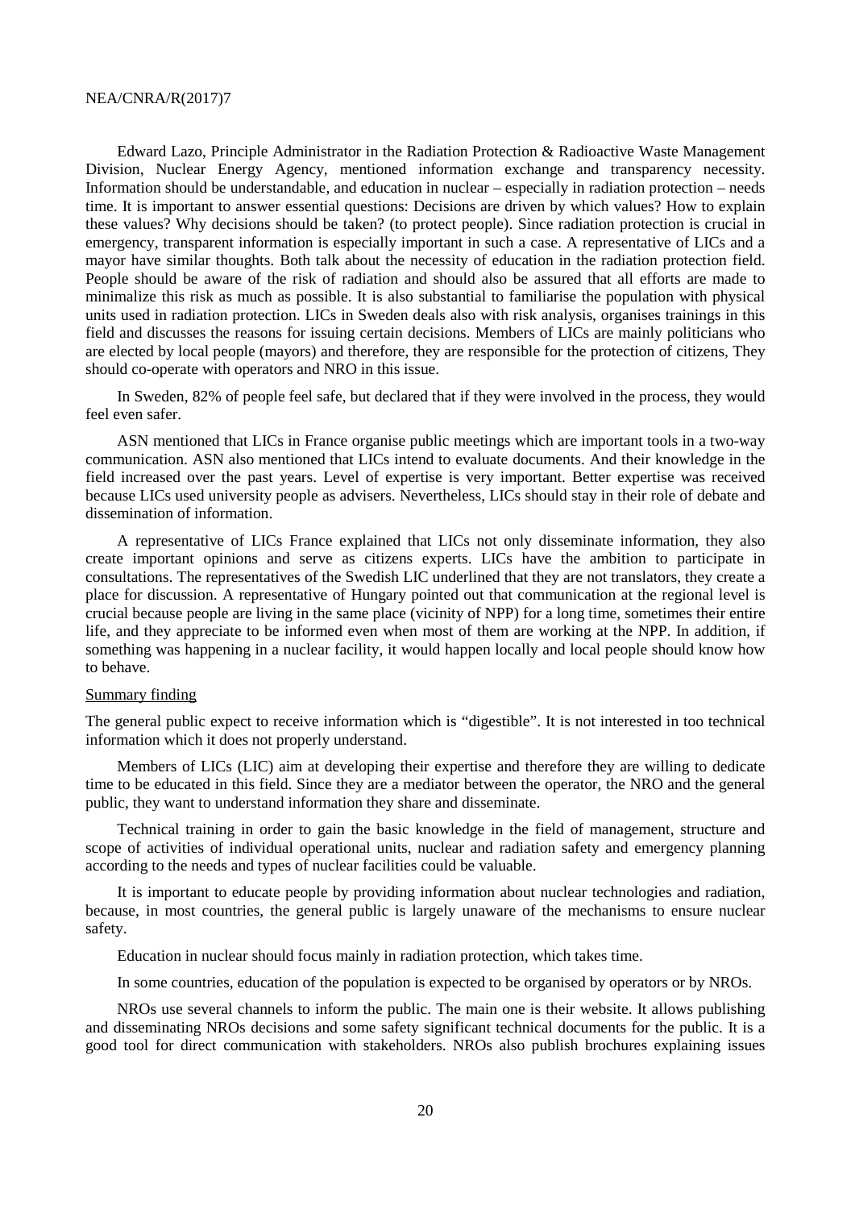Edward Lazo, Principle Administrator in the Radiation Protection & Radioactive Waste Management Division, Nuclear Energy Agency, mentioned information exchange and transparency necessity. Information should be understandable, and education in nuclear – especially in radiation protection – needs time. It is important to answer essential questions: Decisions are driven by which values? How to explain these values? Why decisions should be taken? (to protect people). Since radiation protection is crucial in emergency, transparent information is especially important in such a case. A representative of LICs and a mayor have similar thoughts. Both talk about the necessity of education in the radiation protection field. People should be aware of the risk of radiation and should also be assured that all efforts are made to minimalize this risk as much as possible. It is also substantial to familiarise the population with physical units used in radiation protection. LICs in Sweden deals also with risk analysis, organises trainings in this field and discusses the reasons for issuing certain decisions. Members of LICs are mainly politicians who are elected by local people (mayors) and therefore, they are responsible for the protection of citizens, They should co-operate with operators and NRO in this issue.

In Sweden, 82% of people feel safe, but declared that if they were involved in the process, they would feel even safer.

ASN mentioned that LICs in France organise public meetings which are important tools in a two-way communication. ASN also mentioned that LICs intend to evaluate documents. And their knowledge in the field increased over the past years. Level of expertise is very important. Better expertise was received because LICs used university people as advisers. Nevertheless, LICs should stay in their role of debate and dissemination of information.

A representative of LICs France explained that LICs not only disseminate information, they also create important opinions and serve as citizens experts. LICs have the ambition to participate in consultations. The representatives of the Swedish LIC underlined that they are not translators, they create a place for discussion. A representative of Hungary pointed out that communication at the regional level is crucial because people are living in the same place (vicinity of NPP) for a long time, sometimes their entire life, and they appreciate to be informed even when most of them are working at the NPP. In addition, if something was happening in a nuclear facility, it would happen locally and local people should know how to behave.

Summary finding

The general public expect to receive information which is "digestible". It is not interested in too technical information which it does not properly understand.

Members of LICs (LIC) aim at developing their expertise and therefore they are willing to dedicate time to be educated in this field. Since they are a mediator between the operator, the NRO and the general public, they want to understand information they share and disseminate.

Technical training in order to gain the basic knowledge in the field of management, structure and scope of activities of individual operational units, nuclear and radiation safety and emergency planning according to the needs and types of nuclear facilities could be valuable.

It is important to educate people by providing information about nuclear technologies and radiation, because, in most countries, the general public is largely unaware of the mechanisms to ensure nuclear safety.

Education in nuclear should focus mainly in radiation protection, which takes time.

In some countries, education of the population is expected to be organised by operators or by NROs.

NROs use several channels to inform the public. The main one is their website. It allows publishing and disseminating NROs decisions and some safety significant technical documents for the public. It is a good tool for direct communication with stakeholders. NROs also publish brochures explaining issues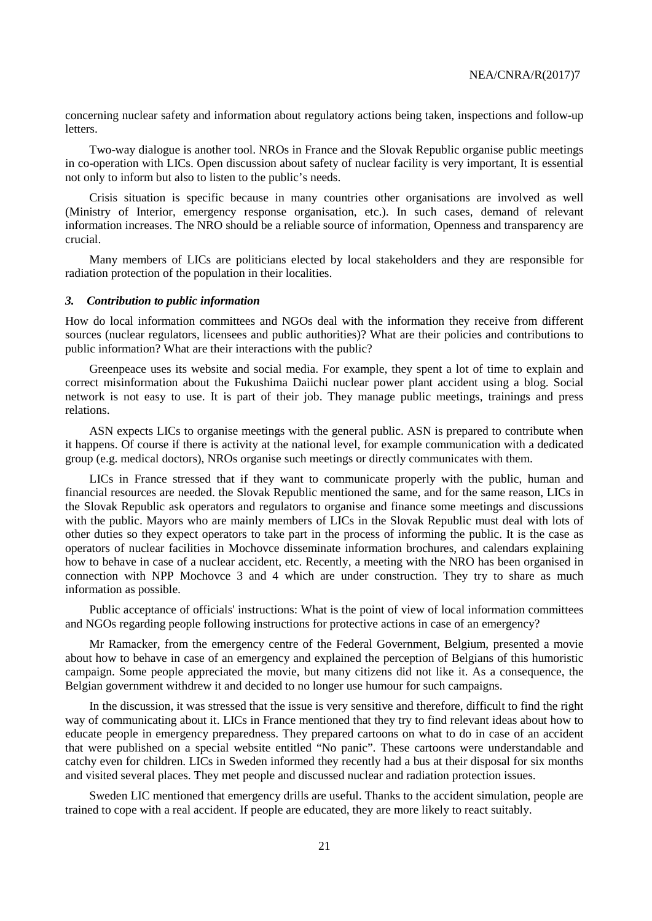concerning nuclear safety and information about regulatory actions being taken, inspections and follow-up letters.

Two-way dialogue is another tool. NROs in France and the Slovak Republic organise public meetings in co-operation with LICs. Open discussion about safety of nuclear facility is very important, It is essential not only to inform but also to listen to the public's needs.

Crisis situation is specific because in many countries other organisations are involved as well (Ministry of Interior, emergency response organisation, etc.). In such cases, demand of relevant information increases. The NRO should be a reliable source of information, Openness and transparency are crucial.

Many members of LICs are politicians elected by local stakeholders and they are responsible for radiation protection of the population in their localities.

### *3. Contribution to public information*

How do local information committees and NGOs deal with the information they receive from different sources (nuclear regulators, licensees and public authorities)? What are their policies and contributions to public information? What are their interactions with the public?

Greenpeace uses its website and social media. For example, they spent a lot of time to explain and correct misinformation about the Fukushima Daiichi nuclear power plant accident using a blog. Social network is not easy to use. It is part of their job. They manage public meetings, trainings and press relations.

ASN expects LICs to organise meetings with the general public. ASN is prepared to contribute when it happens. Of course if there is activity at the national level, for example communication with a dedicated group (e.g. medical doctors), NROs organise such meetings or directly communicates with them.

LICs in France stressed that if they want to communicate properly with the public, human and financial resources are needed. the Slovak Republic mentioned the same, and for the same reason, LICs in the Slovak Republic ask operators and regulators to organise and finance some meetings and discussions with the public. Mayors who are mainly members of LICs in the Slovak Republic must deal with lots of other duties so they expect operators to take part in the process of informing the public. It is the case as operators of nuclear facilities in Mochovce disseminate information brochures, and calendars explaining how to behave in case of a nuclear accident, etc. Recently, a meeting with the NRO has been organised in connection with NPP Mochovce 3 and 4 which are under construction. They try to share as much information as possible.

Public acceptance of officials' instructions: What is the point of view of local information committees and NGOs regarding people following instructions for protective actions in case of an emergency?

Mr Ramacker, from the emergency centre of the Federal Government, Belgium, presented a movie about how to behave in case of an emergency and explained the perception of Belgians of this humoristic campaign. Some people appreciated the movie, but many citizens did not like it. As a consequence, the Belgian government withdrew it and decided to no longer use humour for such campaigns.

In the discussion, it was stressed that the issue is very sensitive and therefore, difficult to find the right way of communicating about it. LICs in France mentioned that they try to find relevant ideas about how to educate people in emergency preparedness. They prepared cartoons on what to do in case of an accident that were published on a special website entitled "No panic". These cartoons were understandable and catchy even for children. LICs in Sweden informed they recently had a bus at their disposal for six months and visited several places. They met people and discussed nuclear and radiation protection issues.

Sweden LIC mentioned that emergency drills are useful. Thanks to the accident simulation, people are trained to cope with a real accident. If people are educated, they are more likely to react suitably.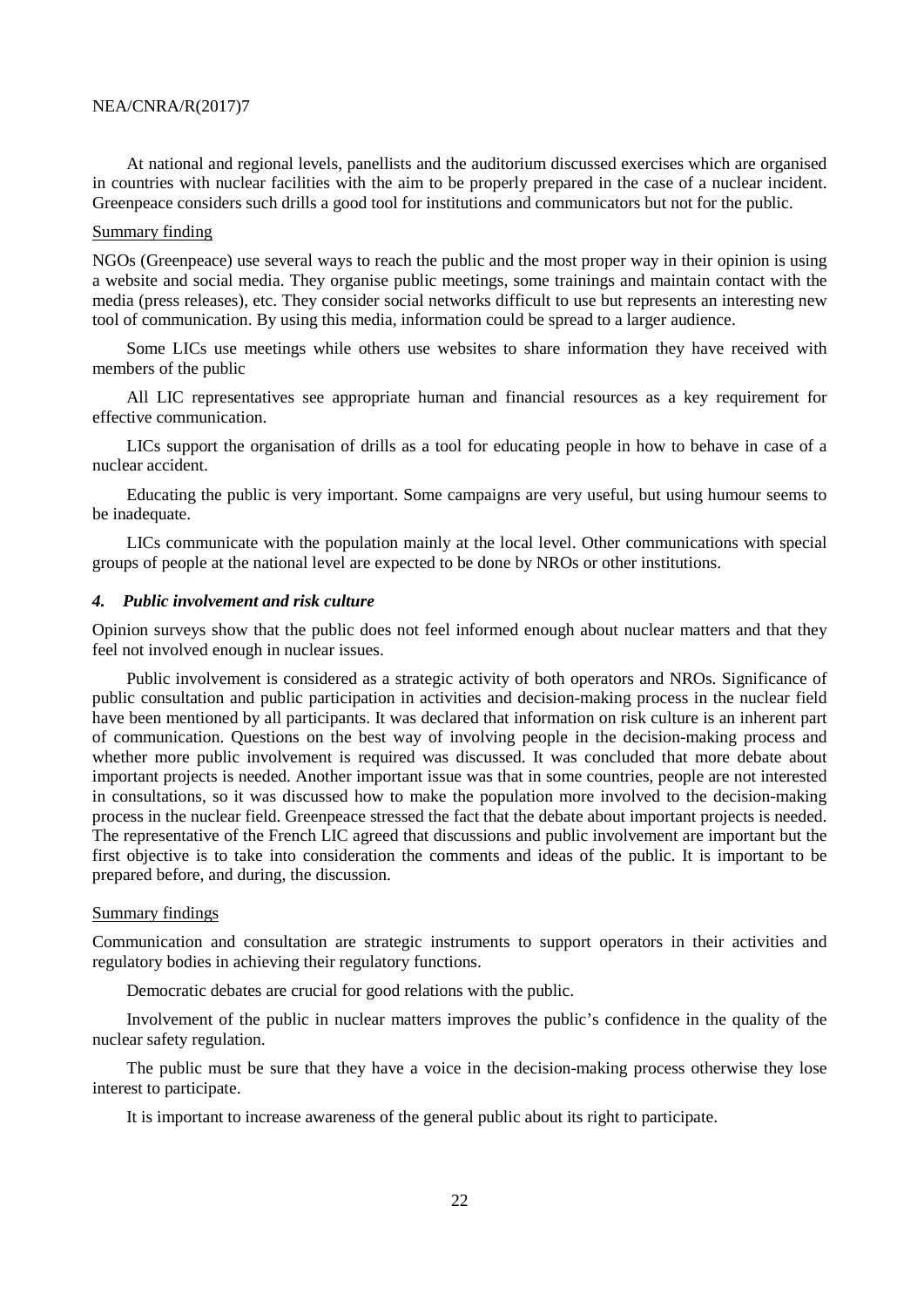At national and regional levels, panellists and the auditorium discussed exercises which are organised in countries with nuclear facilities with the aim to be properly prepared in the case of a nuclear incident. Greenpeace considers such drills a good tool for institutions and communicators but not for the public.

Summary finding

NGOs (Greenpeace) use several ways to reach the public and the most proper way in their opinion is using a website and social media. They organise public meetings, some trainings and maintain contact with the media (press releases), etc. They consider social networks difficult to use but represents an interesting new tool of communication. By using this media, information could be spread to a larger audience.

Some LICs use meetings while others use websites to share information they have received with members of the public

All LIC representatives see appropriate human and financial resources as a key requirement for effective communication.

LICs support the organisation of drills as a tool for educating people in how to behave in case of a nuclear accident.

Educating the public is very important. Some campaigns are very useful, but using humour seems to be inadequate.

LICs communicate with the population mainly at the local level. Other communications with special groups of people at the national level are expected to be done by NROs or other institutions.

### *4. Public involvement and risk culture*

Opinion surveys show that the public does not feel informed enough about nuclear matters and that they feel not involved enough in nuclear issues.

Public involvement is considered as a strategic activity of both operators and NROs. Significance of public consultation and public participation in activities and decision-making process in the nuclear field have been mentioned by all participants. It was declared that information on risk culture is an inherent part of communication. Questions on the best way of involving people in the decision-making process and whether more public involvement is required was discussed. It was concluded that more debate about important projects is needed. Another important issue was that in some countries, people are not interested in consultations, so it was discussed how to make the population more involved to the decision-making process in the nuclear field. Greenpeace stressed the fact that the debate about important projects is needed. The representative of the French LIC agreed that discussions and public involvement are important but the first objective is to take into consideration the comments and ideas of the public. It is important to be prepared before, and during, the discussion.

Summary findings

Communication and consultation are strategic instruments to support operators in their activities and regulatory bodies in achieving their regulatory functions.

Democratic debates are crucial for good relations with the public.

Involvement of the public in nuclear matters improves the public's confidence in the quality of the nuclear safety regulation.

The public must be sure that they have a voice in the decision-making process otherwise they lose interest to participate.

It is important to increase awareness of the general public about its right to participate.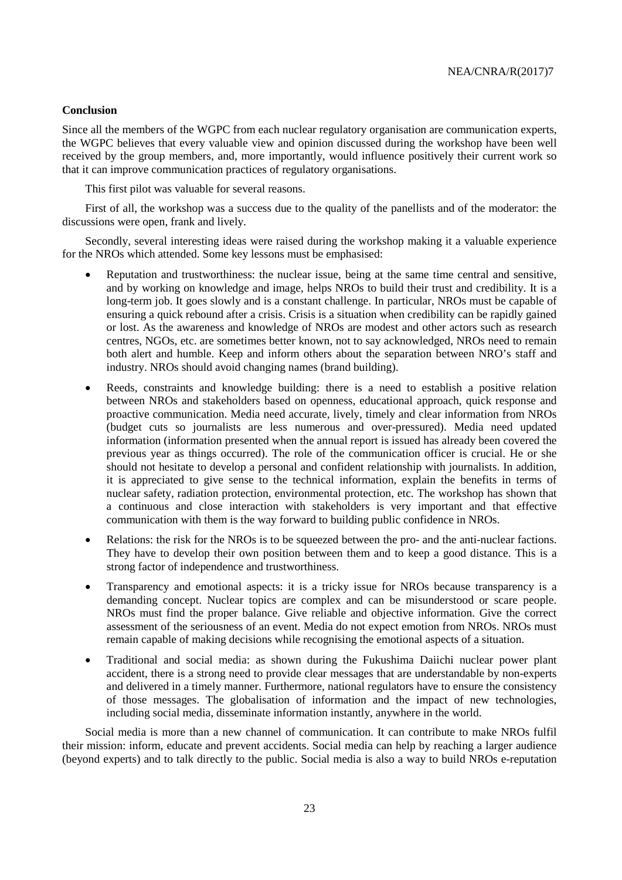**Conclusion**

Since all the members of the WGPC from each nuclear regulatory organisation are communication experts, the WGPC believes that every valuable view and opinion discussed during the workshop have been well received by the group members, and, more importantly, would influence positively their current work so that it can improve communication practices of regulatory organisations.

This first pilot was valuable for several reasons.

First of all, the workshop was a success due to the quality of the panellists and of the moderator: the discussions were open, frank and lively.

Secondly, several interesting ideas were raised during the workshop making it a valuable experience for the NROs which attended. Some key lessons must be emphasised:

- Reputation and trustworthiness: the nuclear issue, being at the same time central and sensitive, and by working on knowledge and image, helps NROs to build their trust and credibility. It is a long-term job. It goes slowly and is a constant challenge. In particular, NROs must be capable of ensuring a quick rebound after a crisis. Crisis is a situation when credibility can be rapidly gained or lost. As the awareness and knowledge of NROs are modest and other actors such as research centres, NGOs, etc. are sometimes better known, not to say acknowledged, NROs need to remain both alert and humble. Keep and inform others about the separation between NRO's staff and industry. NROs should avoid changing names (brand building).
- Reeds, constraints and knowledge building: there is a need to establish a positive relation between NROs and stakeholders based on openness, educational approach, quick response and proactive communication. Media need accurate, lively, timely and clear information from NROs (budget cuts so journalists are less numerous and over-pressured). Media need updated information (information presented when the annual report is issued has already been covered the previous year as things occurred). The role of the communication officer is crucial. He or she should not hesitate to develop a personal and confident relationship with journalists. In addition, it is appreciated to give sense to the technical information, explain the benefits in terms of nuclear safety, radiation protection, environmental protection, etc. The workshop has shown that a continuous and close interaction with stakeholders is very important and that effective communication with them is the way forward to building public confidence in NROs.
- Relations: the risk for the NROs is to be squeezed between the pro- and the anti-nuclear factions. They have to develop their own position between them and to keep a good distance. This is a strong factor of independence and trustworthiness.
- Transparency and emotional aspects: it is a tricky issue for NROs because transparency is a demanding concept. Nuclear topics are complex and can be misunderstood or scare people. NROs must find the proper balance. Give reliable and objective information. Give the correct assessment of the seriousness of an event. Media do not expect emotion from NROs. NROs must remain capable of making decisions while recognising the emotional aspects of a situation.
- Traditional and social media: as shown during the Fukushima Daiichi nuclear power plant accident, there is a strong need to provide clear messages that are understandable by non-experts and delivered in a timely manner. Furthermore, national regulators have to ensure the consistency of those messages. The globalisation of information and the impact of new technologies, including social media, disseminate information instantly, anywhere in the world.

Social media is more than a new channel of communication. It can contribute to make NROs fulfil their mission: inform, educate and prevent accidents. Social media can help by reaching a larger audience (beyond experts) and to talk directly to the public. Social media is also a way to build NROs e-reputation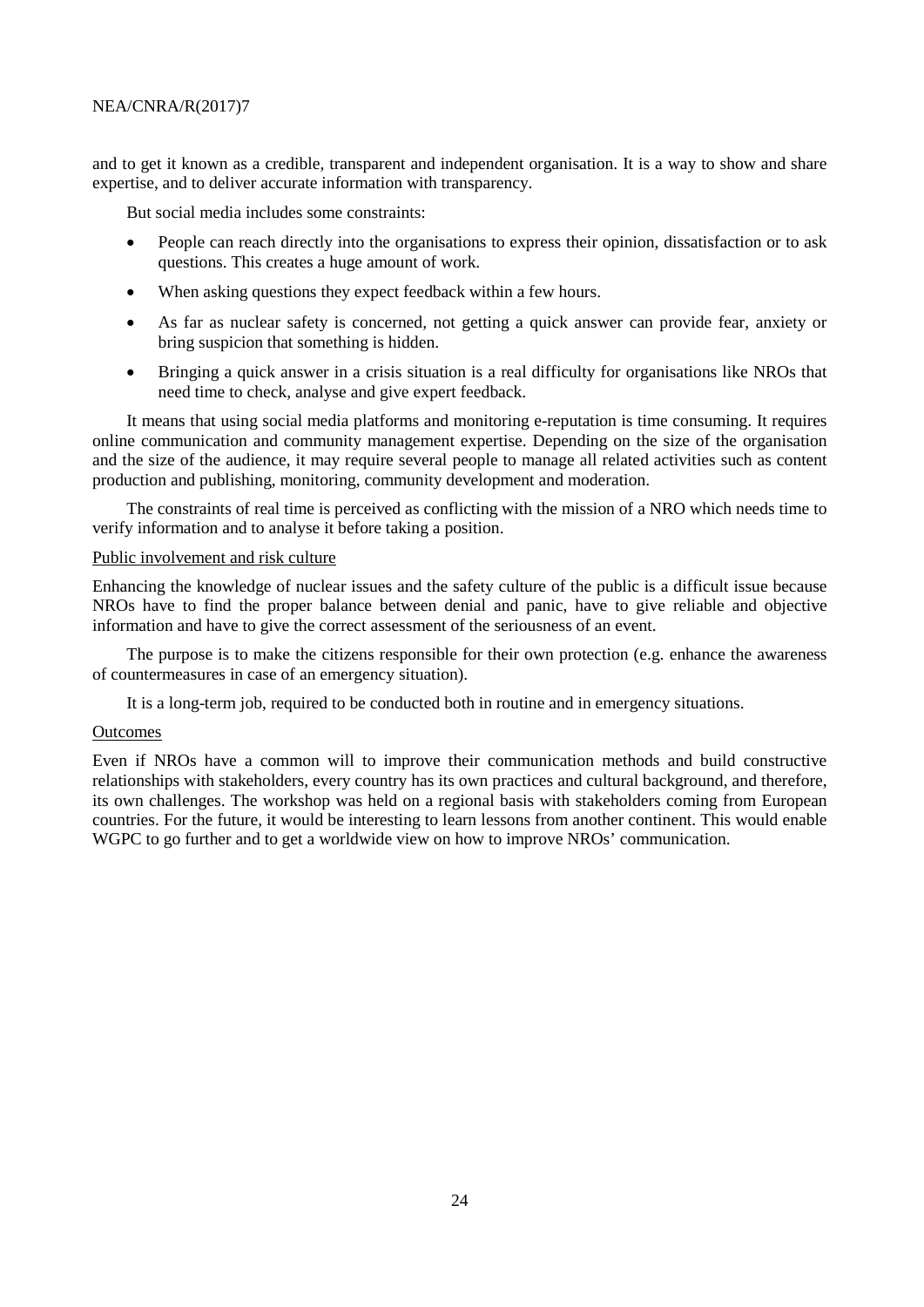and to get it known as a credible, transparent and independent organisation. It is a way to show and share expertise, and to deliver accurate information with transparency.

But social media includes some constraints:

- People can reach directly into the organisations to express their opinion, dissatisfaction or to ask questions. This creates a huge amount of work.
- When asking questions they expect feedback within a few hours.
- As far as nuclear safety is concerned, not getting a quick answer can provide fear, anxiety or bring suspicion that something is hidden.
- Bringing a quick answer in a crisis situation is a real difficulty for organisations like NROs that need time to check, analyse and give expert feedback.

It means that using social media platforms and monitoring e-reputation is time consuming. It requires online communication and community management expertise. Depending on the size of the organisation and the size of the audience, it may require several people to manage all related activities such as content production and publishing, monitoring, community development and moderation.

The constraints of real time is perceived as conflicting with the mission of a NRO which needs time to verify information and to analyse it before taking a position.

Public involvement and risk culture

Enhancing the knowledge of nuclear issues and the safety culture of the public is a difficult issue because NROs have to find the proper balance between denial and panic, have to give reliable and objective information and have to give the correct assessment of the seriousness of an event.

The purpose is to make the citizens responsible for their own protection (e.g. enhance the awareness of countermeasures in case of an emergency situation).

It is a long-term job, required to be conducted both in routine and in emergency situations.

Outcomes

Even if NROs have a common will to improve their communication methods and build constructive relationships with stakeholders, every country has its own practices and cultural background, and therefore, its own challenges. The workshop was held on a regional basis with stakeholders coming from European countries. For the future, it would be interesting to learn lessons from another continent. This would enable WGPC to go further and to get a worldwide view on how to improve NROs' communication.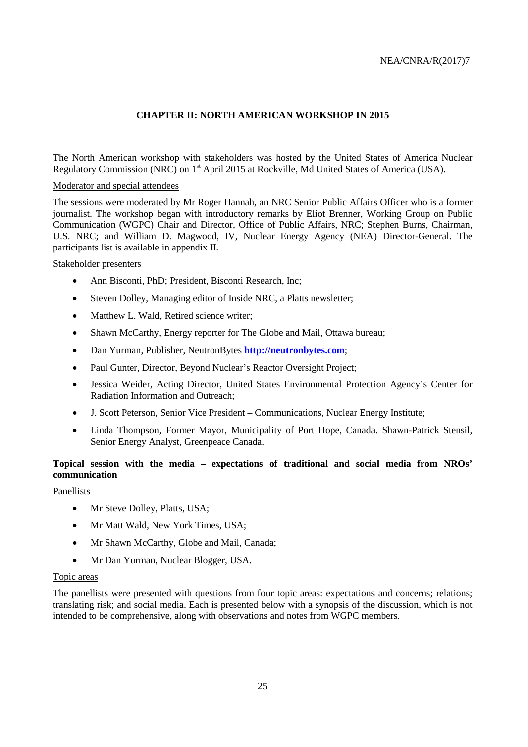## CHAPTER II: NORTH AMERICAN WORKSHOP IN 2015

The North American workshop with stakeholders was hosted by the United States of America Nuclear Regulatory Commission (NRC) on 1st April 2015 at Rockville, Md United States of America (USA).

Moderator and special attendees

The sessions were moderated by Mr Roger Hannah, an NRC Senior Public Affairs Officer who is a former journalist. The workshop began with introductory remarks by Eliot Brenner, Working Group on Public Communication (WGPC) Chair and Director, Office of Public Affairs, NRC; Stephen Burns, Chairman, U.S. NRC; and William D. Magwood, IV, Nuclear Energy Agency (NEA) Director-General. The participants list is available in appendix II.

Stakeholder presenters

- Ann Bisconti, PhD; President, Bisconti Research, Inc;
- Steven Dolley, Managing editor of Inside NRC, a Platts newsletter;
- Matthew L. Wald, Retired science writer;
- Shawn McCarthy, Energy reporter for The Globe and Mail, Ottawa bureau;
- Dan Yurman, Publisher, NeutronBytes **http://neutronbytes.com**;
- Paul Gunter, Director, Beyond Nuclear's Reactor Oversight Project;
- Jessica Weider, Acting Director, United States Environmental Protection Agency's Center for Radiation Information and Outreach;
- J. Scott Peterson, Senior Vice President – Communications, Nuclear Energy Institute;
- Linda Thompson, Former Mayor, Municipality of Port Hope, Canada. Shawn-Patrick Stensil, Senior Energy Analyst, Greenpeace Canada.

### Topical session with the media – expectations of traditional and social media from NROs' communication

Panellists

- Mr Steve Dolley, Platts, USA;
- Mr Matt Wald, New York Times, USA;
- Mr Shawn McCarthy, Globe and Mail, Canada;
- Mr Dan Yurman, Nuclear Blogger, USA.

Topic areas

The panellists were presented with questions from four topic areas: expectations and concerns; relations; translating risk; and social media. Each is presented below with a synopsis of the discussion, which is not intended to be comprehensive, along with observations and notes from WGPC members.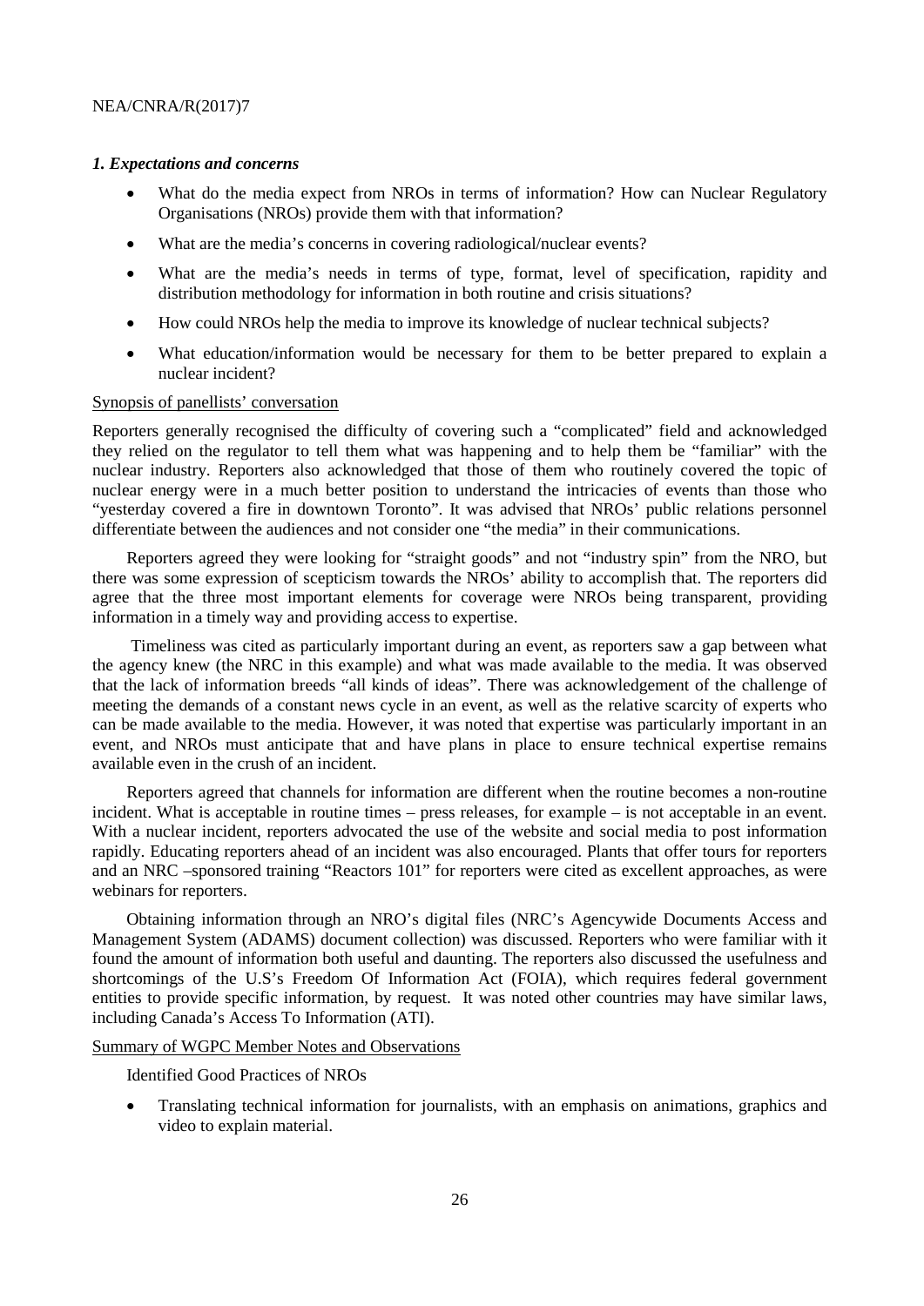### *1. Expectations and concerns*

- What do the media expect from NROs in terms of information? How can Nuclear Regulatory Organisations (NROs) provide them with that information?
- What are the media's concerns in covering radiological/nuclear events?
- What are the media's needs in terms of type, format, level of specification, rapidity and distribution methodology for information in both routine and crisis situations?
- How could NROs help the media to improve its knowledge of nuclear technical subjects?
- What education/information would be necessary for them to be better prepared to explain a nuclear incident?

Synopsis of panellists' conversation

Reporters generally recognised the difficulty of covering such a "complicated" field and acknowledged they relied on the regulator to tell them what was happening and to help them be "familiar" with the nuclear industry. Reporters also acknowledged that those of them who routinely covered the topic of nuclear energy were in a much better position to understand the intricacies of events than those who "yesterday covered a fire in downtown Toronto". It was advised that NROs' public relations personnel differentiate between the audiences and not consider one "the media" in their communications.

Reporters agreed they were looking for "straight goods" and not "industry spin" from the NRO, but there was some expression of scepticism towards the NROs' ability to accomplish that. The reporters did agree that the three most important elements for coverage were NROs being transparent, providing information in a timely way and providing access to expertise.

Timeliness was cited as particularly important during an event, as reporters saw a gap between what the agency knew (the NRC in this example) and what was made available to the media. It was observed that the lack of information breeds "all kinds of ideas". There was acknowledgement of the challenge of meeting the demands of a constant news cycle in an event, as well as the relative scarcity of experts who can be made available to the media. However, it was noted that expertise was particularly important in an event, and NROs must anticipate that and have plans in place to ensure technical expertise remains available even in the crush of an incident.

Reporters agreed that channels for information are different when the routine becomes a non-routine incident. What is acceptable in routine times – press releases, for example – is not acceptable in an event. With a nuclear incident, reporters advocated the use of the website and social media to post information rapidly. Educating reporters ahead of an incident was also encouraged. Plants that offer tours for reporters and an NRC –sponsored training "Reactors 101" for reporters were cited as excellent approaches, as were webinars for reporters.

Obtaining information through an NRO's digital files (NRC's Agencywide Documents Access and Management System (ADAMS) document collection) was discussed. Reporters who were familiar with it found the amount of information both useful and daunting. The reporters also discussed the usefulness and shortcomings of the U.S's Freedom Of Information Act (FOIA), which requires federal government entities to provide specific information, by request. It was noted other countries may have similar laws, including Canada's Access To Information (ATI).

Summary of WGPC Member Notes and Observations

Identified Good Practices of NROs

- Translating technical information for journalists, with an emphasis on animations, graphics and video to explain material.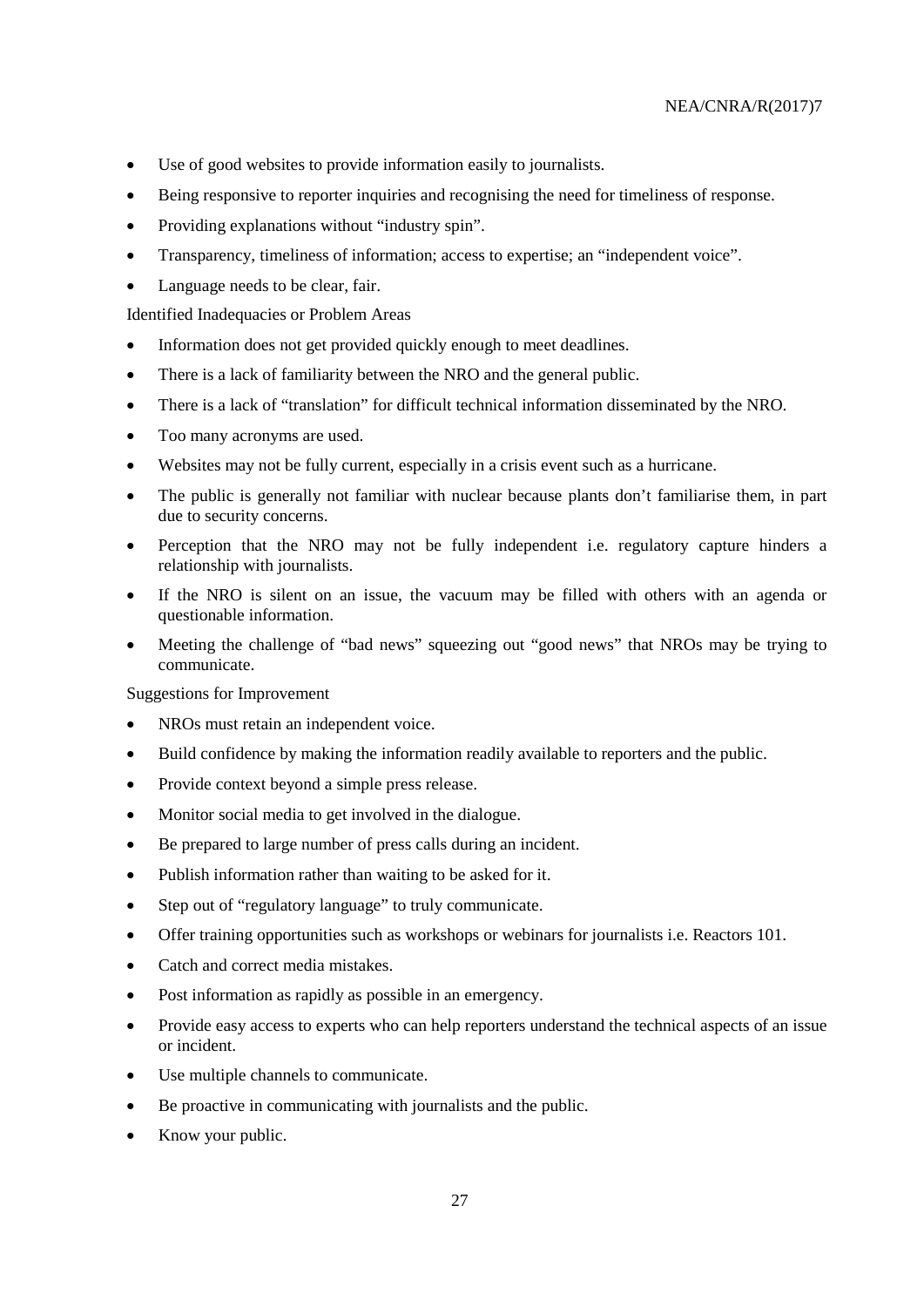- Use of good websites to provide information easily to journalists.
- Being responsive to reporter inquiries and recognising the need for timeliness of response.
- Providing explanations without "industry spin".
- Transparency, timeliness of information; access to expertise; an "independent voice".
- Language needs to be clear, fair.

Identified Inadequacies or Problem Areas

- Information does not get provided quickly enough to meet deadlines.
- There is a lack of familiarity between the NRO and the general public.
- There is a lack of "translation" for difficult technical information disseminated by the NRO.
- Too many acronyms are used.
- Websites may not be fully current, especially in a crisis event such as a hurricane.
- The public is generally not familiar with nuclear because plants don't familiarise them, in part due to security concerns.
- Perception that the NRO may not be fully independent i.e. regulatory capture hinders a relationship with journalists.
- If the NRO is silent on an issue, the vacuum may be filled with others with an agenda or questionable information.
- Meeting the challenge of "bad news" squeezing out "good news" that NROs may be trying to communicate.

Suggestions for Improvement

- NROs must retain an independent voice.
- Build confidence by making the information readily available to reporters and the public.
- Provide context beyond a simple press release.
- Monitor social media to get involved in the dialogue.
- Be prepared to large number of press calls during an incident.
- Publish information rather than waiting to be asked for it.
- Step out of "regulatory language" to truly communicate.
- Offer training opportunities such as workshops or webinars for journalists i.e. Reactors 101.
- Catch and correct media mistakes.
- Post information as rapidly as possible in an emergency.
- Provide easy access to experts who can help reporters understand the technical aspects of an issue or incident.
- Use multiple channels to communicate.
- Be proactive in communicating with journalists and the public.
- Know your public.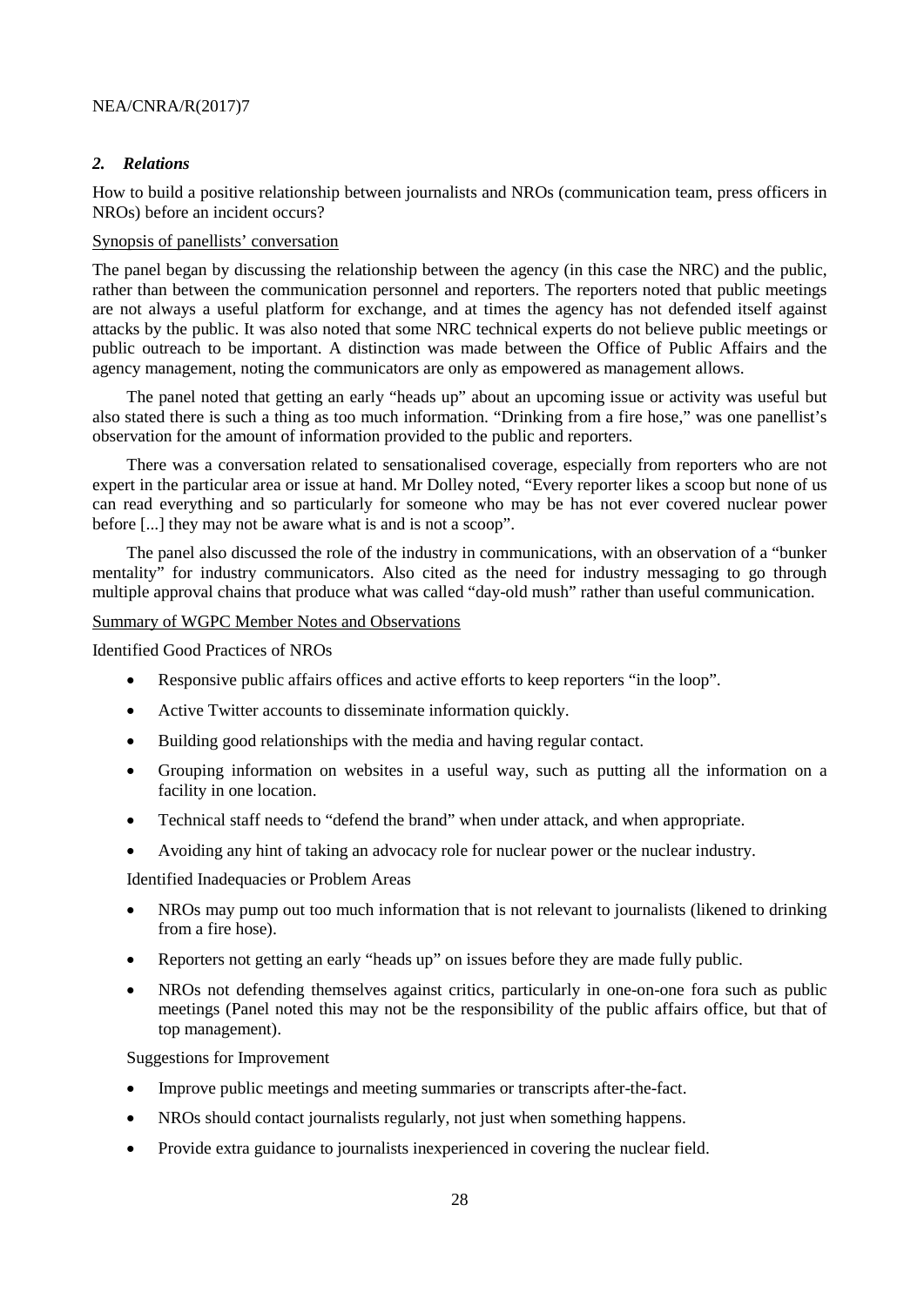## *2. Relations*

How to build a positive relationship between journalists and NROs (communication team, press officers in NROs) before an incident occurs?

Synopsis of panellists' conversation

The panel began by discussing the relationship between the agency (in this case the NRC) and the public, rather than between the communication personnel and reporters. The reporters noted that public meetings are not always a useful platform for exchange, and at times the agency has not defended itself against attacks by the public. It was also noted that some NRC technical experts do not believe public meetings or public outreach to be important. A distinction was made between the Office of Public Affairs and the agency management, noting the communicators are only as empowered as management allows.

The panel noted that getting an early "heads up" about an upcoming issue or activity was useful but also stated there is such a thing as too much information. "Drinking from a fire hose," was one panellist's observation for the amount of information provided to the public and reporters.

There was a conversation related to sensationalised coverage, especially from reporters who are not expert in the particular area or issue at hand. Mr Dolley noted, "Every reporter likes a scoop but none of us can read everything and so particularly for someone who may be has not ever covered nuclear power before [...] they may not be aware what is and is not a scoop".

The panel also discussed the role of the industry in communications, with an observation of a "bunker mentality" for industry communicators. Also cited as the need for industry messaging to go through multiple approval chains that produce what was called "day-old mush" rather than useful communication.

Summary of WGPC Member Notes and Observations

Identified Good Practices of NROs

- Responsive public affairs offices and active efforts to keep reporters "in the loop".
- Active Twitter accounts to disseminate information quickly.
- Building good relationships with the media and having regular contact.
- Grouping information on websites in a useful way, such as putting all the information on a facility in one location.
- Technical staff needs to "defend the brand" when under attack, and when appropriate.
- Avoiding any hint of taking an advocacy role for nuclear power or the nuclear industry.

Identified Inadequacies or Problem Areas

- NROs may pump out too much information that is not relevant to journalists (likened to drinking from a fire hose).
- Reporters not getting an early "heads up" on issues before they are made fully public.
- NROs not defending themselves against critics, particularly in one-on-one fora such as public meetings (Panel noted this may not be the responsibility of the public affairs office, but that of top management).

Suggestions for Improvement

- Improve public meetings and meeting summaries or transcripts after-the-fact.
- NROs should contact journalists regularly, not just when something happens.
- Provide extra guidance to journalists inexperienced in covering the nuclear field.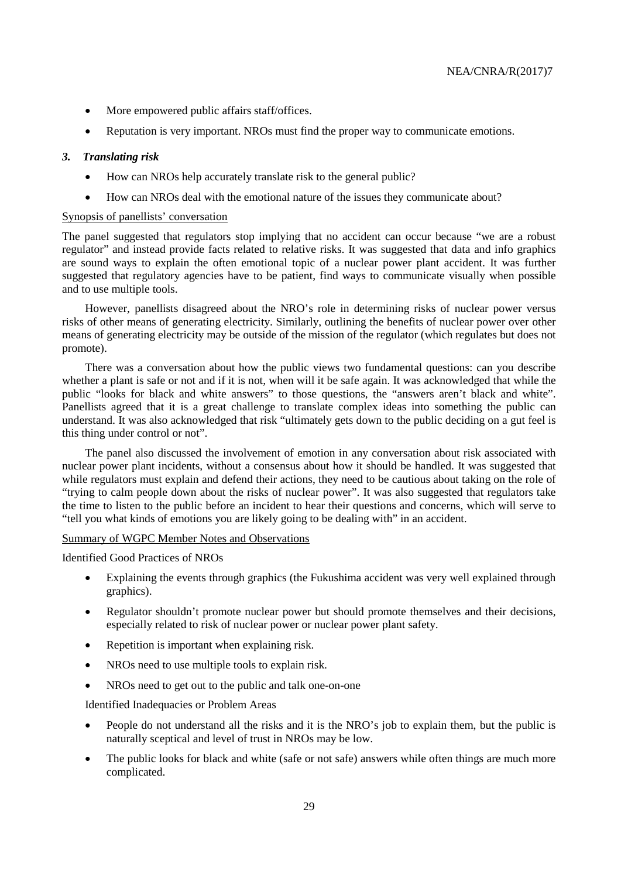- More empowered public affairs staff/offices.
- Reputation is very important. NROs must find the proper way to communicate emotions.

### *3. Translating risk*

- How can NROs help accurately translate risk to the general public?
- How can NROs deal with the emotional nature of the issues they communicate about?

Synopsis of panellists' conversation

The panel suggested that regulators stop implying that no accident can occur because "we are a robust regulator" and instead provide facts related to relative risks. It was suggested that data and info graphics are sound ways to explain the often emotional topic of a nuclear power plant accident. It was further suggested that regulatory agencies have to be patient, find ways to communicate visually when possible and to use multiple tools.

However, panellists disagreed about the NRO's role in determining risks of nuclear power versus risks of other means of generating electricity. Similarly, outlining the benefits of nuclear power over other means of generating electricity may be outside of the mission of the regulator (which regulates but does not promote).

There was a conversation about how the public views two fundamental questions: can you describe whether a plant is safe or not and if it is not, when will it be safe again. It was acknowledged that while the public "looks for black and white answers" to those questions, the "answers aren't black and white". Panellists agreed that it is a great challenge to translate complex ideas into something the public can understand. It was also acknowledged that risk "ultimately gets down to the public deciding on a gut feel is this thing under control or not".

The panel also discussed the involvement of emotion in any conversation about risk associated with nuclear power plant incidents, without a consensus about how it should be handled. It was suggested that while regulators must explain and defend their actions, they need to be cautious about taking on the role of "trying to calm people down about the risks of nuclear power". It was also suggested that regulators take the time to listen to the public before an incident to hear their questions and concerns, which will serve to "tell you what kinds of emotions you are likely going to be dealing with" in an accident.

Summary of WGPC Member Notes and Observations

Identified Good Practices of NROs

- Explaining the events through graphics (the Fukushima accident was very well explained through graphics).
- Regulator shouldn't promote nuclear power but should promote themselves and their decisions, especially related to risk of nuclear power or nuclear power plant safety.
- Repetition is important when explaining risk.
- NROs need to use multiple tools to explain risk.
- NROs need to get out to the public and talk one-on-one

Identified Inadequacies or Problem Areas

- People do not understand all the risks and it is the NRO's job to explain them, but the public is naturally sceptical and level of trust in NROs may be low.
- The public looks for black and white (safe or not safe) answers while often things are much more complicated.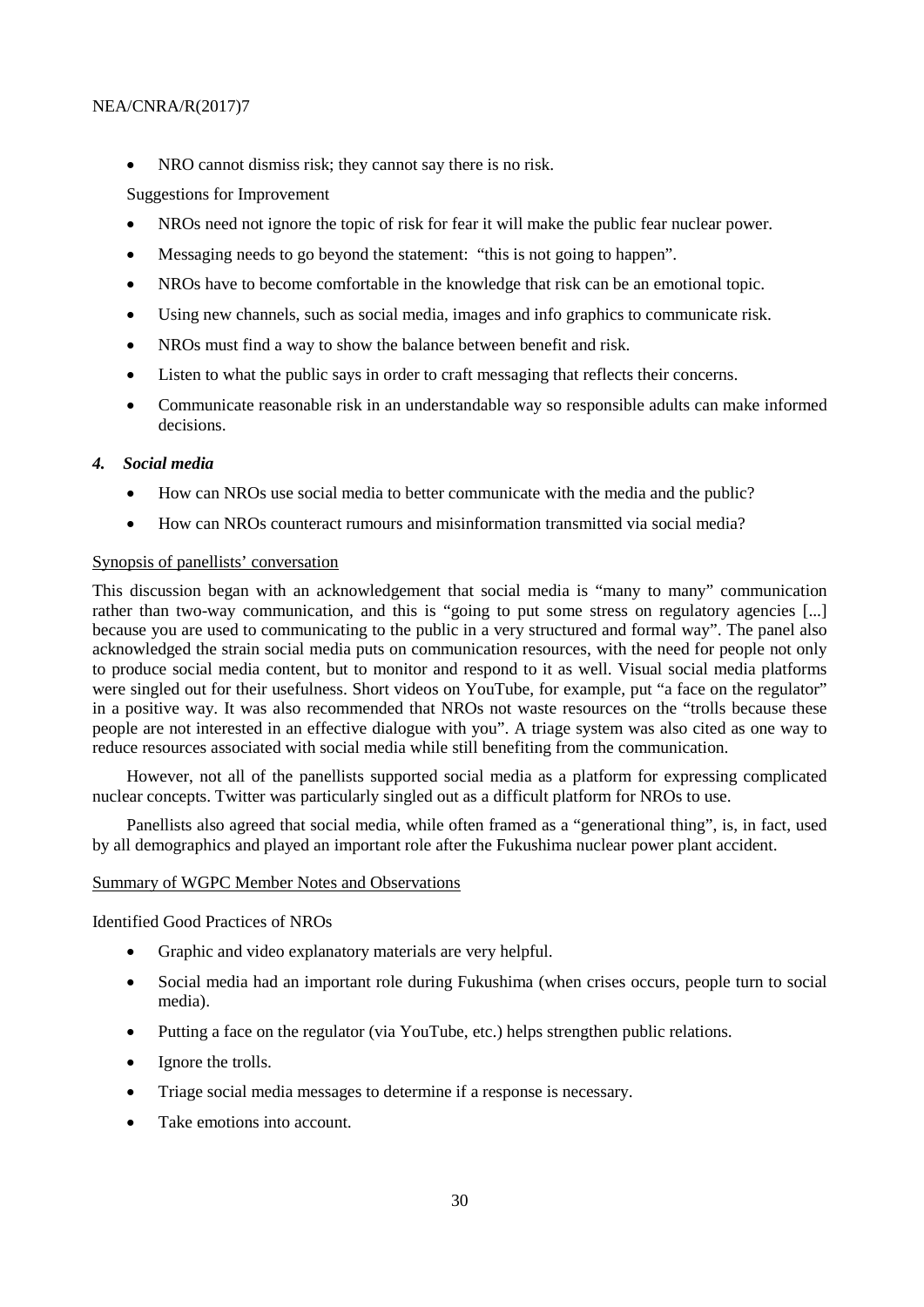- NRO cannot dismiss risk; they cannot say there is no risk.

Suggestions for Improvement

- NROs need not ignore the topic of risk for fear it will make the public fear nuclear power.
- Messaging needs to go beyond the statement: "this is not going to happen".
- NROs have to become comfortable in the knowledge that risk can be an emotional topic.
- Using new channels, such as social media, images and info graphics to communicate risk.
- NROs must find a way to show the balance between benefit and risk.
- Listen to what the public says in order to craft messaging that reflects their concerns.
- Communicate reasonable risk in an understandable way so responsible adults can make informed decisions.

### *4. Social media*

- How can NROs use social media to better communicate with the media and the public?
- How can NROs counteract rumours and misinformation transmitted via social media?

<u>Synopsis of panellists' conversation</u>

This discussion began with an acknowledgement that social media is "many to many" communication rather than two-way communication, and this is "going to put some stress on regulatory agencies [...] because you are used to communicating to the public in a very structured and formal way". The panel also acknowledged the strain social media puts on communication resources, with the need for people not only to produce social media content, but to monitor and respond to it as well. Visual social media platforms were singled out for their usefulness. Short videos on YouTube, for example, put "a face on the regulator" in a positive way. It was also recommended that NROs not waste resources on the "trolls because these people are not interested in an effective dialogue with you". A triage system was also cited as one way to reduce resources associated with social media while still benefiting from the communication.

However, not all of the panellists supported social media as a platform for expressing complicated nuclear concepts. Twitter was particularly singled out as a difficult platform for NROs to use.

Panellists also agreed that social media, while often framed as a "generational thing", is, in fact, used by all demographics and played an important role after the Fukushima nuclear power plant accident.

<u>Summary of WGPC Member Notes and Observations</u>

Identified Good Practices of NROs

- Graphic and video explanatory materials are very helpful.
- Social media had an important role during Fukushima (when crises occurs, people turn to social media).
- Putting a face on the regulator (via YouTube, etc.) helps strengthen public relations.
- Ignore the trolls.
- Triage social media messages to determine if a response is necessary.
- Take emotions into account.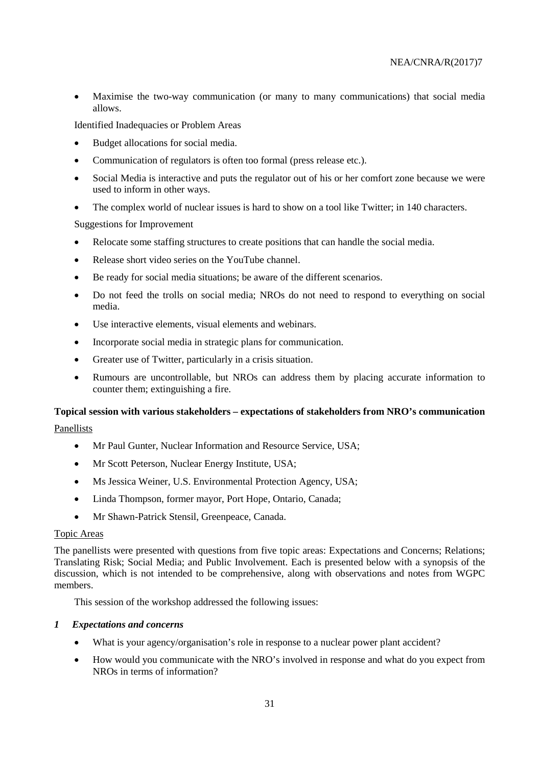- Maximise the two-way communication (or many to many communications) that social media allows.

Identified Inadequacies or Problem Areas

- Budget allocations for social media.
- Communication of regulators is often too formal (press release etc.).
- Social Media is interactive and puts the regulator out of his or her comfort zone because we were used to inform in other ways.
- The complex world of nuclear issues is hard to show on a tool like Twitter; in 140 characters.

Suggestions for Improvement

- Relocate some staffing structures to create positions that can handle the social media.
- Release short video series on the YouTube channel.
- Be ready for social media situations; be aware of the different scenarios.
- Do not feed the trolls on social media; NROs do not need to respond to everything on social media.
- Use interactive elements, visual elements and webinars.
- Incorporate social media in strategic plans for communication.
- Greater use of Twitter, particularly in a crisis situation.
- Rumours are uncontrollable, but NROs can address them by placing accurate information to counter them; extinguishing a fire.

**Topical session with various stakeholders – expectations of stakeholders from NRO's communication**

Panellists

- Mr Paul Gunter, Nuclear Information and Resource Service, USA;
- Mr Scott Peterson, Nuclear Energy Institute, USA;
- Ms Jessica Weiner, U.S. Environmental Protection Agency, USA;
- Linda Thompson, former mayor, Port Hope, Ontario, Canada;
- Mr Shawn-Patrick Stensil, Greenpeace, Canada.

Topic Areas

The panellists were presented with questions from five topic areas: Expectations and Concerns; Relations; Translating Risk; Social Media; and Public Involvement. Each is presented below with a synopsis of the discussion, which is not intended to be comprehensive, along with observations and notes from WGPC members.

This session of the workshop addressed the following issues:

***1 Expectations and concerns***

- What is your agency/organisation's role in response to a nuclear power plant accident?
- How would you communicate with the NRO's involved in response and what do you expect from NROs in terms of information?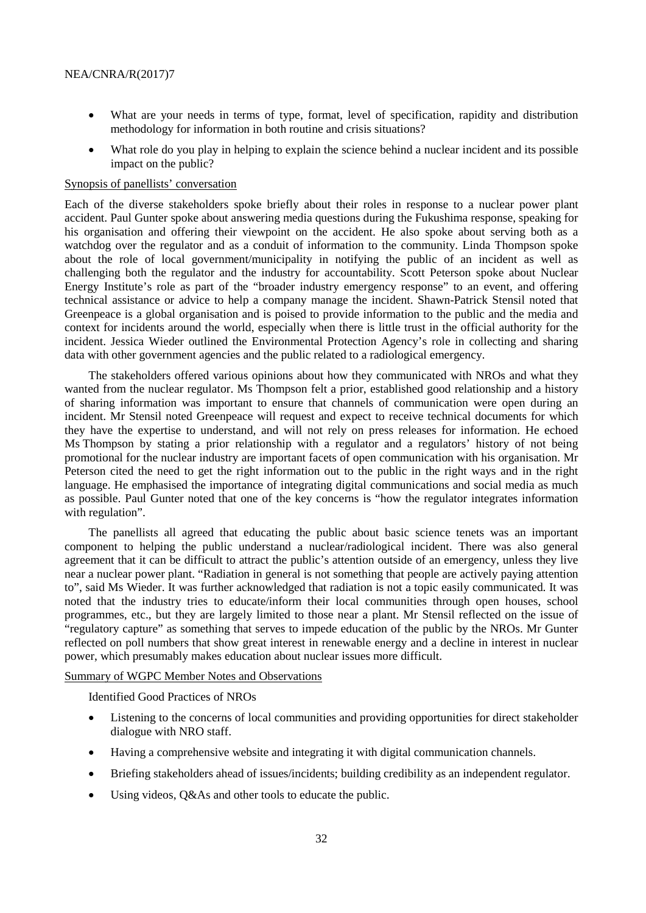- What are your needs in terms of type, format, level of specification, rapidity and distribution methodology for information in both routine and crisis situations?
- What role do you play in helping to explain the science behind a nuclear incident and its possible impact on the public?

Synopsis of panellists' conversation

Each of the diverse stakeholders spoke briefly about their roles in response to a nuclear power plant accident. Paul Gunter spoke about answering media questions during the Fukushima response, speaking for his organisation and offering their viewpoint on the accident. He also spoke about serving both as a watchdog over the regulator and as a conduit of information to the community. Linda Thompson spoke about the role of local government/municipality in notifying the public of an incident as well as challenging both the regulator and the industry for accountability. Scott Peterson spoke about Nuclear Energy Institute's role as part of the "broader industry emergency response" to an event, and offering technical assistance or advice to help a company manage the incident. Shawn-Patrick Stensil noted that Greenpeace is a global organisation and is poised to provide information to the public and the media and context for incidents around the world, especially when there is little trust in the official authority for the incident. Jessica Wieder outlined the Environmental Protection Agency's role in collecting and sharing data with other government agencies and the public related to a radiological emergency.

The stakeholders offered various opinions about how they communicated with NROs and what they wanted from the nuclear regulator. Ms Thompson felt a prior, established good relationship and a history of sharing information was important to ensure that channels of communication were open during an incident. Mr Stensil noted Greenpeace will request and expect to receive technical documents for which they have the expertise to understand, and will not rely on press releases for information. He echoed Ms Thompson by stating a prior relationship with a regulator and a regulators' history of not being promotional for the nuclear industry are important facets of open communication with his organisation. Mr Peterson cited the need to get the right information out to the public in the right ways and in the right language. He emphasised the importance of integrating digital communications and social media as much as possible. Paul Gunter noted that one of the key concerns is "how the regulator integrates information with regulation".

The panellists all agreed that educating the public about basic science tenets was an important component to helping the public understand a nuclear/radiological incident. There was also general agreement that it can be difficult to attract the public's attention outside of an emergency, unless they live near a nuclear power plant. "Radiation in general is not something that people are actively paying attention to", said Ms Wieder. It was further acknowledged that radiation is not a topic easily communicated. It was noted that the industry tries to educate/inform their local communities through open houses, school programmes, etc., but they are largely limited to those near a plant. Mr Stensil reflected on the issue of "regulatory capture" as something that serves to impede education of the public by the NROs. Mr Gunter reflected on poll numbers that show great interest in renewable energy and a decline in interest in nuclear power, which presumably makes education about nuclear issues more difficult.

Summary of WGPC Member Notes and Observations

Identified Good Practices of NROs

- Listening to the concerns of local communities and providing opportunities for direct stakeholder dialogue with NRO staff.
- Having a comprehensive website and integrating it with digital communication channels.
- Briefing stakeholders ahead of issues/incidents; building credibility as an independent regulator.
- Using videos, Q&As and other tools to educate the public.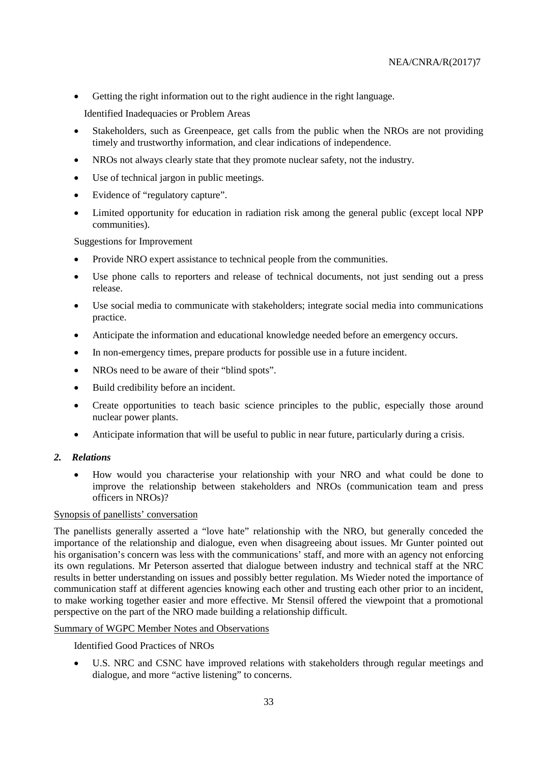- Getting the right information out to the right audience in the right language.

Identified Inadequacies or Problem Areas

- Stakeholders, such as Greenpeace, get calls from the public when the NROs are not providing timely and trustworthy information, and clear indications of independence.
- NROs not always clearly state that they promote nuclear safety, not the industry.
- Use of technical jargon in public meetings.
- Evidence of "regulatory capture".
- Limited opportunity for education in radiation risk among the general public (except local NPP communities).

Suggestions for Improvement

- Provide NRO expert assistance to technical people from the communities.
- Use phone calls to reporters and release of technical documents, not just sending out a press release.
- Use social media to communicate with stakeholders; integrate social media into communications practice.
- Anticipate the information and educational knowledge needed before an emergency occurs.
- In non-emergency times, prepare products for possible use in a future incident.
- NROs need to be aware of their "blind spots".
- Build credibility before an incident.
- Create opportunities to teach basic science principles to the public, especially those around nuclear power plants.
- Anticipate information that will be useful to public in near future, particularly during a crisis.

### *2. Relations*

- How would you characterise your relationship with your NRO and what could be done to improve the relationship between stakeholders and NROs (communication team and press officers in NROs)?

Synopsis of panellists' conversation

The panellists generally asserted a "love hate" relationship with the NRO, but generally conceded the importance of the relationship and dialogue, even when disagreeing about issues. Mr Gunter pointed out his organisation's concern was less with the communications' staff, and more with an agency not enforcing its own regulations. Mr Peterson asserted that dialogue between industry and technical staff at the NRC results in better understanding on issues and possibly better regulation. Ms Wieder noted the importance of communication staff at different agencies knowing each other and trusting each other prior to an incident, to make working together easier and more effective. Mr Stensil offered the viewpoint that a promotional perspective on the part of the NRO made building a relationship difficult.

Summary of WGPC Member Notes and Observations

Identified Good Practices of NROs

- U.S. NRC and CSNC have improved relations with stakeholders through regular meetings and dialogue, and more "active listening" to concerns.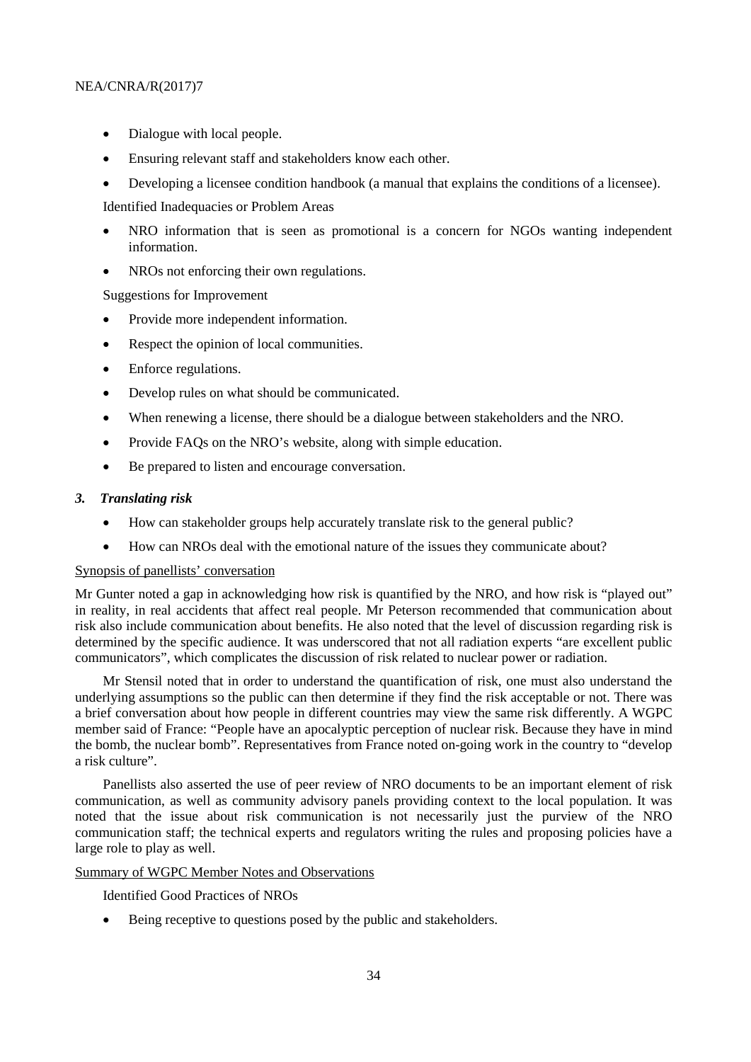- Dialogue with local people.
- Ensuring relevant staff and stakeholders know each other.
- Developing a licensee condition handbook (a manual that explains the conditions of a licensee).

Identified Inadequacies or Problem Areas

- NRO information that is seen as promotional is a concern for NGOs wanting independent information.
- NROs not enforcing their own regulations.

Suggestions for Improvement

- Provide more independent information.
- Respect the opinion of local communities.
- Enforce regulations.
- Develop rules on what should be communicated.
- When renewing a license, there should be a dialogue between stakeholders and the NRO.
- Provide FAQs on the NRO's website, along with simple education.
- Be prepared to listen and encourage conversation.

### *3. Translating risk*

- How can stakeholder groups help accurately translate risk to the general public?
- How can NROs deal with the emotional nature of the issues they communicate about?

Synopsis of panellists' conversation

Mr Gunter noted a gap in acknowledging how risk is quantified by the NRO, and how risk is "played out" in reality, in real accidents that affect real people. Mr Peterson recommended that communication about risk also include communication about benefits. He also noted that the level of discussion regarding risk is determined by the specific audience. It was underscored that not all radiation experts "are excellent public communicators", which complicates the discussion of risk related to nuclear power or radiation.

Mr Stensil noted that in order to understand the quantification of risk, one must also understand the underlying assumptions so the public can then determine if they find the risk acceptable or not. There was a brief conversation about how people in different countries may view the same risk differently. A WGPC member said of France: "People have an apocalyptic perception of nuclear risk. Because they have in mind the bomb, the nuclear bomb". Representatives from France noted on-going work in the country to "develop a risk culture".

Panellists also asserted the use of peer review of NRO documents to be an important element of risk communication, as well as community advisory panels providing context to the local population. It was noted that the issue about risk communication is not necessarily just the purview of the NRO communication staff; the technical experts and regulators writing the rules and proposing policies have a large role to play as well.

Summary of WGPC Member Notes and Observations

Identified Good Practices of NROs

- Being receptive to questions posed by the public and stakeholders.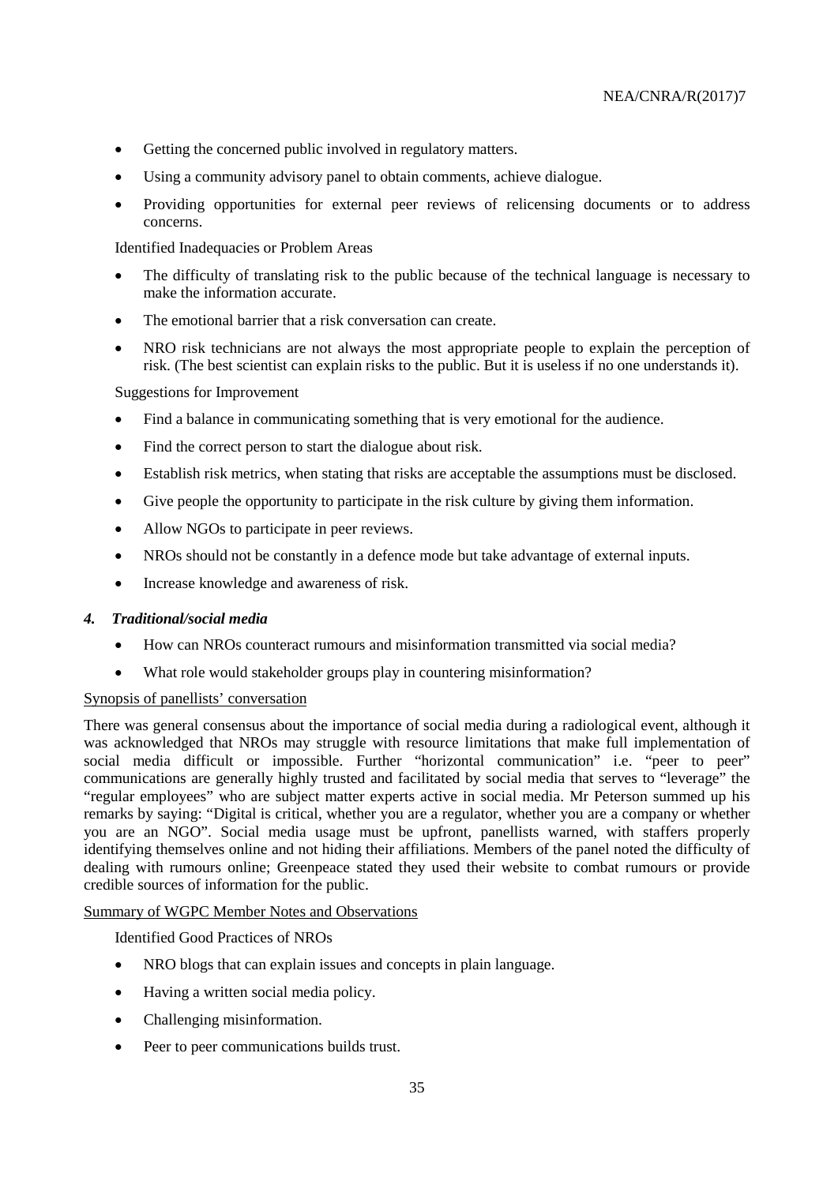- Getting the concerned public involved in regulatory matters.
- Using a community advisory panel to obtain comments, achieve dialogue.
- Providing opportunities for external peer reviews of relicensing documents or to address concerns.

Identified Inadequacies or Problem Areas

- The difficulty of translating risk to the public because of the technical language is necessary to make the information accurate.
- The emotional barrier that a risk conversation can create.
- NRO risk technicians are not always the most appropriate people to explain the perception of risk. (The best scientist can explain risks to the public. But it is useless if no one understands it).

Suggestions for Improvement

- Find a balance in communicating something that is very emotional for the audience.
- Find the correct person to start the dialogue about risk.
- Establish risk metrics, when stating that risks are acceptable the assumptions must be disclosed.
- Give people the opportunity to participate in the risk culture by giving them information.
- Allow NGOs to participate in peer reviews.
- NROs should not be constantly in a defence mode but take advantage of external inputs.
- Increase knowledge and awareness of risk.

### *4. Traditional/social media*

- How can NROs counteract rumours and misinformation transmitted via social media?
- What role would stakeholder groups play in countering misinformation?

Synopsis of panellists' conversation

There was general consensus about the importance of social media during a radiological event, although it was acknowledged that NROs may struggle with resource limitations that make full implementation of social media difficult or impossible. Further "horizontal communication" i.e. "peer to peer" communications are generally highly trusted and facilitated by social media that serves to "leverage" the "regular employees" who are subject matter experts active in social media. Mr Peterson summed up his remarks by saying: "Digital is critical, whether you are a regulator, whether you are a company or whether you are an NGO". Social media usage must be upfront, panellists warned, with staffers properly identifying themselves online and not hiding their affiliations. Members of the panel noted the difficulty of dealing with rumours online; Greenpeace stated they used their website to combat rumours or provide credible sources of information for the public.

Summary of WGPC Member Notes and Observations

Identified Good Practices of NROs

- NRO blogs that can explain issues and concepts in plain language.
- Having a written social media policy.
- Challenging misinformation.
- Peer to peer communications builds trust.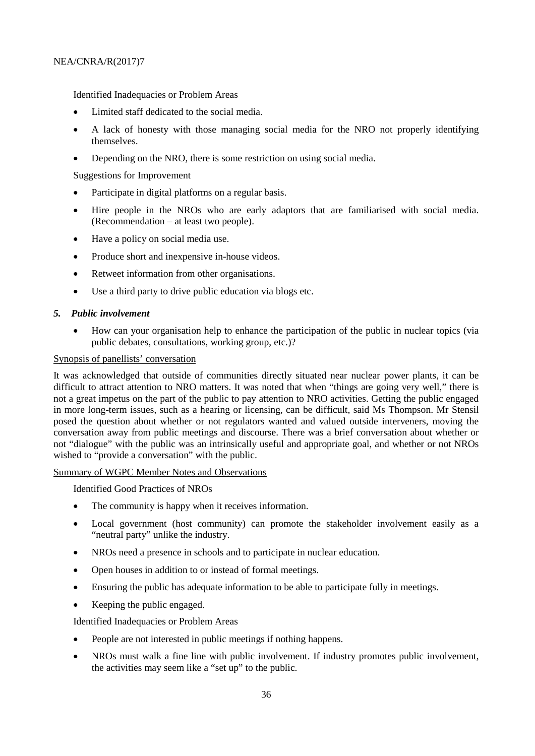Identified Inadequacies or Problem Areas

- Limited staff dedicated to the social media.
- A lack of honesty with those managing social media for the NRO not properly identifying themselves.
- Depending on the NRO, there is some restriction on using social media.

Suggestions for Improvement

- Participate in digital platforms on a regular basis.
- Hire people in the NROs who are early adaptors that are familiarised with social media. (Recommendation – at least two people).
- Have a policy on social media use.
- Produce short and inexpensive in-house videos.
- Retweet information from other organisations.
- Use a third party to drive public education via blogs etc.

### *5. Public involvement*

- How can your organisation help to enhance the participation of the public in nuclear topics (via public debates, consultations, working group, etc.)?

Synopsis of panellists' conversation

It was acknowledged that outside of communities directly situated near nuclear power plants, it can be difficult to attract attention to NRO matters. It was noted that when "things are going very well," there is not a great impetus on the part of the public to pay attention to NRO activities. Getting the public engaged in more long-term issues, such as a hearing or licensing, can be difficult, said Ms Thompson. Mr Stensil posed the question about whether or not regulators wanted and valued outside interveners, moving the conversation away from public meetings and discourse. There was a brief conversation about whether or not "dialogue" with the public was an intrinsically useful and appropriate goal, and whether or not NROs wished to "provide a conversation" with the public.

Summary of WGPC Member Notes and Observations

Identified Good Practices of NROs

- The community is happy when it receives information.
- Local government (host community) can promote the stakeholder involvement easily as a "neutral party" unlike the industry.
- NROs need a presence in schools and to participate in nuclear education.
- Open houses in addition to or instead of formal meetings.
- Ensuring the public has adequate information to be able to participate fully in meetings.
- Keeping the public engaged.

Identified Inadequacies or Problem Areas

- People are not interested in public meetings if nothing happens.
- NROs must walk a fine line with public involvement. If industry promotes public involvement, the activities may seem like a "set up" to the public.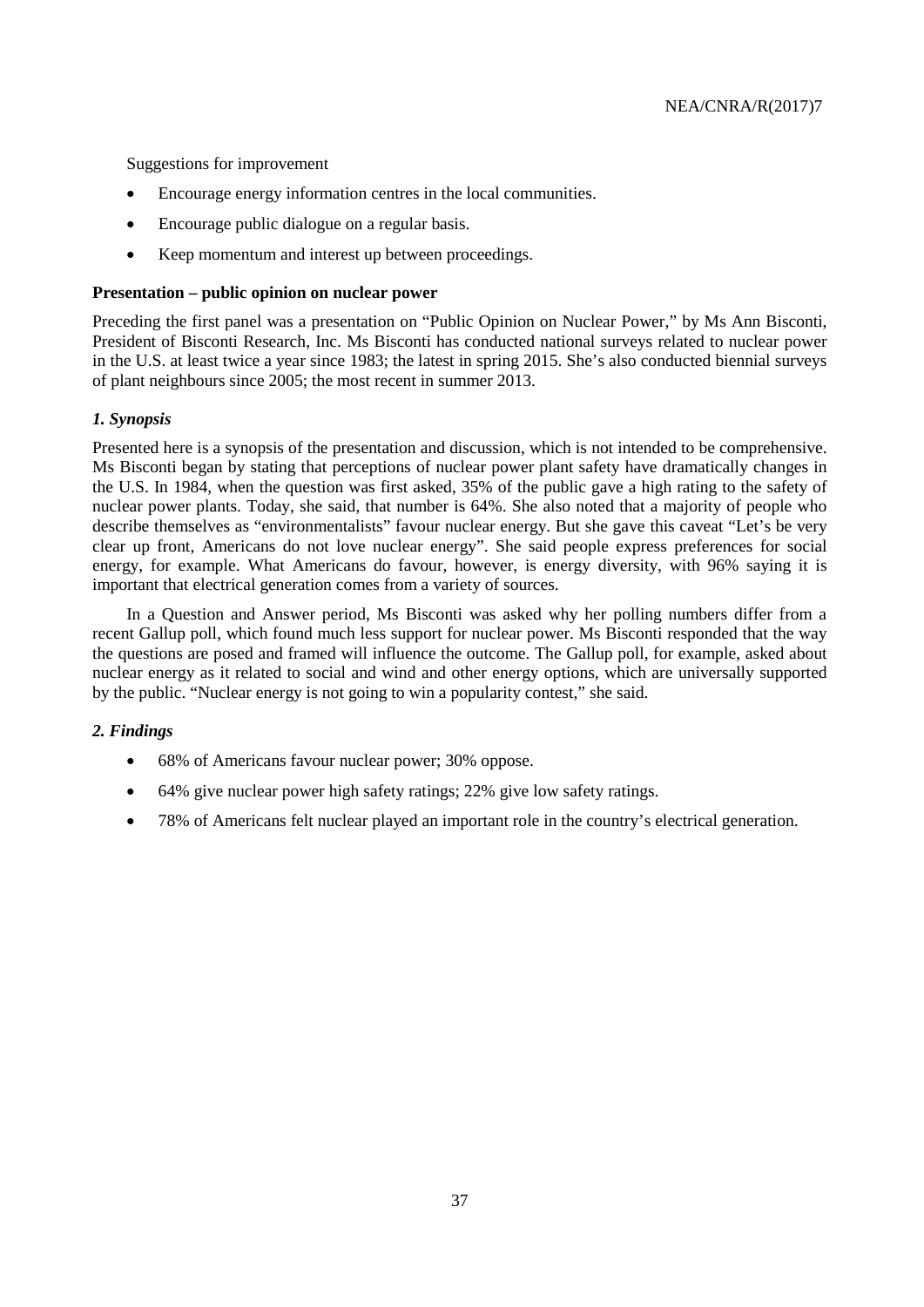Suggestions for improvement

- Encourage energy information centres in the local communities.
- Encourage public dialogue on a regular basis.
- Keep momentum and interest up between proceedings.

**Presentation – public opinion on nuclear power**

Preceding the first panel was a presentation on "Public Opinion on Nuclear Power," by Ms Ann Bisconti, President of Bisconti Research, Inc. Ms Bisconti has conducted national surveys related to nuclear power in the U.S. at least twice a year since 1983; the latest in spring 2015. She's also conducted biennial surveys of plant neighbours since 2005; the most recent in summer 2013.

***1. Synopsis***

Presented here is a synopsis of the presentation and discussion, which is not intended to be comprehensive. Ms Bisconti began by stating that perceptions of nuclear power plant safety have dramatically changes in the U.S. In 1984, when the question was first asked, 35% of the public gave a high rating to the safety of nuclear power plants. Today, she said, that number is 64%. She also noted that a majority of people who describe themselves as "environmentalists" favour nuclear energy. But she gave this caveat "Let's be very clear up front, Americans do not love nuclear energy". She said people express preferences for social energy, for example. What Americans do favour, however, is energy diversity, with 96% saying it is important that electrical generation comes from a variety of sources.

In a Question and Answer period, Ms Bisconti was asked why her polling numbers differ from a recent Gallup poll, which found much less support for nuclear power. Ms Bisconti responded that the way the questions are posed and framed will influence the outcome. The Gallup poll, for example, asked about nuclear energy as it related to social and wind and other energy options, which are universally supported by the public. "Nuclear energy is not going to win a popularity contest," she said.

***2. Findings***

- 68% of Americans favour nuclear power; 30% oppose.
- 64% give nuclear power high safety ratings; 22% give low safety ratings.
- 78% of Americans felt nuclear played an important role in the country's electrical generation.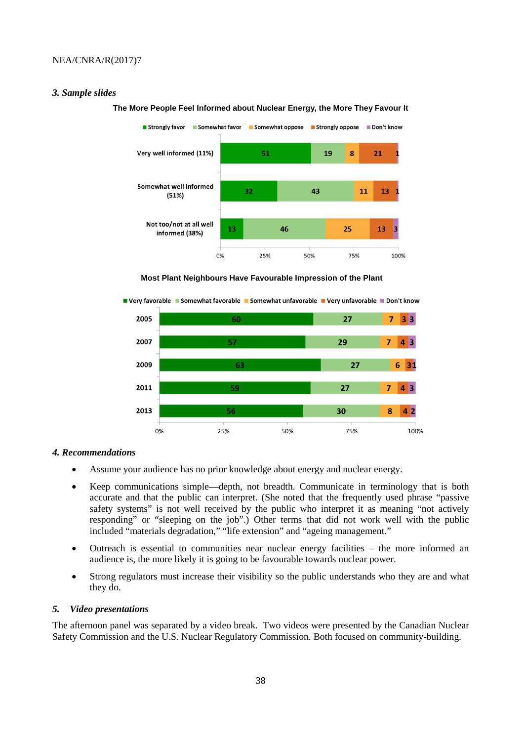### 3. Sample slides

**The More People Feel Informed about Nuclear Energy, the More They Favour It**

| | Strongly favor | Somewhat favor | Somewhat oppose | Strongly oppose | Don't know |
|---|---|---|---|---|---|
| Very well informed (11%) | 51 | 19 | 8 | 21 | 1 |
| Somewhat well informed (51%) | 32 | 43 | 11 | 13 | 1 |
| Not too/not at all well informed (38%) | 13 | 46 | 25 | 13 | 3 |

**Most Plant Neighbours Have Favourable Impression of the Plant**

| | Very favorable | Somewhat favorable | Somewhat unfavorable | Very unfavorable | Don't know |
|---|---|---|---|---|---|
| 2005 | 60 | 27 | 7 | 3 | 3 |
| 2007 | 57 | 29 | 7 | 4 | 3 |
| 2009 | 63 | 27 | 6 | 3 | 1 |
| 2011 | 59 | 27 | 7 | 4 | 3 |
| 2013 | 56 | 30 | 8 | 4 | 2 |

### 4. Recommendations

- Assume your audience has no prior knowledge about energy and nuclear energy.
- Keep communications simple—depth, not breadth. Communicate in terminology that is both accurate and that the public can interpret. (She noted that the frequently used phrase "passive safety systems" is not well received by the public who interpret it as meaning "not actively responding" or "sleeping on the job".) Other terms that did not work well with the public included "materials degradation," "life extension" and "ageing management."
- Outreach is essential to communities near nuclear energy facilities – the more informed an audience is, the more likely it is going to be favourable towards nuclear power.
- Strong regulators must increase their visibility so the public understands who they are and what they do.

### 5. Video presentations

The afternoon panel was separated by a video break. Two videos were presented by the Canadian Nuclear Safety Commission and the U.S. Nuclear Regulatory Commission. Both focused on community-building.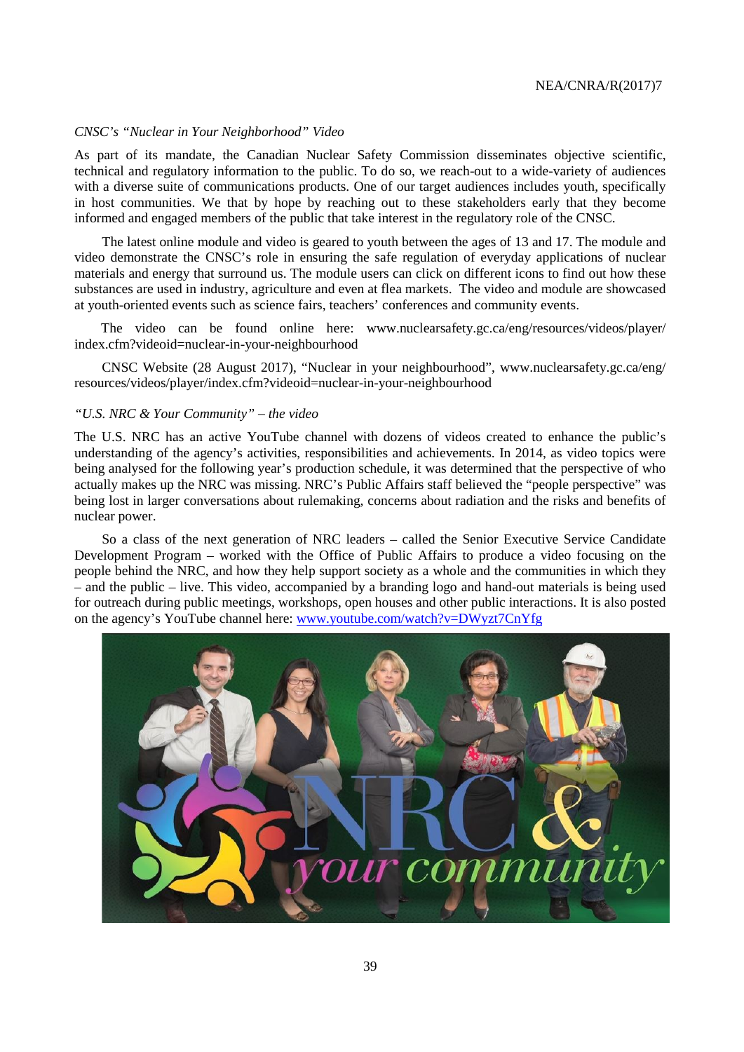*CNSC's "Nuclear in Your Neighborhood" Video*

As part of its mandate, the Canadian Nuclear Safety Commission disseminates objective scientific, technical and regulatory information to the public. To do so, we reach-out to a wide-variety of audiences with a diverse suite of communications products. One of our target audiences includes youth, specifically in host communities. We that by hope by reaching out to these stakeholders early that they become informed and engaged members of the public that take interest in the regulatory role of the CNSC.

The latest online module and video is geared to youth between the ages of 13 and 17. The module and video demonstrate the CNSC's role in ensuring the safe regulation of everyday applications of nuclear materials and energy that surround us. The module users can click on different icons to find out how these substances are used in industry, agriculture and even at flea markets. The video and module are showcased at youth-oriented events such as science fairs, teachers' conferences and community events.

The video can be found online here: www.nuclearsafety.gc.ca/eng/resources/videos/player/index.cfm?videoid=nuclear-in-your-neighbourhood

CNSC Website (28 August 2017), "Nuclear in your neighbourhood", www.nuclearsafety.gc.ca/eng/resources/videos/player/index.cfm?videoid=nuclear-in-your-neighbourhood

*"U.S. NRC & Your Community" – the video*

The U.S. NRC has an active YouTube channel with dozens of videos created to enhance the public's understanding of the agency's activities, responsibilities and achievements. In 2014, as video topics were being analysed for the following year's production schedule, it was determined that the perspective of who actually makes up the NRC was missing. NRC's Public Affairs staff believed the "people perspective" was being lost in larger conversations about rulemaking, concerns about radiation and the risks and benefits of nuclear power.

So a class of the next generation of NRC leaders – called the Senior Executive Service Candidate Development Program – worked with the Office of Public Affairs to produce a video focusing on the people behind the NRC, and how they help support society as a whole and the communities in which they – and the public – live. This video, accompanied by a branding logo and hand-out materials is being used for outreach during public meetings, workshops, open houses and other public interactions. It is also posted on the agency's YouTube channel here: www.youtube.com/watch?v=DWyzt7CnYfg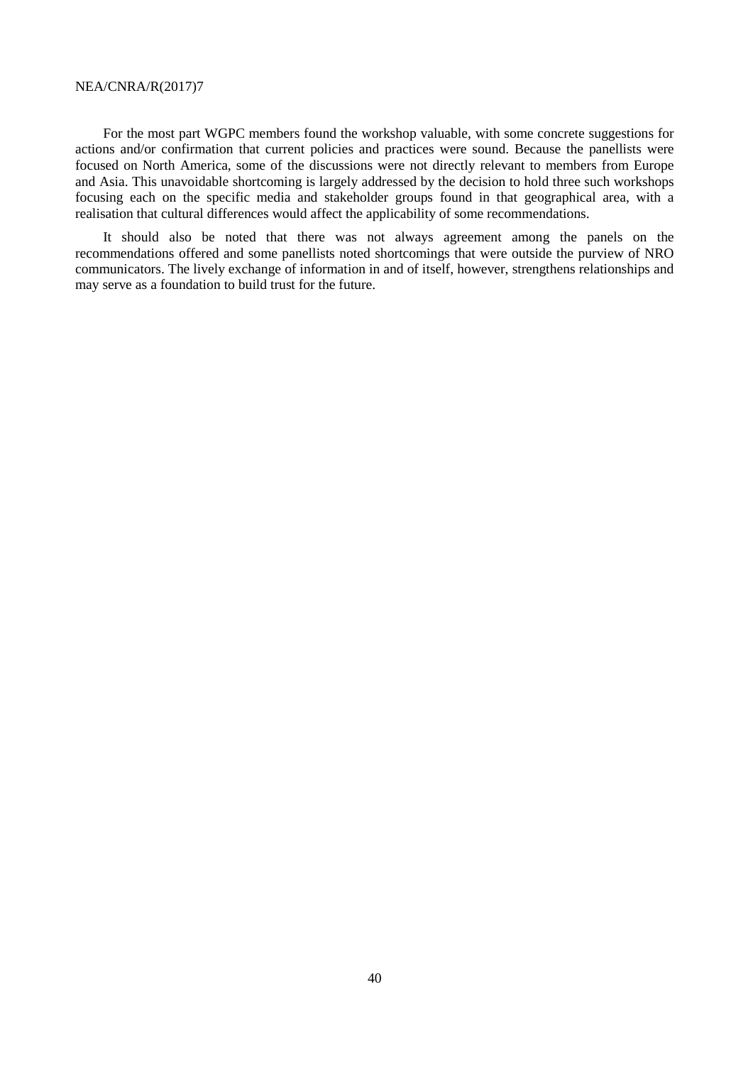For the most part WGPC members found the workshop valuable, with some concrete suggestions for actions and/or confirmation that current policies and practices were sound. Because the panellists were focused on North America, some of the discussions were not directly relevant to members from Europe and Asia. This unavoidable shortcoming is largely addressed by the decision to hold three such workshops focusing each on the specific media and stakeholder groups found in that geographical area, with a realisation that cultural differences would affect the applicability of some recommendations.

It should also be noted that there was not always agreement among the panels on the recommendations offered and some panellists noted shortcomings that were outside the purview of NRO communicators. The lively exchange of information in and of itself, however, strengthens relationships and may serve as a foundation to build trust for the future.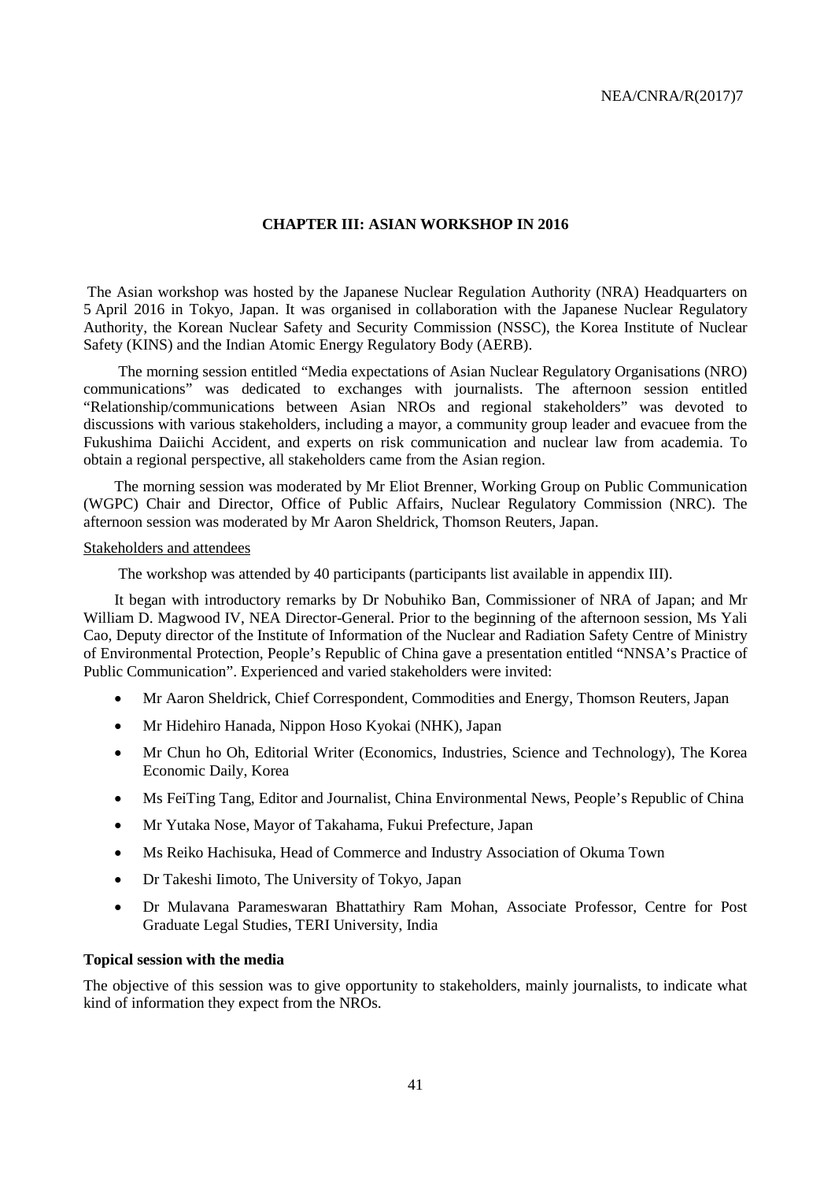## CHAPTER III: ASIAN WORKSHOP IN 2016

The Asian workshop was hosted by the Japanese Nuclear Regulation Authority (NRA) Headquarters on 5 April 2016 in Tokyo, Japan. It was organised in collaboration with the Japanese Nuclear Regulatory Authority, the Korean Nuclear Safety and Security Commission (NSSC), the Korea Institute of Nuclear Safety (KINS) and the Indian Atomic Energy Regulatory Body (AERB).

The morning session entitled "Media expectations of Asian Nuclear Regulatory Organisations (NRO) communications" was dedicated to exchanges with journalists. The afternoon session entitled "Relationship/communications between Asian NROs and regional stakeholders" was devoted to discussions with various stakeholders, including a mayor, a community group leader and evacuee from the Fukushima Daiichi Accident, and experts on risk communication and nuclear law from academia. To obtain a regional perspective, all stakeholders came from the Asian region.

The morning session was moderated by Mr Eliot Brenner, Working Group on Public Communication (WGPC) Chair and Director, Office of Public Affairs, Nuclear Regulatory Commission (NRC). The afternoon session was moderated by Mr Aaron Sheldrick, Thomson Reuters, Japan.

Stakeholders and attendees

The workshop was attended by 40 participants (participants list available in appendix III).

It began with introductory remarks by Dr Nobuhiko Ban, Commissioner of NRA of Japan; and Mr William D. Magwood IV, NEA Director-General. Prior to the beginning of the afternoon session, Ms Yali Cao, Deputy director of the Institute of Information of the Nuclear and Radiation Safety Centre of Ministry of Environmental Protection, People's Republic of China gave a presentation entitled "NNSA's Practice of Public Communication". Experienced and varied stakeholders were invited:

- Mr Aaron Sheldrick, Chief Correspondent, Commodities and Energy, Thomson Reuters, Japan
- Mr Hidehiro Hanada, Nippon Hoso Kyokai (NHK), Japan
- Mr Chun ho Oh, Editorial Writer (Economics, Industries, Science and Technology), The Korea Economic Daily, Korea
- Ms FeiTing Tang, Editor and Journalist, China Environmental News, People's Republic of China
- Mr Yutaka Nose, Mayor of Takahama, Fukui Prefecture, Japan
- Ms Reiko Hachisuka, Head of Commerce and Industry Association of Okuma Town
- Dr Takeshi Iimoto, The University of Tokyo, Japan
- Dr Mulavana Parameswaran Bhattathiry Ram Mohan, Associate Professor, Centre for Post Graduate Legal Studies, TERI University, India

**Topical session with the media**

The objective of this session was to give opportunity to stakeholders, mainly journalists, to indicate what kind of information they expect from the NROs.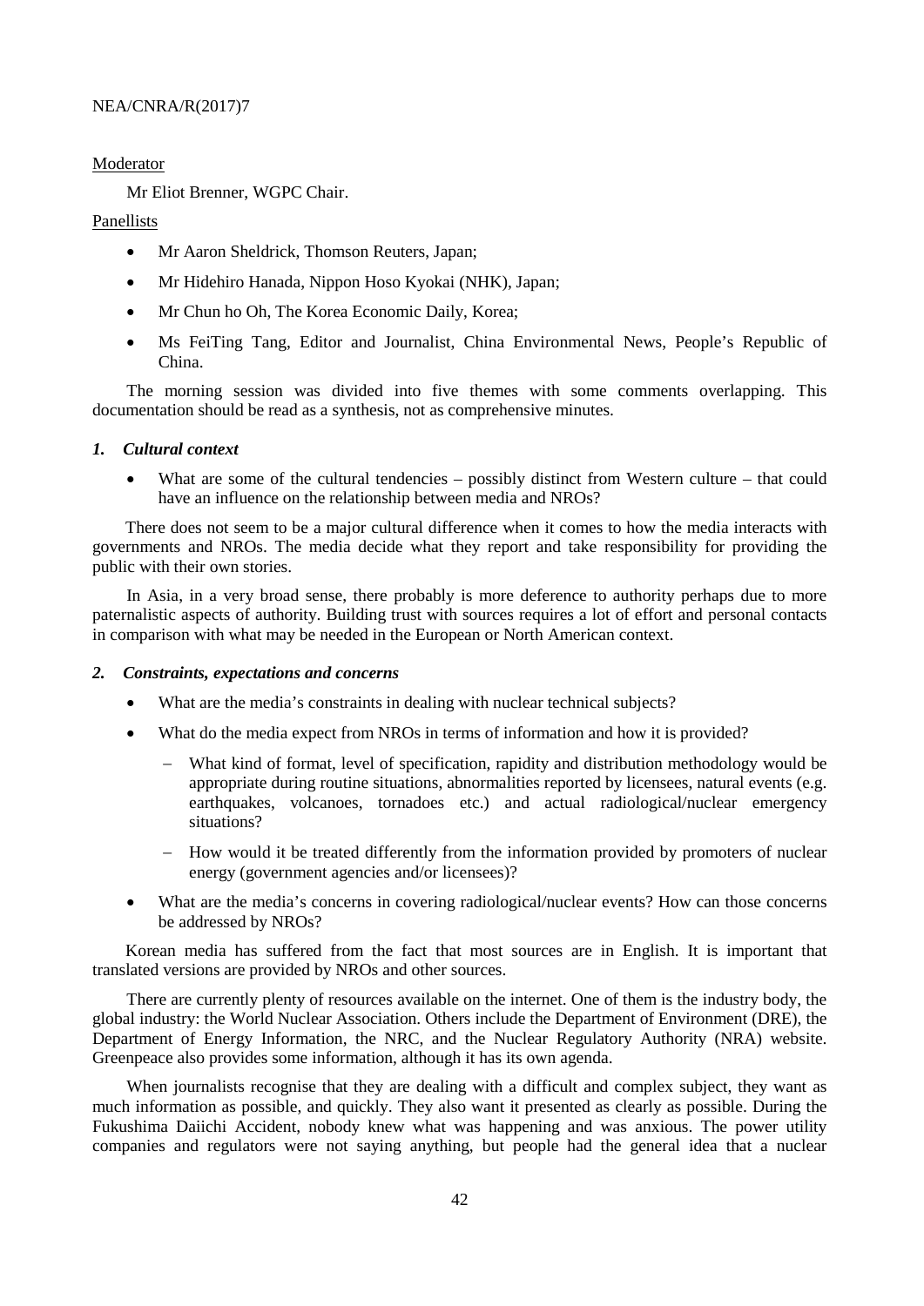Moderator

Mr Eliot Brenner, WGPC Chair.

Panellists

- Mr Aaron Sheldrick, Thomson Reuters, Japan;
- Mr Hidehiro Hanada, Nippon Hoso Kyokai (NHK), Japan;
- Mr Chun ho Oh, The Korea Economic Daily, Korea;
- Ms FeiTing Tang, Editor and Journalist, China Environmental News, People's Republic of China.

The morning session was divided into five themes with some comments overlapping. This documentation should be read as a synthesis, not as comprehensive minutes.

### *1. Cultural context*

- What are some of the cultural tendencies – possibly distinct from Western culture – that could have an influence on the relationship between media and NROs?

There does not seem to be a major cultural difference when it comes to how the media interacts with governments and NROs. The media decide what they report and take responsibility for providing the public with their own stories.

In Asia, in a very broad sense, there probably is more deference to authority perhaps due to more paternalistic aspects of authority. Building trust with sources requires a lot of effort and personal contacts in comparison with what may be needed in the European or North American context.

### *2. Constraints, expectations and concerns*

- What are the media's constraints in dealing with nuclear technical subjects?
- What do the media expect from NROs in terms of information and how it is provided?
  - What kind of format, level of specification, rapidity and distribution methodology would be appropriate during routine situations, abnormalities reported by licensees, natural events (e.g. earthquakes, volcanoes, tornadoes etc.) and actual radiological/nuclear emergency situations?
  - How would it be treated differently from the information provided by promoters of nuclear energy (government agencies and/or licensees)?
- What are the media's concerns in covering radiological/nuclear events? How can those concerns be addressed by NROs?

Korean media has suffered from the fact that most sources are in English. It is important that translated versions are provided by NROs and other sources.

There are currently plenty of resources available on the internet. One of them is the industry body, the global industry: the World Nuclear Association. Others include the Department of Environment (DRE), the Department of Energy Information, the NRC, and the Nuclear Regulatory Authority (NRA) website. Greenpeace also provides some information, although it has its own agenda.

When journalists recognise that they are dealing with a difficult and complex subject, they want as much information as possible, and quickly. They also want it presented as clearly as possible. During the Fukushima Daiichi Accident, nobody knew what was happening and was anxious. The power utility companies and regulators were not saying anything, but people had the general idea that a nuclear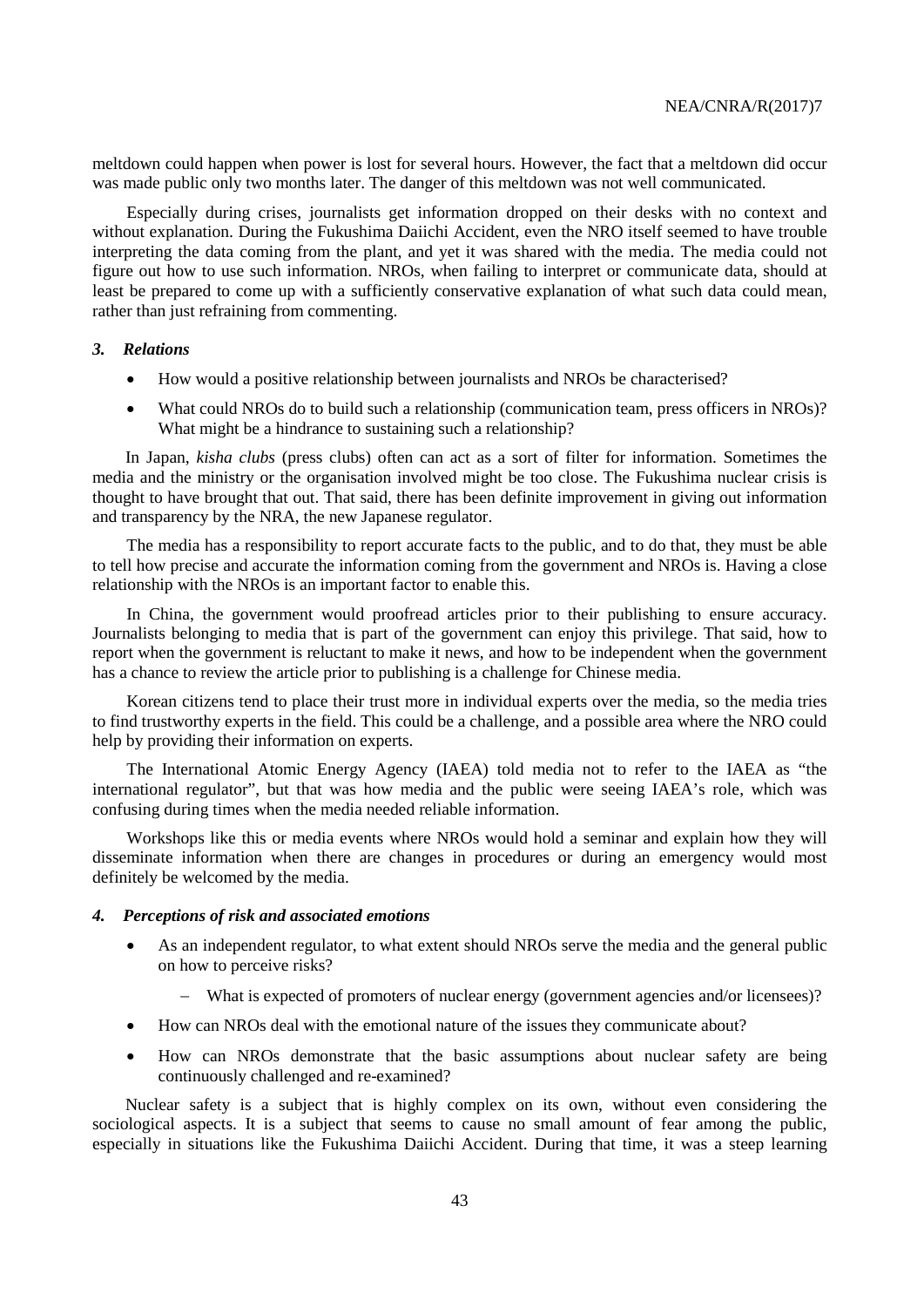meltdown could happen when power is lost for several hours. However, the fact that a meltdown did occur was made public only two months later. The danger of this meltdown was not well communicated.

Especially during crises, journalists get information dropped on their desks with no context and without explanation. During the Fukushima Daiichi Accident, even the NRO itself seemed to have trouble interpreting the data coming from the plant, and yet it was shared with the media. The media could not figure out how to use such information. NROs, when failing to interpret or communicate data, should at least be prepared to come up with a sufficiently conservative explanation of what such data could mean, rather than just refraining from commenting.

### *3. Relations*

- How would a positive relationship between journalists and NROs be characterised?
- What could NROs do to build such a relationship (communication team, press officers in NROs)? What might be a hindrance to sustaining such a relationship?

In Japan, *kisha clubs* (press clubs) often can act as a sort of filter for information. Sometimes the media and the ministry or the organisation involved might be too close. The Fukushima nuclear crisis is thought to have brought that out. That said, there has been definite improvement in giving out information and transparency by the NRA, the new Japanese regulator.

The media has a responsibility to report accurate facts to the public, and to do that, they must be able to tell how precise and accurate the information coming from the government and NROs is. Having a close relationship with the NROs is an important factor to enable this.

In China, the government would proofread articles prior to their publishing to ensure accuracy. Journalists belonging to media that is part of the government can enjoy this privilege. That said, how to report when the government is reluctant to make it news, and how to be independent when the government has a chance to review the article prior to publishing is a challenge for Chinese media.

Korean citizens tend to place their trust more in individual experts over the media, so the media tries to find trustworthy experts in the field. This could be a challenge, and a possible area where the NRO could help by providing their information on experts.

The International Atomic Energy Agency (IAEA) told media not to refer to the IAEA as "the international regulator", but that was how media and the public were seeing IAEA's role, which was confusing during times when the media needed reliable information.

Workshops like this or media events where NROs would hold a seminar and explain how they will disseminate information when there are changes in procedures or during an emergency would most definitely be welcomed by the media.

### *4. Perceptions of risk and associated emotions*

- As an independent regulator, to what extent should NROs serve the media and the general public on how to perceive risks?
  - What is expected of promoters of nuclear energy (government agencies and/or licensees)?
- How can NROs deal with the emotional nature of the issues they communicate about?
- How can NROs demonstrate that the basic assumptions about nuclear safety are being continuously challenged and re-examined?

Nuclear safety is a subject that is highly complex on its own, without even considering the sociological aspects. It is a subject that seems to cause no small amount of fear among the public, especially in situations like the Fukushima Daiichi Accident. During that time, it was a steep learning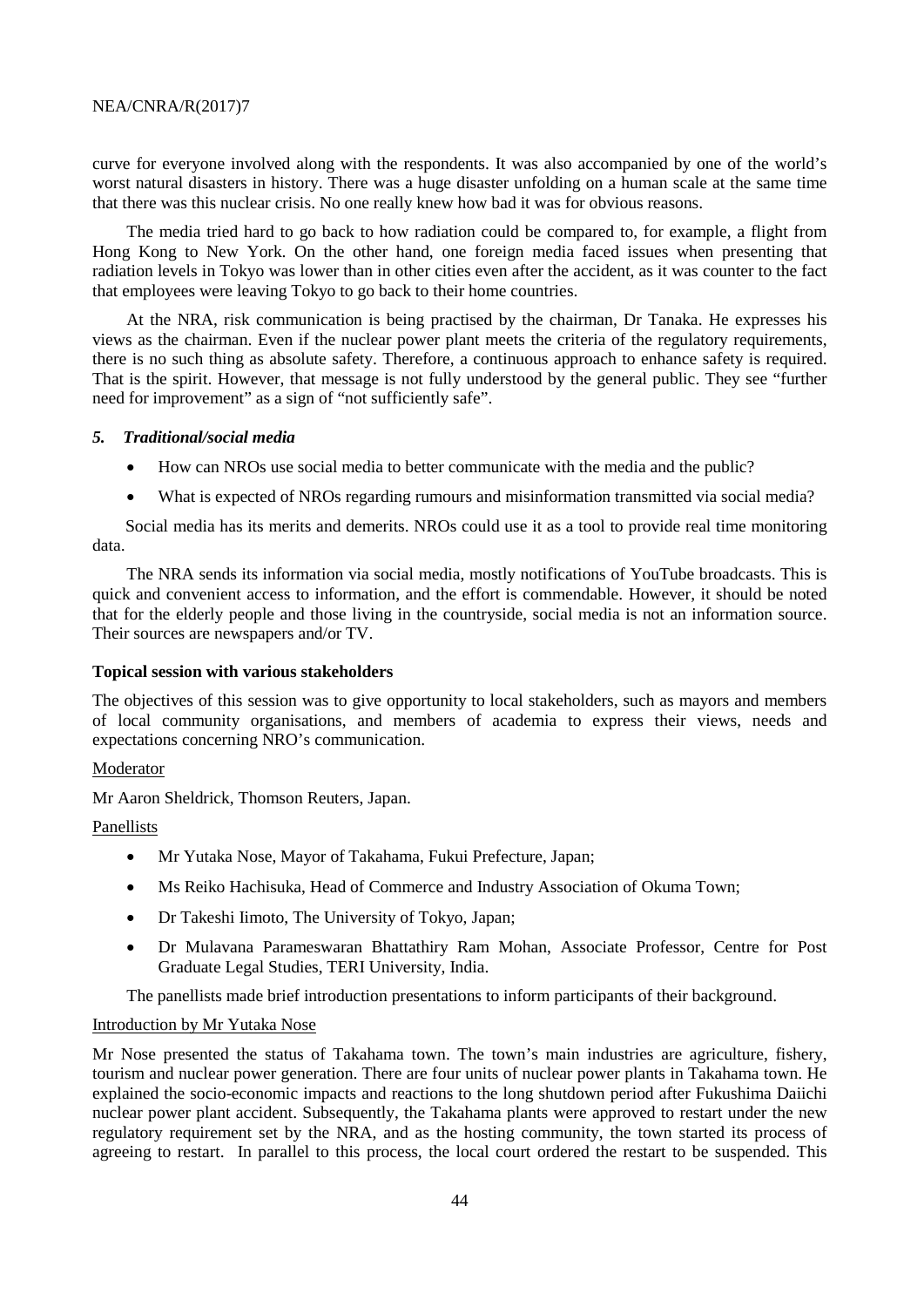curve for everyone involved along with the respondents. It was also accompanied by one of the world's worst natural disasters in history. There was a huge disaster unfolding on a human scale at the same time that there was this nuclear crisis. No one really knew how bad it was for obvious reasons.

The media tried hard to go back to how radiation could be compared to, for example, a flight from Hong Kong to New York. On the other hand, one foreign media faced issues when presenting that radiation levels in Tokyo was lower than in other cities even after the accident, as it was counter to the fact that employees were leaving Tokyo to go back to their home countries.

At the NRA, risk communication is being practised by the chairman, Dr Tanaka. He expresses his views as the chairman. Even if the nuclear power plant meets the criteria of the regulatory requirements, there is no such thing as absolute safety. Therefore, a continuous approach to enhance safety is required. That is the spirit. However, that message is not fully understood by the general public. They see "further need for improvement" as a sign of "not sufficiently safe".

### *5. Traditional/social media*

- How can NROs use social media to better communicate with the media and the public?
- What is expected of NROs regarding rumours and misinformation transmitted via social media?

Social media has its merits and demerits. NROs could use it as a tool to provide real time monitoring data.

The NRA sends its information via social media, mostly notifications of YouTube broadcasts. This is quick and convenient access to information, and the effort is commendable. However, it should be noted that for the elderly people and those living in the countryside, social media is not an information source. Their sources are newspapers and/or TV.

#### **Topical session with various stakeholders**

The objectives of this session was to give opportunity to local stakeholders, such as mayors and members of local community organisations, and members of academia to express their views, needs and expectations concerning NRO's communication.

Moderator

Mr Aaron Sheldrick, Thomson Reuters, Japan.

Panellists

- Mr Yutaka Nose, Mayor of Takahama, Fukui Prefecture, Japan;
- Ms Reiko Hachisuka, Head of Commerce and Industry Association of Okuma Town;
- Dr Takeshi Iimoto, The University of Tokyo, Japan;
- Dr Mulavana Parameswaran Bhattathiry Ram Mohan, Associate Professor, Centre for Post Graduate Legal Studies, TERI University, India.

The panellists made brief introduction presentations to inform participants of their background.

Introduction by Mr Yutaka Nose

Mr Nose presented the status of Takahama town. The town's main industries are agriculture, fishery, tourism and nuclear power generation. There are four units of nuclear power plants in Takahama town. He explained the socio-economic impacts and reactions to the long shutdown period after Fukushima Daiichi nuclear power plant accident. Subsequently, the Takahama plants were approved to restart under the new regulatory requirement set by the NRA, and as the hosting community, the town started its process of agreeing to restart. In parallel to this process, the local court ordered the restart to be suspended. This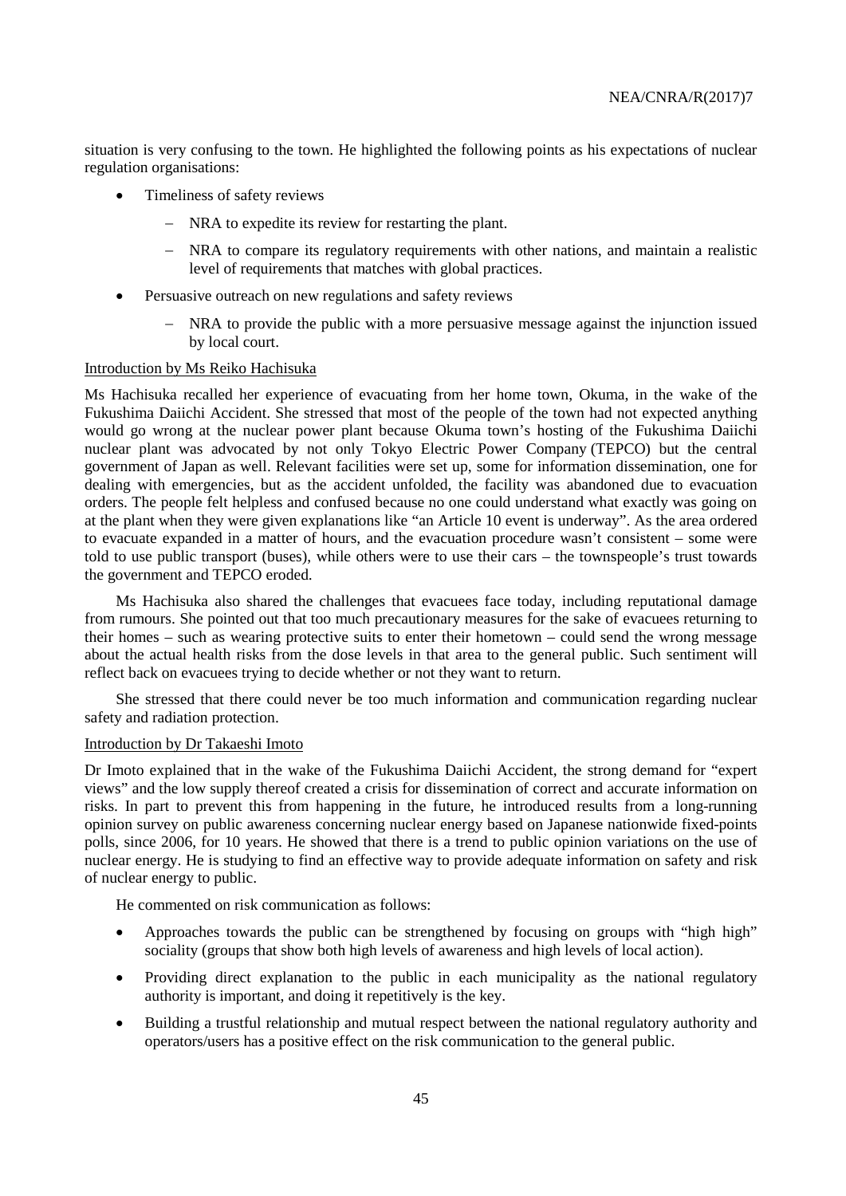situation is very confusing to the town. He highlighted the following points as his expectations of nuclear regulation organisations:

- Timeliness of safety reviews
  - NRA to expedite its review for restarting the plant.
  - NRA to compare its regulatory requirements with other nations, and maintain a realistic level of requirements that matches with global practices.
- Persuasive outreach on new regulations and safety reviews
  - NRA to provide the public with a more persuasive message against the injunction issued by local court.

Introduction by Ms Reiko Hachisuka

Ms Hachisuka recalled her experience of evacuating from her home town, Okuma, in the wake of the Fukushima Daiichi Accident. She stressed that most of the people of the town had not expected anything would go wrong at the nuclear power plant because Okuma town's hosting of the Fukushima Daiichi nuclear plant was advocated by not only Tokyo Electric Power Company (TEPCO) but the central government of Japan as well. Relevant facilities were set up, some for information dissemination, one for dealing with emergencies, but as the accident unfolded, the facility was abandoned due to evacuation orders. The people felt helpless and confused because no one could understand what exactly was going on at the plant when they were given explanations like "an Article 10 event is underway". As the area ordered to evacuate expanded in a matter of hours, and the evacuation procedure wasn't consistent – some were told to use public transport (buses), while others were to use their cars – the townspeople's trust towards the government and TEPCO eroded.

Ms Hachisuka also shared the challenges that evacuees face today, including reputational damage from rumours. She pointed out that too much precautionary measures for the sake of evacuees returning to their homes – such as wearing protective suits to enter their hometown – could send the wrong message about the actual health risks from the dose levels in that area to the general public. Such sentiment will reflect back on evacuees trying to decide whether or not they want to return.

She stressed that there could never be too much information and communication regarding nuclear safety and radiation protection.

Introduction by Dr Takaeshi Imoto

Dr Imoto explained that in the wake of the Fukushima Daiichi Accident, the strong demand for "expert views" and the low supply thereof created a crisis for dissemination of correct and accurate information on risks. In part to prevent this from happening in the future, he introduced results from a long-running opinion survey on public awareness concerning nuclear energy based on Japanese nationwide fixed-points polls, since 2006, for 10 years. He showed that there is a trend to public opinion variations on the use of nuclear energy. He is studying to find an effective way to provide adequate information on safety and risk of nuclear energy to public.

He commented on risk communication as follows:

- Approaches towards the public can be strengthened by focusing on groups with "high high" sociality (groups that show both high levels of awareness and high levels of local action).
- Providing direct explanation to the public in each municipality as the national regulatory authority is important, and doing it repetitively is the key.
- Building a trustful relationship and mutual respect between the national regulatory authority and operators/users has a positive effect on the risk communication to the general public.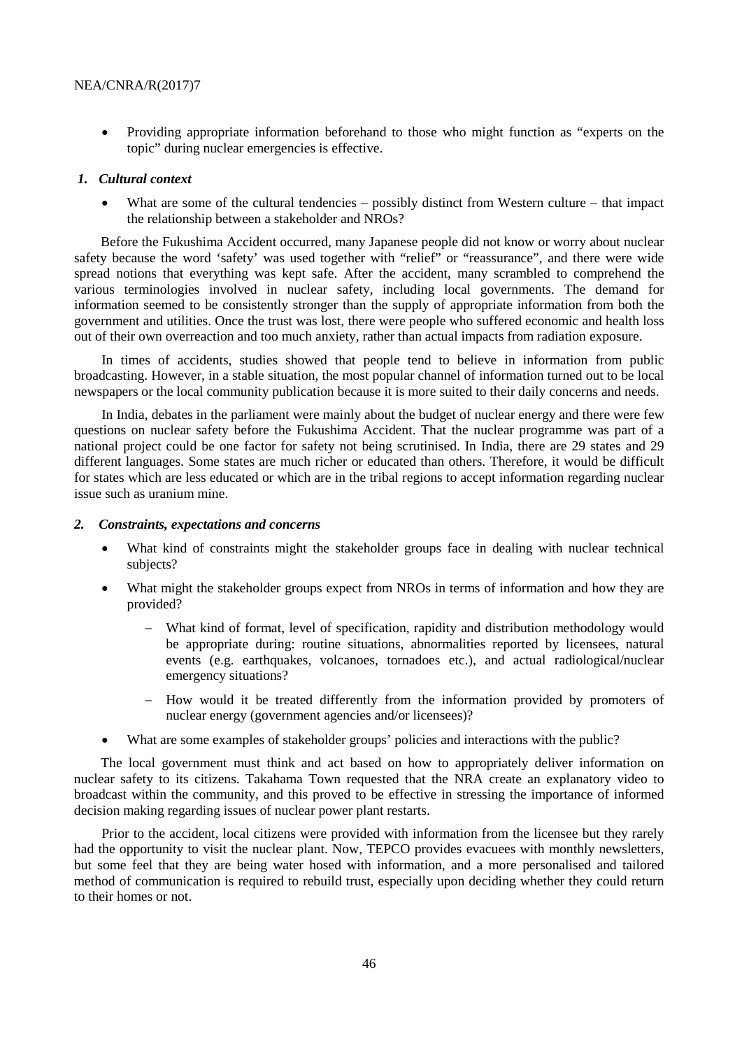- Providing appropriate information beforehand to those who might function as "experts on the topic" during nuclear emergencies is effective.

### *1. Cultural context*

- What are some of the cultural tendencies – possibly distinct from Western culture – that impact the relationship between a stakeholder and NROs?

Before the Fukushima Accident occurred, many Japanese people did not know or worry about nuclear safety because the word 'safety' was used together with "relief" or "reassurance", and there were wide spread notions that everything was kept safe. After the accident, many scrambled to comprehend the various terminologies involved in nuclear safety, including local governments. The demand for information seemed to be consistently stronger than the supply of appropriate information from both the government and utilities. Once the trust was lost, there were people who suffered economic and health loss out of their own overreaction and too much anxiety, rather than actual impacts from radiation exposure.

In times of accidents, studies showed that people tend to believe in information from public broadcasting. However, in a stable situation, the most popular channel of information turned out to be local newspapers or the local community publication because it is more suited to their daily concerns and needs.

In India, debates in the parliament were mainly about the budget of nuclear energy and there were few questions on nuclear safety before the Fukushima Accident. That the nuclear programme was part of a national project could be one factor for safety not being scrutinised. In India, there are 29 states and 29 different languages. Some states are much richer or educated than others. Therefore, it would be difficult for states which are less educated or which are in the tribal regions to accept information regarding nuclear issue such as uranium mine.

### *2. Constraints, expectations and concerns*

- What kind of constraints might the stakeholder groups face in dealing with nuclear technical subjects?
- What might the stakeholder groups expect from NROs in terms of information and how they are provided?
  - What kind of format, level of specification, rapidity and distribution methodology would be appropriate during: routine situations, abnormalities reported by licensees, natural events (e.g. earthquakes, volcanoes, tornadoes etc.), and actual radiological/nuclear emergency situations?
  - How would it be treated differently from the information provided by promoters of nuclear energy (government agencies and/or licensees)?
- What are some examples of stakeholder groups' policies and interactions with the public?

The local government must think and act based on how to appropriately deliver information on nuclear safety to its citizens. Takahama Town requested that the NRA create an explanatory video to broadcast within the community, and this proved to be effective in stressing the importance of informed decision making regarding issues of nuclear power plant restarts.

Prior to the accident, local citizens were provided with information from the licensee but they rarely had the opportunity to visit the nuclear plant. Now, TEPCO provides evacuees with monthly newsletters, but some feel that they are being water hosed with information, and a more personalised and tailored method of communication is required to rebuild trust, especially upon deciding whether they could return to their homes or not.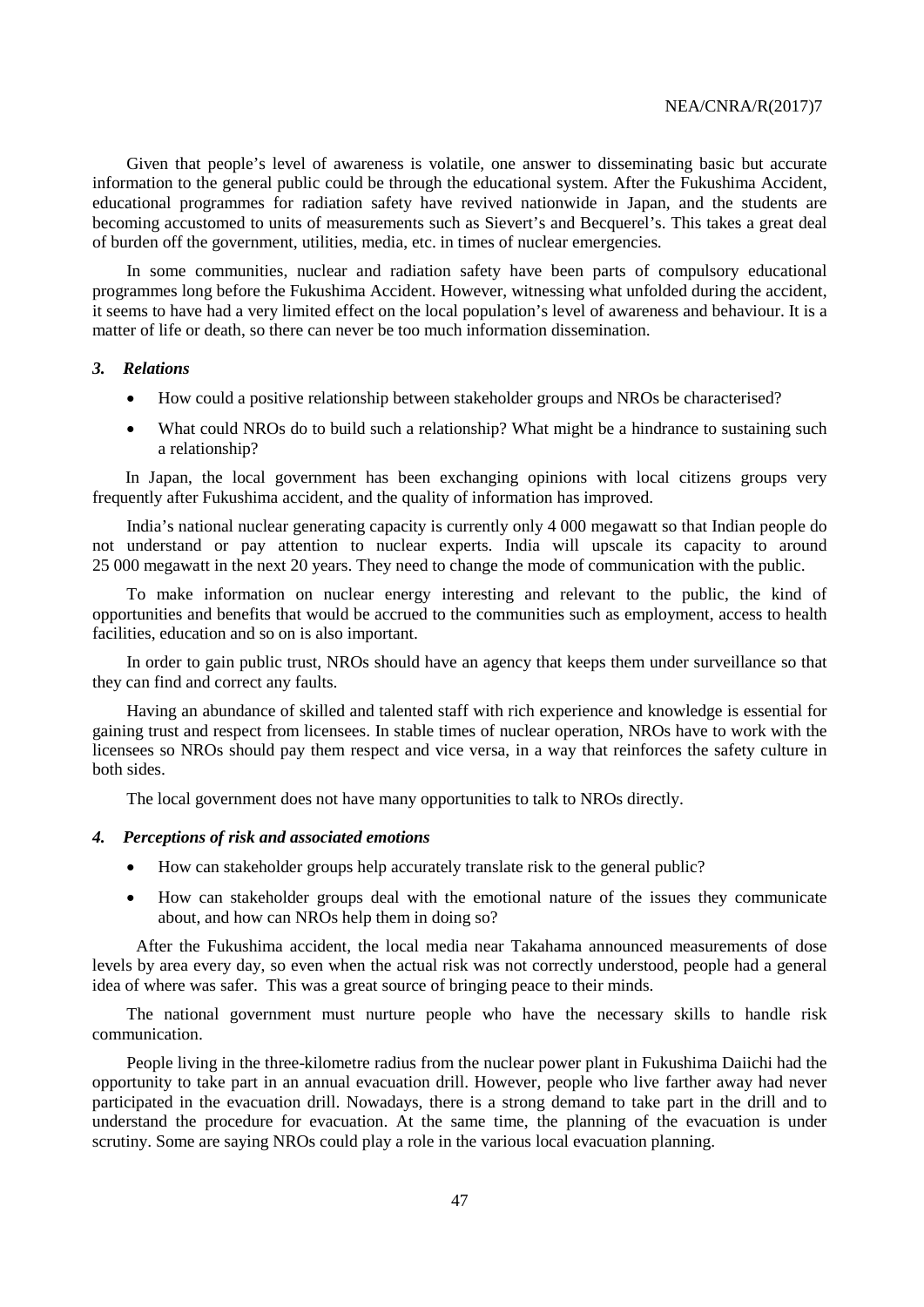Given that people's level of awareness is volatile, one answer to disseminating basic but accurate information to the general public could be through the educational system. After the Fukushima Accident, educational programmes for radiation safety have revived nationwide in Japan, and the students are becoming accustomed to units of measurements such as Sievert's and Becquerel's. This takes a great deal of burden off the government, utilities, media, etc. in times of nuclear emergencies.

In some communities, nuclear and radiation safety have been parts of compulsory educational programmes long before the Fukushima Accident. However, witnessing what unfolded during the accident, it seems to have had a very limited effect on the local population's level of awareness and behaviour. It is a matter of life or death, so there can never be too much information dissemination.

### *3. Relations*

- How could a positive relationship between stakeholder groups and NROs be characterised?
- What could NROs do to build such a relationship? What might be a hindrance to sustaining such a relationship?

In Japan, the local government has been exchanging opinions with local citizens groups very frequently after Fukushima accident, and the quality of information has improved.

India's national nuclear generating capacity is currently only 4 000 megawatt so that Indian people do not understand or pay attention to nuclear experts. India will upscale its capacity to around 25 000 megawatt in the next 20 years. They need to change the mode of communication with the public.

To make information on nuclear energy interesting and relevant to the public, the kind of opportunities and benefits that would be accrued to the communities such as employment, access to health facilities, education and so on is also important.

In order to gain public trust, NROs should have an agency that keeps them under surveillance so that they can find and correct any faults.

Having an abundance of skilled and talented staff with rich experience and knowledge is essential for gaining trust and respect from licensees. In stable times of nuclear operation, NROs have to work with the licensees so NROs should pay them respect and vice versa, in a way that reinforces the safety culture in both sides.

The local government does not have many opportunities to talk to NROs directly.

### *4. Perceptions of risk and associated emotions*

- How can stakeholder groups help accurately translate risk to the general public?
- How can stakeholder groups deal with the emotional nature of the issues they communicate about, and how can NROs help them in doing so?

After the Fukushima accident, the local media near Takahama announced measurements of dose levels by area every day, so even when the actual risk was not correctly understood, people had a general idea of where was safer. This was a great source of bringing peace to their minds.

The national government must nurture people who have the necessary skills to handle risk communication.

People living in the three-kilometre radius from the nuclear power plant in Fukushima Daiichi had the opportunity to take part in an annual evacuation drill. However, people who live farther away had never participated in the evacuation drill. Nowadays, there is a strong demand to take part in the drill and to understand the procedure for evacuation. At the same time, the planning of the evacuation is under scrutiny. Some are saying NROs could play a role in the various local evacuation planning.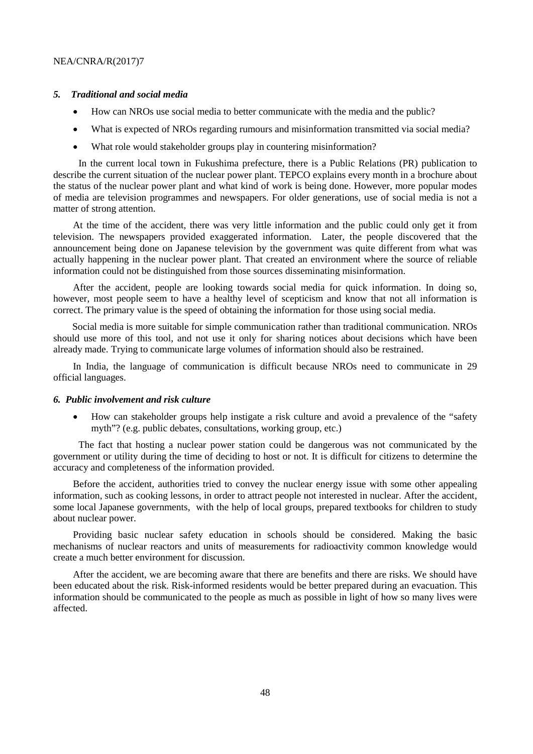### *5. Traditional and social media*

- How can NROs use social media to better communicate with the media and the public?
- What is expected of NROs regarding rumours and misinformation transmitted via social media?
- What role would stakeholder groups play in countering misinformation?

In the current local town in Fukushima prefecture, there is a Public Relations (PR) publication to describe the current situation of the nuclear power plant. TEPCO explains every month in a brochure about the status of the nuclear power plant and what kind of work is being done. However, more popular modes of media are television programmes and newspapers. For older generations, use of social media is not a matter of strong attention.

At the time of the accident, there was very little information and the public could only get it from television. The newspapers provided exaggerated information. Later, the people discovered that the announcement being done on Japanese television by the government was quite different from what was actually happening in the nuclear power plant. That created an environment where the source of reliable information could not be distinguished from those sources disseminating misinformation.

After the accident, people are looking towards social media for quick information. In doing so, however, most people seem to have a healthy level of scepticism and know that not all information is correct. The primary value is the speed of obtaining the information for those using social media.

Social media is more suitable for simple communication rather than traditional communication. NROs should use more of this tool, and not use it only for sharing notices about decisions which have been already made. Trying to communicate large volumes of information should also be restrained.

In India, the language of communication is difficult because NROs need to communicate in 29 official languages.

### *6. Public involvement and risk culture*

- How can stakeholder groups help instigate a risk culture and avoid a prevalence of the "safety myth"? (e.g. public debates, consultations, working group, etc.)

The fact that hosting a nuclear power station could be dangerous was not communicated by the government or utility during the time of deciding to host or not. It is difficult for citizens to determine the accuracy and completeness of the information provided.

Before the accident, authorities tried to convey the nuclear energy issue with some other appealing information, such as cooking lessons, in order to attract people not interested in nuclear. After the accident, some local Japanese governments, with the help of local groups, prepared textbooks for children to study about nuclear power.

Providing basic nuclear safety education in schools should be considered. Making the basic mechanisms of nuclear reactors and units of measurements for radioactivity common knowledge would create a much better environment for discussion.

After the accident, we are becoming aware that there are benefits and there are risks. We should have been educated about the risk. Risk-informed residents would be better prepared during an evacuation. This information should be communicated to the people as much as possible in light of how so many lives were affected.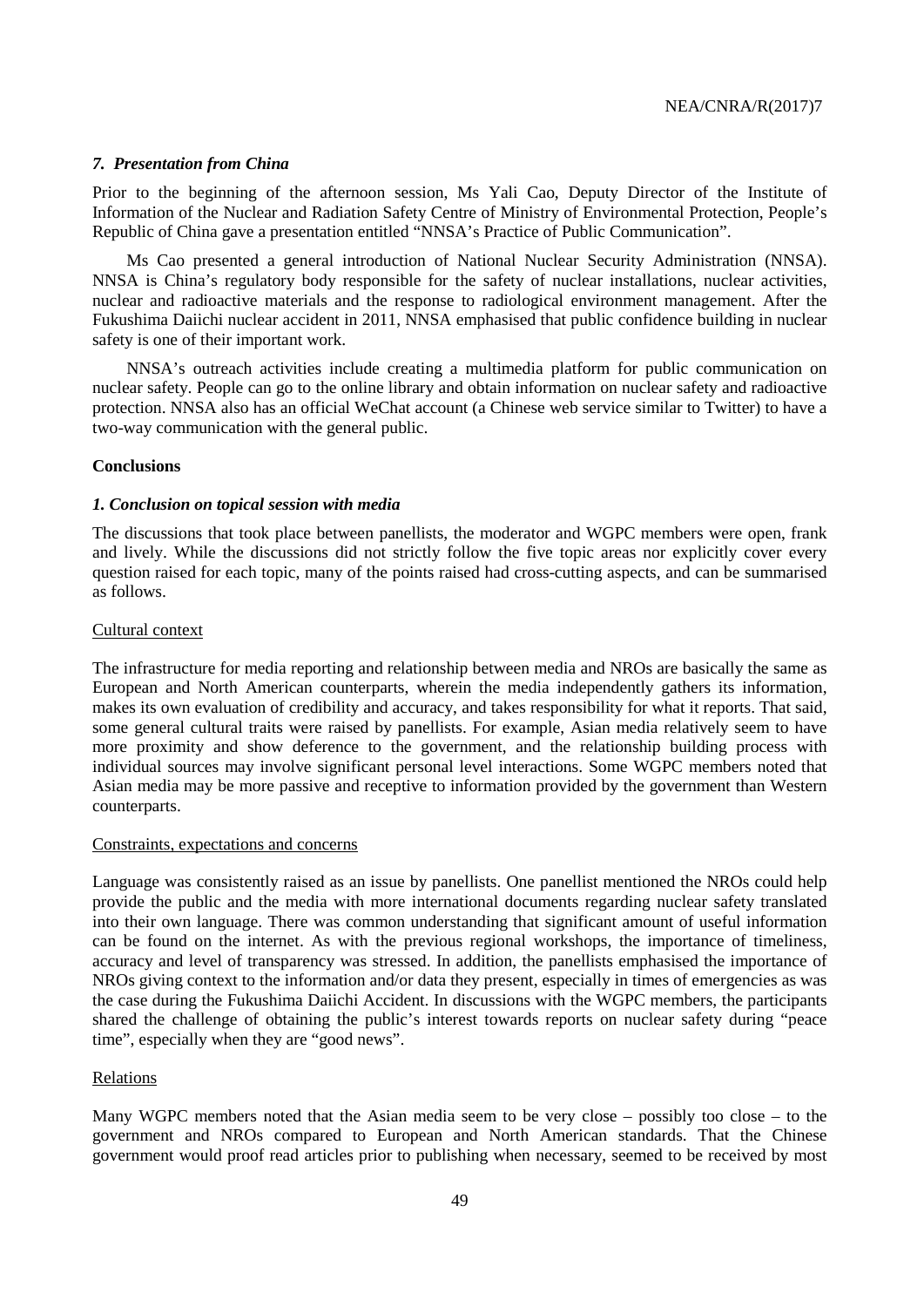### *7. Presentation from China*

Prior to the beginning of the afternoon session, Ms Yali Cao, Deputy Director of the Institute of Information of the Nuclear and Radiation Safety Centre of Ministry of Environmental Protection, People's Republic of China gave a presentation entitled "NNSA's Practice of Public Communication".

Ms Cao presented a general introduction of National Nuclear Security Administration (NNSA). NNSA is China's regulatory body responsible for the safety of nuclear installations, nuclear activities, nuclear and radioactive materials and the response to radiological environment management. After the Fukushima Daiichi nuclear accident in 2011, NNSA emphasised that public confidence building in nuclear safety is one of their important work.

NNSA's outreach activities include creating a multimedia platform for public communication on nuclear safety. People can go to the online library and obtain information on nuclear safety and radioactive protection. NNSA also has an official WeChat account (a Chinese web service similar to Twitter) to have a two-way communication with the general public.

## Conclusions

### *1. Conclusion on topical session with media*

The discussions that took place between panellists, the moderator and WGPC members were open, frank and lively. While the discussions did not strictly follow the five topic areas nor explicitly cover every question raised for each topic, many of the points raised had cross-cutting aspects, and can be summarised as follows.

#### Cultural context

The infrastructure for media reporting and relationship between media and NROs are basically the same as European and North American counterparts, wherein the media independently gathers its information, makes its own evaluation of credibility and accuracy, and takes responsibility for what it reports. That said, some general cultural traits were raised by panellists. For example, Asian media relatively seem to have more proximity and show deference to the government, and the relationship building process with individual sources may involve significant personal level interactions. Some WGPC members noted that Asian media may be more passive and receptive to information provided by the government than Western counterparts.

#### Constraints, expectations and concerns

Language was consistently raised as an issue by panellists. One panellist mentioned the NROs could help provide the public and the media with more international documents regarding nuclear safety translated into their own language. There was common understanding that significant amount of useful information can be found on the internet. As with the previous regional workshops, the importance of timeliness, accuracy and level of transparency was stressed. In addition, the panellists emphasised the importance of NROs giving context to the information and/or data they present, especially in times of emergencies as was the case during the Fukushima Daiichi Accident. In discussions with the WGPC members, the participants shared the challenge of obtaining the public's interest towards reports on nuclear safety during "peace time", especially when they are "good news".

#### Relations

Many WGPC members noted that the Asian media seem to be very close – possibly too close – to the government and NROs compared to European and North American standards. That the Chinese government would proof read articles prior to publishing when necessary, seemed to be received by most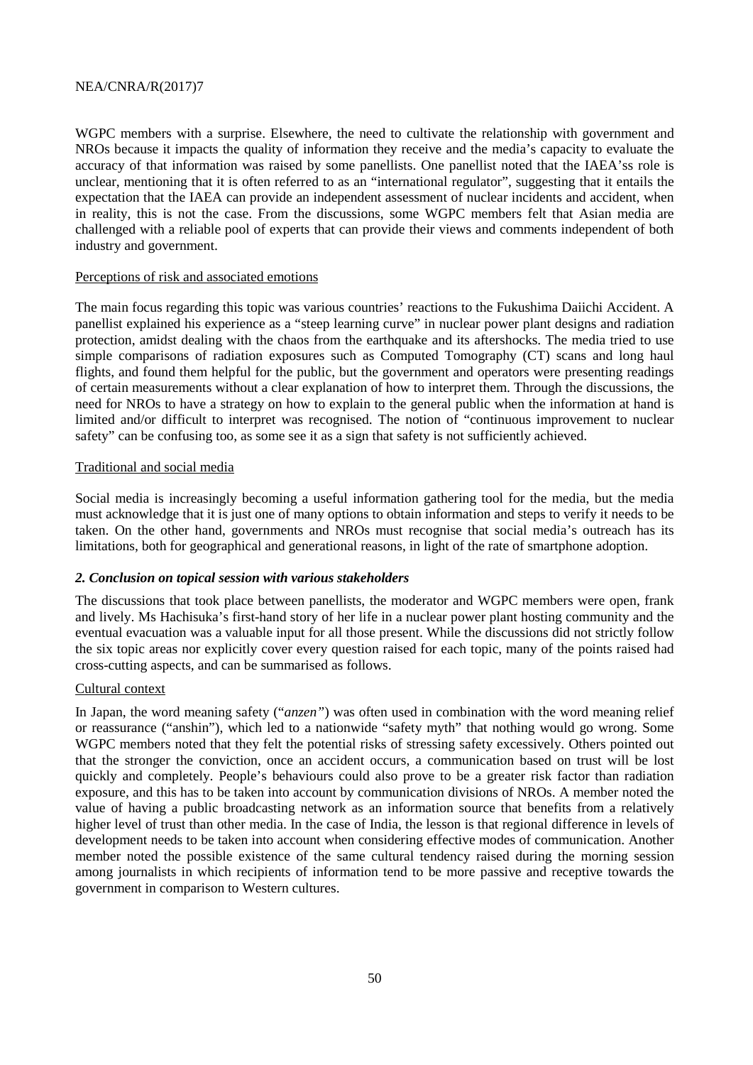WGPC members with a surprise. Elsewhere, the need to cultivate the relationship with government and NROs because it impacts the quality of information they receive and the media's capacity to evaluate the accuracy of that information was raised by some panellists. One panellist noted that the IAEA'ss role is unclear, mentioning that it is often referred to as an "international regulator", suggesting that it entails the expectation that the IAEA can provide an independent assessment of nuclear incidents and accident, when in reality, this is not the case. From the discussions, some WGPC members felt that Asian media are challenged with a reliable pool of experts that can provide their views and comments independent of both industry and government.

Perceptions of risk and associated emotions

The main focus regarding this topic was various countries' reactions to the Fukushima Daiichi Accident. A panellist explained his experience as a "steep learning curve" in nuclear power plant designs and radiation protection, amidst dealing with the chaos from the earthquake and its aftershocks. The media tried to use simple comparisons of radiation exposures such as Computed Tomography (CT) scans and long haul flights, and found them helpful for the public, but the government and operators were presenting readings of certain measurements without a clear explanation of how to interpret them. Through the discussions, the need for NROs to have a strategy on how to explain to the general public when the information at hand is limited and/or difficult to interpret was recognised. The notion of "continuous improvement to nuclear safety" can be confusing too, as some see it as a sign that safety is not sufficiently achieved.

Traditional and social media

Social media is increasingly becoming a useful information gathering tool for the media, but the media must acknowledge that it is just one of many options to obtain information and steps to verify it needs to be taken. On the other hand, governments and NROs must recognise that social media's outreach has its limitations, both for geographical and generational reasons, in light of the rate of smartphone adoption.

### *2. Conclusion on topical session with various stakeholders*

The discussions that took place between panellists, the moderator and WGPC members were open, frank and lively. Ms Hachisuka's first-hand story of her life in a nuclear power plant hosting community and the eventual evacuation was a valuable input for all those present. While the discussions did not strictly follow the six topic areas nor explicitly cover every question raised for each topic, many of the points raised had cross-cutting aspects, and can be summarised as follows.

Cultural context

In Japan, the word meaning safety ("*anzen"*) was often used in combination with the word meaning relief or reassurance ("anshin"), which led to a nationwide "safety myth" that nothing would go wrong. Some WGPC members noted that they felt the potential risks of stressing safety excessively. Others pointed out that the stronger the conviction, once an accident occurs, a communication based on trust will be lost quickly and completely. People's behaviours could also prove to be a greater risk factor than radiation exposure, and this has to be taken into account by communication divisions of NROs. A member noted the value of having a public broadcasting network as an information source that benefits from a relatively higher level of trust than other media. In the case of India, the lesson is that regional difference in levels of development needs to be taken into account when considering effective modes of communication. Another member noted the possible existence of the same cultural tendency raised during the morning session among journalists in which recipients of information tend to be more passive and receptive towards the government in comparison to Western cultures.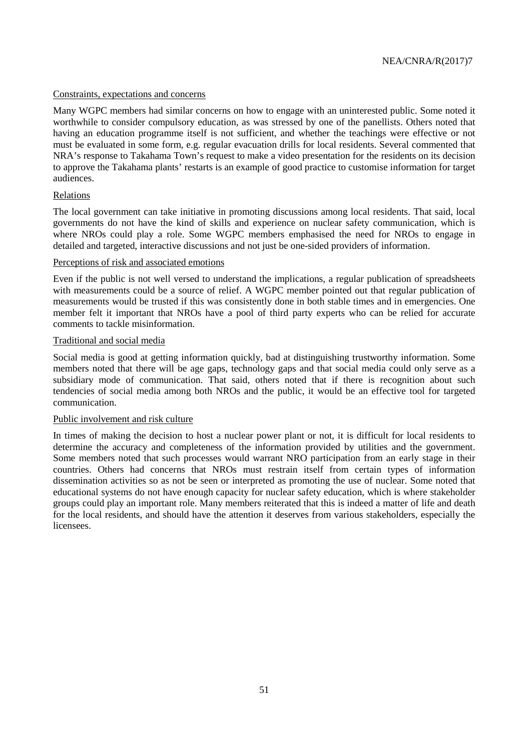Constraints, expectations and concerns

Many WGPC members had similar concerns on how to engage with an uninterested public. Some noted it worthwhile to consider compulsory education, as was stressed by one of the panellists. Others noted that having an education programme itself is not sufficient, and whether the teachings were effective or not must be evaluated in some form, e.g. regular evacuation drills for local residents. Several commented that NRA's response to Takahama Town's request to make a video presentation for the residents on its decision to approve the Takahama plants' restarts is an example of good practice to customise information for target audiences.

Relations

The local government can take initiative in promoting discussions among local residents. That said, local governments do not have the kind of skills and experience on nuclear safety communication, which is where NROs could play a role. Some WGPC members emphasised the need for NROs to engage in detailed and targeted, interactive discussions and not just be one-sided providers of information.

Perceptions of risk and associated emotions

Even if the public is not well versed to understand the implications, a regular publication of spreadsheets with measurements could be a source of relief. A WGPC member pointed out that regular publication of measurements would be trusted if this was consistently done in both stable times and in emergencies. One member felt it important that NROs have a pool of third party experts who can be relied for accurate comments to tackle misinformation.

Traditional and social media

Social media is good at getting information quickly, bad at distinguishing trustworthy information. Some members noted that there will be age gaps, technology gaps and that social media could only serve as a subsidiary mode of communication. That said, others noted that if there is recognition about such tendencies of social media among both NROs and the public, it would be an effective tool for targeted communication.

Public involvement and risk culture

In times of making the decision to host a nuclear power plant or not, it is difficult for local residents to determine the accuracy and completeness of the information provided by utilities and the government. Some members noted that such processes would warrant NRO participation from an early stage in their countries. Others had concerns that NROs must restrain itself from certain types of information dissemination activities so as not be seen or interpreted as promoting the use of nuclear. Some noted that educational systems do not have enough capacity for nuclear safety education, which is where stakeholder groups could play an important role. Many members reiterated that this is indeed a matter of life and death for the local residents, and should have the attention it deserves from various stakeholders, especially the licensees.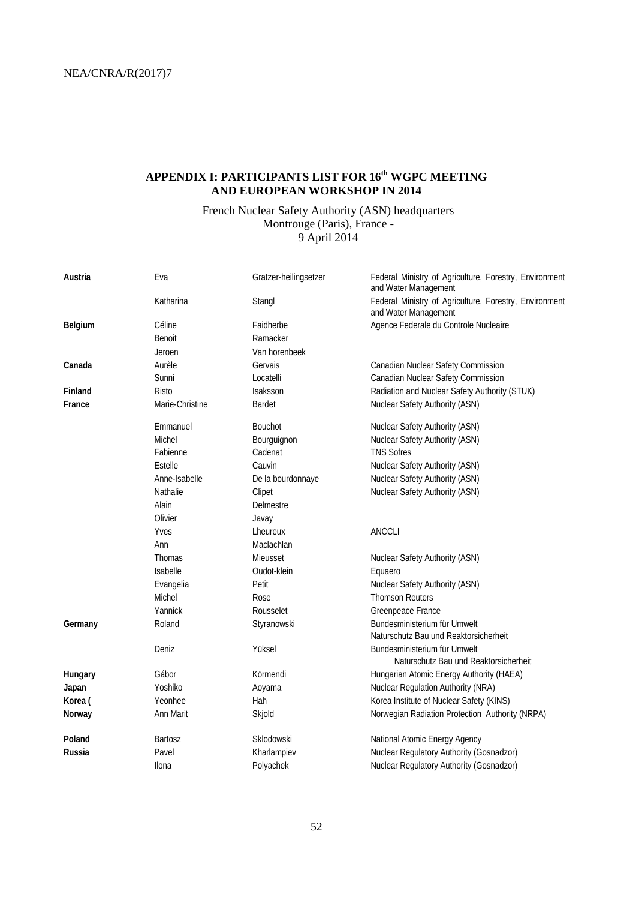## APPENDIX I: PARTICIPANTS LIST FOR 16th WGPC MEETING AND EUROPEAN WORKSHOP IN 2014

French Nuclear Safety Authority (ASN) headquarters
Montrouge (Paris), France -
9 April 2014

| | | | |
|---|---|---|---|
| **Austria** | Eva | Gratzer-heilingsetzer | Federal Ministry of Agriculture, Forestry, Environment and Water Management |
| | Katharina | Stangl | Federal Ministry of Agriculture, Forestry, Environment and Water Management |
| **Belgium** | Céline | Faidherbe | Agence Federale du Controle Nucleaire |
| | Benoit | Ramacker | |
| | Jeroen | Van horenbeek | |
| **Canada** | Aurèle | Gervais | Canadian Nuclear Safety Commission |
| | Sunni | Locatelli | Canadian Nuclear Safety Commission |
| **Finland** | Risto | Isaksson | Radiation and Nuclear Safety Authority (STUK) |
| **France** | Marie-Christine | Bardet | Nuclear Safety Authority (ASN) |
| | Emmanuel | Bouchot | Nuclear Safety Authority (ASN) |
| | Michel | Bourguignon | Nuclear Safety Authority (ASN) |
| | Fabienne | Cadenat | TNS Sofres |
| | Estelle | Cauvin | Nuclear Safety Authority (ASN) |
| | Anne-Isabelle | De la bourdonnaye | Nuclear Safety Authority (ASN) |
| | Nathalie | Clipet | Nuclear Safety Authority (ASN) |
| | Alain | Delmestre | |
| | Olivier | Javay | |
| | Yves | Lheureux | ANCCLI |
| | Ann | Maclachlan | |
| | Thomas | Mieusset | Nuclear Safety Authority (ASN) |
| | Isabelle | Oudot-klein | Equaero |
| | Evangelia | Petit | Nuclear Safety Authority (ASN) |
| | Michel | Rose | Thomson Reuters |
| | Yannick | Rousselet | Greenpeace France |
| **Germany** | Roland | Styranowski | Bundesministerium für Umwelt Naturschutz Bau und Reaktorsicherheit |
| | Deniz | Yüksel | Bundesministerium für Umwelt Naturschutz Bau und Reaktorsicherheit |
| **Hungary** | Gábor | Körmendi | Hungarian Atomic Energy Authority (HAEA) |
| **Japan** | Yoshiko | Aoyama | Nuclear Regulation Authority (NRA) |
| **Korea (** | Yeonhee | Hah | Korea Institute of Nuclear Safety (KINS) |
| **Norway** | Ann Marit | Skjold | Norwegian Radiation Protection Authority (NRPA) |
| **Poland** | Bartosz | Sklodowski | National Atomic Energy Agency |
| **Russia** | Pavel | Kharlampiev | Nuclear Regulatory Authority (Gosnadzor) |
| | Ilona | Polyachek | Nuclear Regulatory Authority (Gosnadzor) |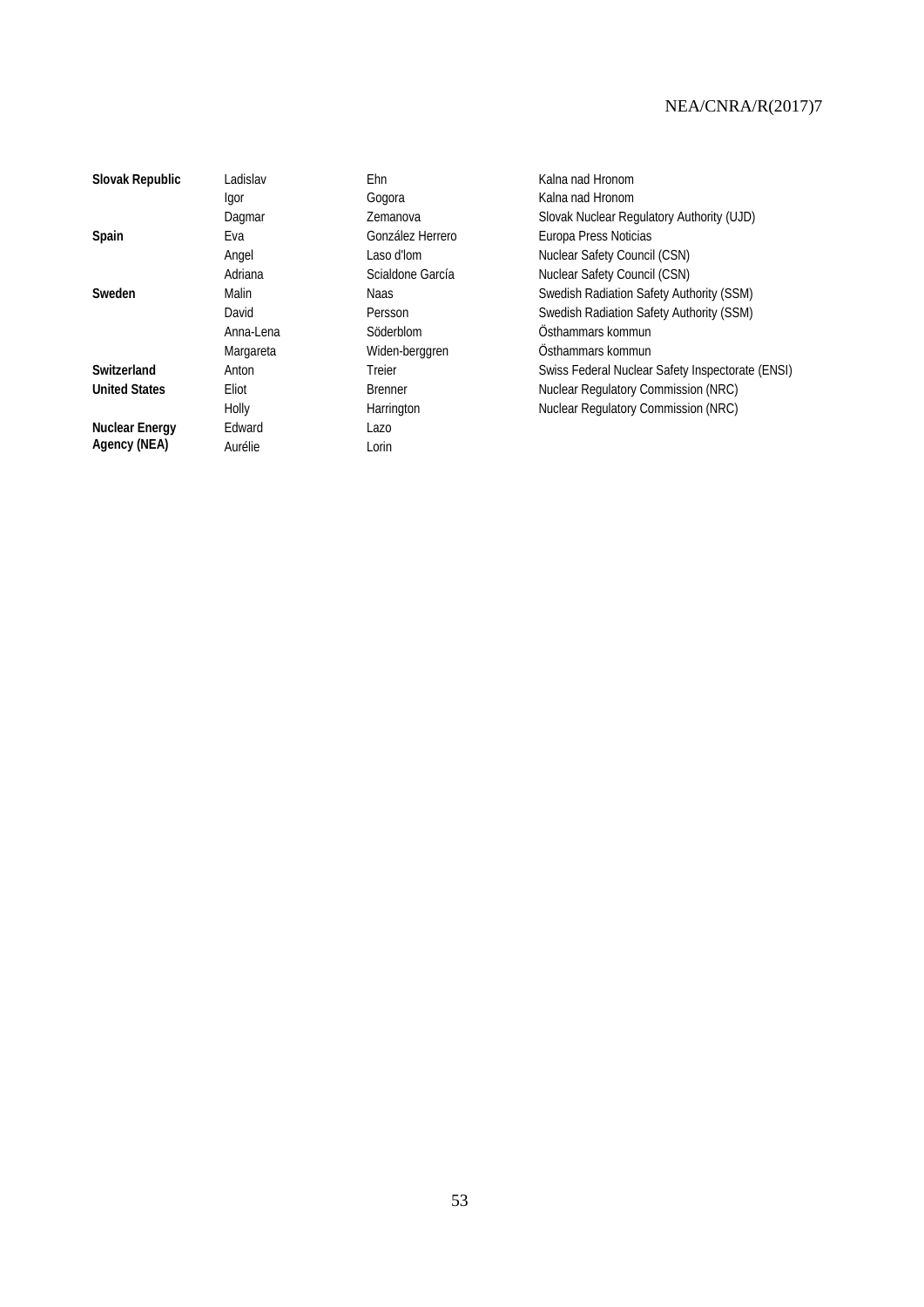| | | | |
|---|---|---|---|
| **Slovak Republic** | Ladislav | Ehn | Kalna nad Hronom |
| | Igor | Gogora | Kalna nad Hronom |
| | Dagmar | Zemanova | Slovak Nuclear Regulatory Authority (UJD) |
| **Spain** | Eva | González Herrero | Europa Press Noticias |
| | Angel | Laso d'lom | Nuclear Safety Council (CSN) |
| | Adriana | Scialdone García | Nuclear Safety Council (CSN) |
| **Sweden** | Malin | Naas | Swedish Radiation Safety Authority (SSM) |
| | David | Persson | Swedish Radiation Safety Authority (SSM) |
| | Anna-Lena | Söderblom | Östhammars kommun |
| | Margareta | Widen-berggren | Östhammars kommun |
| **Switzerland** | Anton | Treier | Swiss Federal Nuclear Safety Inspectorate (ENSI) |
| **United States** | Eliot | Brenner | Nuclear Regulatory Commission (NRC) |
| | Holly | Harrington | Nuclear Regulatory Commission (NRC) |
| **Nuclear Energy Agency (NEA)** | Edward | Lazo | |
| | Aurélie | Lorin | |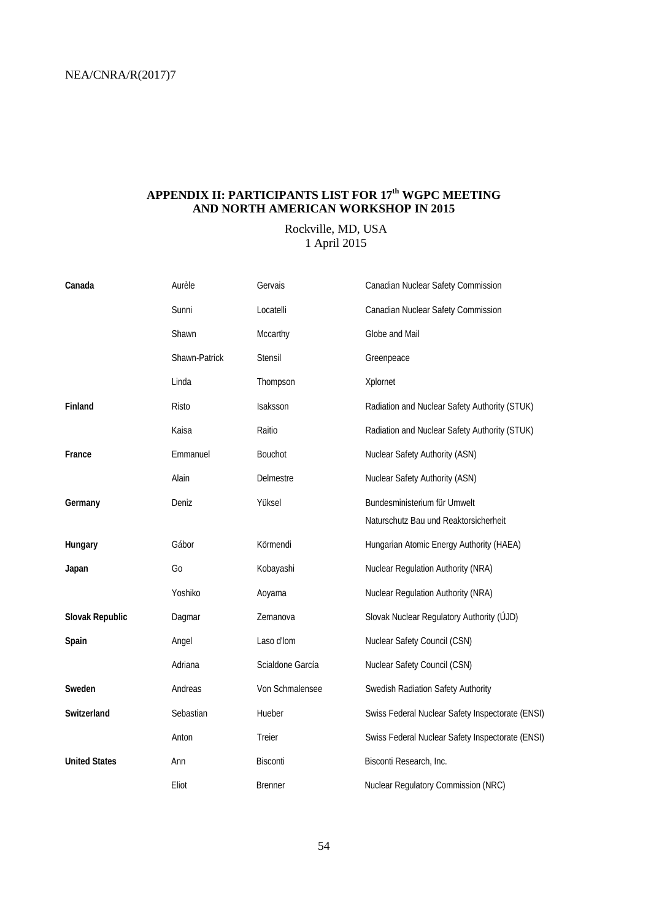## APPENDIX II: PARTICIPANTS LIST FOR 17th WGPC MEETING AND NORTH AMERICAN WORKSHOP IN 2015

Rockville, MD, USA
1 April 2015

| | | | |
|---|---|---|---|
| **Canada** | Aurèle | Gervais | Canadian Nuclear Safety Commission |
| | Sunni | Locatelli | Canadian Nuclear Safety Commission |
| | Shawn | Mccarthy | Globe and Mail |
| | Shawn-Patrick | Stensil | Greenpeace |
| | Linda | Thompson | Xplornet |
| **Finland** | Risto | Isaksson | Radiation and Nuclear Safety Authority (STUK) |
| | Kaisa | Raitio | Radiation and Nuclear Safety Authority (STUK) |
| **France** | Emmanuel | Bouchot | Nuclear Safety Authority (ASN) |
| | Alain | Delmestre | Nuclear Safety Authority (ASN) |
| **Germany** | Deniz | Yüksel | Bundesministerium für Umwelt Naturschutz Bau und Reaktorsicherheit |
| **Hungary** | Gábor | Körmendi | Hungarian Atomic Energy Authority (HAEA) |
| **Japan** | Go | Kobayashi | Nuclear Regulation Authority (NRA) |
| | Yoshiko | Aoyama | Nuclear Regulation Authority (NRA) |
| **Slovak Republic** | Dagmar | Zemanova | Slovak Nuclear Regulatory Authority (ÚJD) |
| **Spain** | Angel | Laso d'lom | Nuclear Safety Council (CSN) |
| | Adriana | Scialdone García | Nuclear Safety Council (CSN) |
| **Sweden** | Andreas | Von Schmalensee | Swedish Radiation Safety Authority |
| **Switzerland** | Sebastian | Hueber | Swiss Federal Nuclear Safety Inspectorate (ENSI) |
| | Anton | Treier | Swiss Federal Nuclear Safety Inspectorate (ENSI) |
| **United States** | Ann | Bisconti | Bisconti Research, Inc. |
| | Eliot | Brenner | Nuclear Regulatory Commission (NRC) |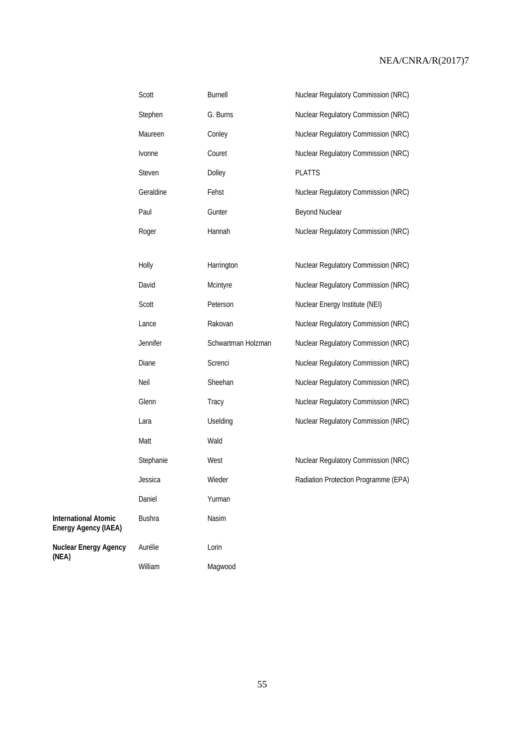| | | | |
|---|---|---|---|
| | Scott | Burnell | Nuclear Regulatory Commission (NRC) |
| | Stephen | G. Burns | Nuclear Regulatory Commission (NRC) |
| | Maureen | Conley | Nuclear Regulatory Commission (NRC) |
| | Ivonne | Couret | Nuclear Regulatory Commission (NRC) |
| | Steven | Dolley | PLATTS |
| | Geraldine | Fehst | Nuclear Regulatory Commission (NRC) |
| | Paul | Gunter | Beyond Nuclear |
| | Roger | Hannah | Nuclear Regulatory Commission (NRC) |
| | Holly | Harrington | Nuclear Regulatory Commission (NRC) |
| | David | Mcintyre | Nuclear Regulatory Commission (NRC) |
| | Scott | Peterson | Nuclear Energy Institute (NEI) |
| | Lance | Rakovan | Nuclear Regulatory Commission (NRC) |
| | Jennifer | Schwartman Holzman | Nuclear Regulatory Commission (NRC) |
| | Diane | Screnci | Nuclear Regulatory Commission (NRC) |
| | Neil | Sheehan | Nuclear Regulatory Commission (NRC) |
| | Glenn | Tracy | Nuclear Regulatory Commission (NRC) |
| | Lara | Uselding | Nuclear Regulatory Commission (NRC) |
| | Matt | Wald | |
| | Stephanie | West | Nuclear Regulatory Commission (NRC) |
| | Jessica | Wieder | Radiation Protection Programme (EPA) |
| | Daniel | Yurman | |
| **International Atomic Energy Agency (IAEA)** | Bushra | Nasim | |
| **Nuclear Energy Agency (NEA)** | Aurélie | Lorin | |
| | William | Magwood | |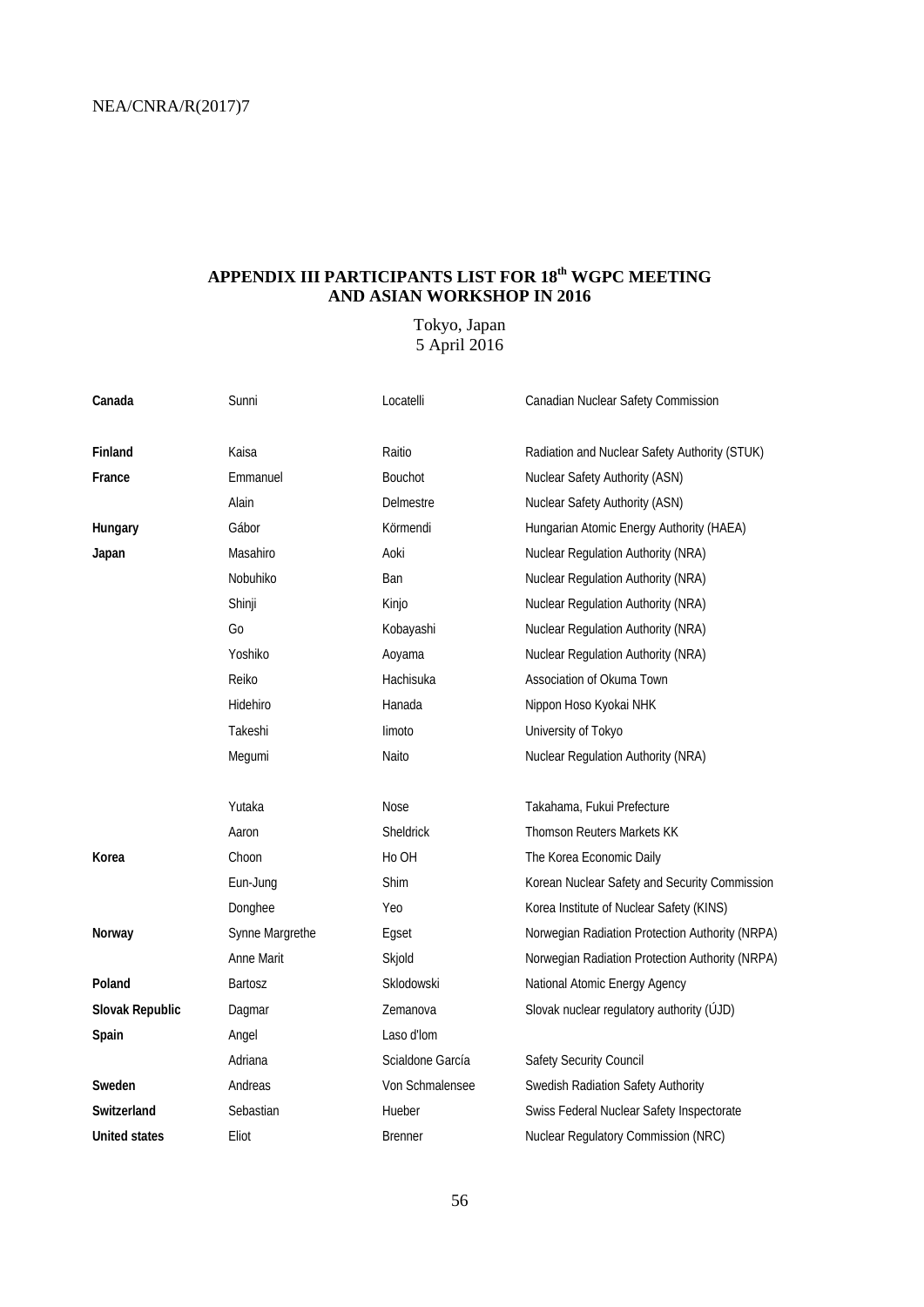## APPENDIX III PARTICIPANTS LIST FOR 18th WGPC MEETING AND ASIAN WORKSHOP IN 2016

Tokyo, Japan
5 April 2016

| | | | |
|---|---|---|---|
| **Canada** | Sunni | Locatelli | Canadian Nuclear Safety Commission |
| **Finland** | Kaisa | Raitio | Radiation and Nuclear Safety Authority (STUK) |
| **France** | Emmanuel | Bouchot | Nuclear Safety Authority (ASN) |
| | Alain | Delmestre | Nuclear Safety Authority (ASN) |
| **Hungary** | Gábor | Körmendi | Hungarian Atomic Energy Authority (HAEA) |
| **Japan** | Masahiro | Aoki | Nuclear Regulation Authority (NRA) |
| | Nobuhiko | Ban | Nuclear Regulation Authority (NRA) |
| | Shinji | Kinjo | Nuclear Regulation Authority (NRA) |
| | Go | Kobayashi | Nuclear Regulation Authority (NRA) |
| | Yoshiko | Aoyama | Nuclear Regulation Authority (NRA) |
| | Reiko | Hachisuka | Association of Okuma Town |
| | Hidehiro | Hanada | Nippon Hoso Kyokai NHK |
| | Takeshi | Iimoto | University of Tokyo |
| | Megumi | Naito | Nuclear Regulation Authority (NRA) |
| | Yutaka | Nose | Takahama, Fukui Prefecture |
| | Aaron | Sheldrick | Thomson Reuters Markets KK |
| **Korea** | Choon | Ho OH | The Korea Economic Daily |
| | Eun-Jung | Shim | Korean Nuclear Safety and Security Commission |
| | Donghee | Yeo | Korea Institute of Nuclear Safety (KINS) |
| **Norway** | Synne Margrethe | Egset | Norwegian Radiation Protection Authority (NRPA) |
| | Anne Marit | Skjold | Norwegian Radiation Protection Authority (NRPA) |
| **Poland** | Bartosz | Sklodowski | National Atomic Energy Agency |
| **Slovak Republic** | Dagmar | Zemanova | Slovak nuclear regulatory authority (ÚJD) |
| **Spain** | Angel | Laso d'lom | |
| | Adriana | Scialdone García | Safety Security Council |
| **Sweden** | Andreas | Von Schmalensee | Swedish Radiation Safety Authority |
| **Switzerland** | Sebastian | Hueber | Swiss Federal Nuclear Safety Inspectorate |
| **United states** | Eliot | Brenner | Nuclear Regulatory Commission (NRC) |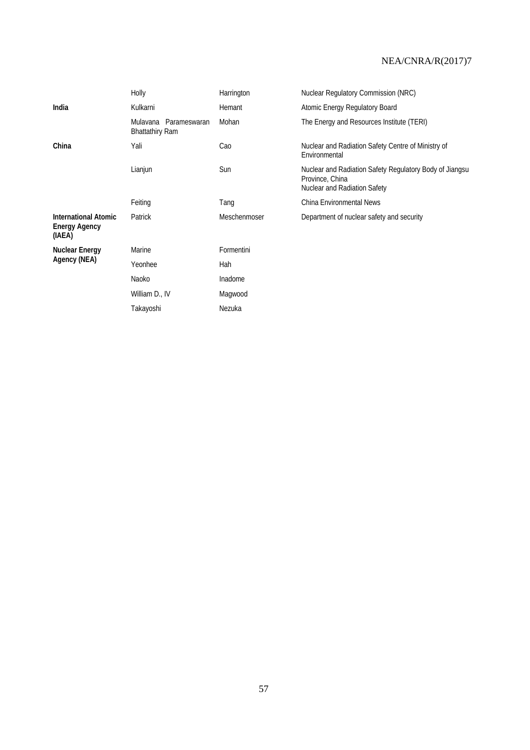| | | | |
|---|---|---|---|
| | Holly | Harrington | Nuclear Regulatory Commission (NRC) |
| **India** | Kulkarni | Hemant | Atomic Energy Regulatory Board |
| | Mulavana Parameswaran Bhattathiry Ram | Mohan | The Energy and Resources Institute (TERI) |
| **China** | Yali | Cao | Nuclear and Radiation Safety Centre of Ministry of Environmental |
| | Lianjun | Sun | Nuclear and Radiation Safety Regulatory Body of Jiangsu Province, China Nuclear and Radiation Safety |
| | Feiting | Tang | China Environmental News |
| **International Atomic Energy Agency (IAEA)** | Patrick | Meschenmoser | Department of nuclear safety and security |
| **Nuclear Energy Agency (NEA)** | Marine | Formentini | |
| | Yeonhee | Hah | |
| | Naoko | Inadome | |
| | William D., IV | Magwood | |
| | Takayoshi | Nezuka | |